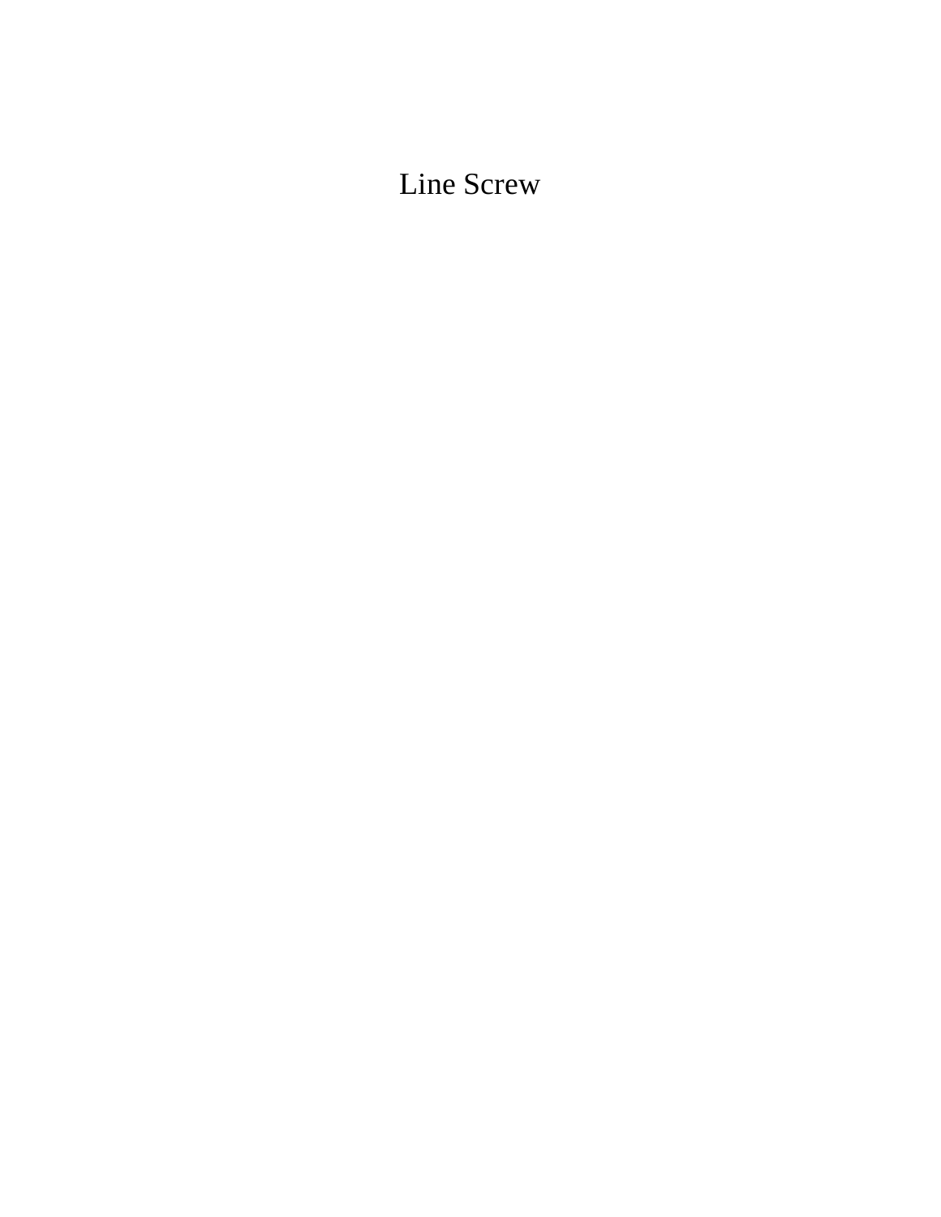# Line Screw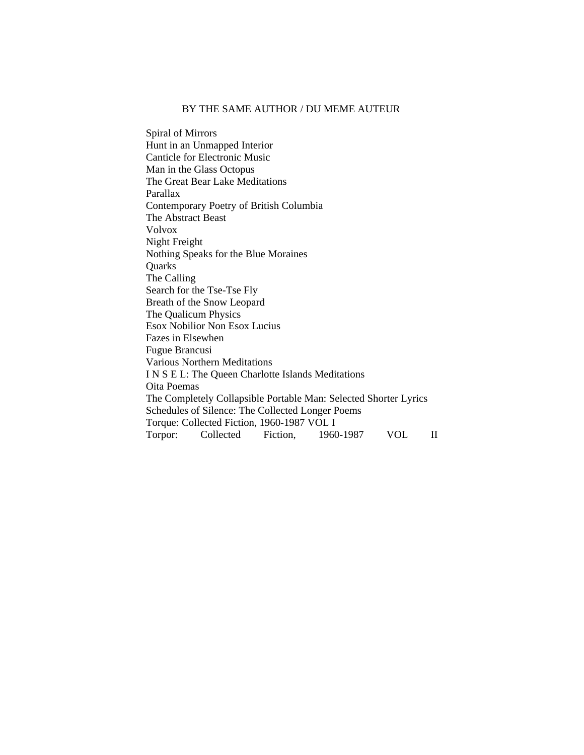BY THE SAME AUTHOR / DU MEME AUTEUR

Spiral of Mirrors
Hunt in an Unmapped Interior
Canticle for Electronic Music
Man in the Glass Octopus
The Great Bear Lake Meditations
Parallax
Contemporary Poetry of British Columbia
The Abstract Beast
Volvox
Night Freight
Nothing Speaks for the Blue Moraines
Quarks
The Calling
Search for the Tse-Tse Fly
Breath of the Snow Leopard
The Qualicum Physics
Esox Nobilior Non Esox Lucius
Fazes in Elsewhen
Fugue Brancusi
Various Northern Meditations
I N S E L: The Queen Charlotte Islands Meditations
Oita Poemas
The Completely Collapsible Portable Man: Selected Shorter Lyrics
Schedules of Silence: The Collected Longer Poems
Torque: Collected Fiction, 1960-1987 VOL I
Torpor: Collected Fiction, 1960-1987 VOL II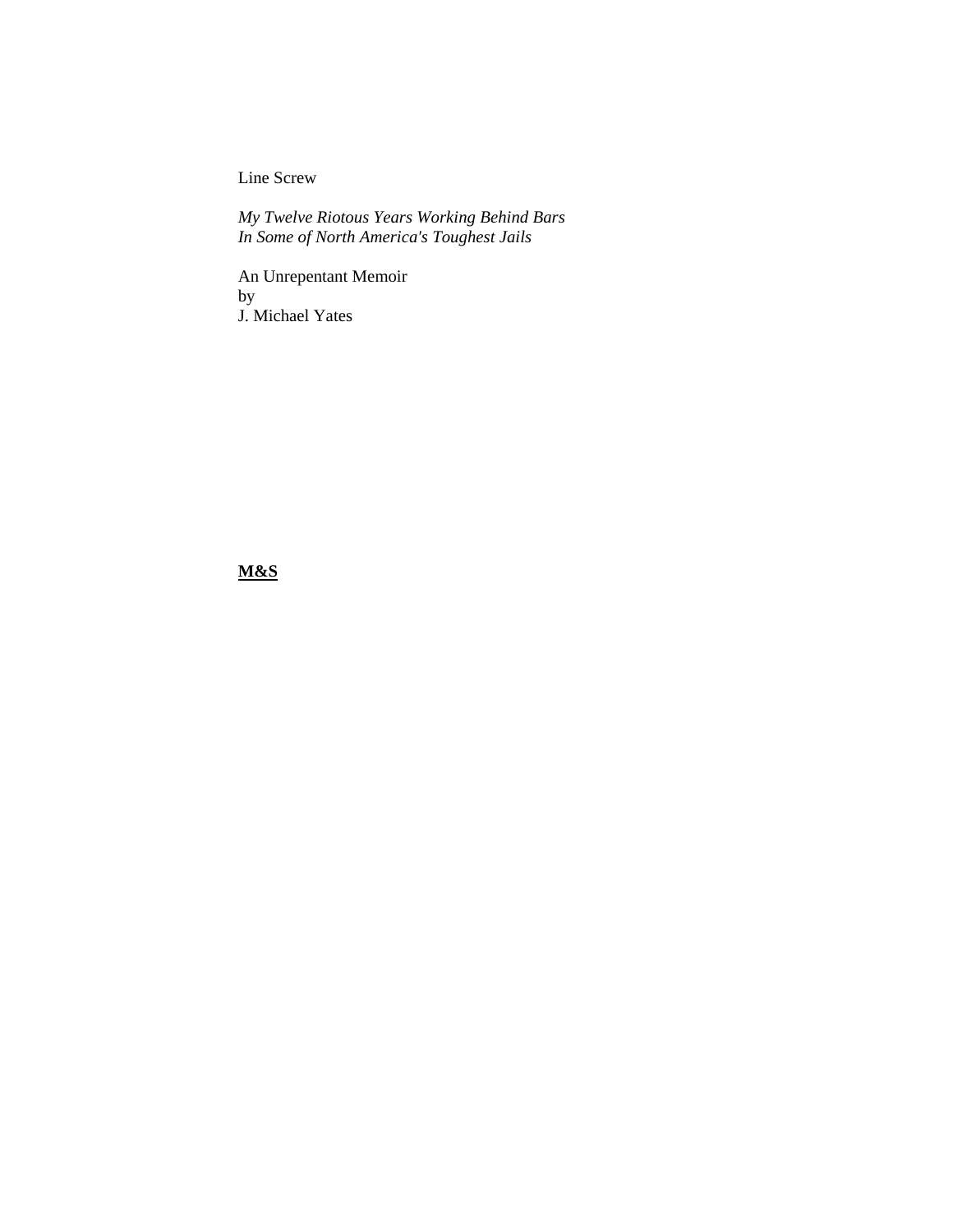# Line Screw

*My Twelve Riotous Years Working Behind Bars*
*In Some of North America's Toughest Jails*

An Unrepentant Memoir
by
J. Michael Yates

**M&S**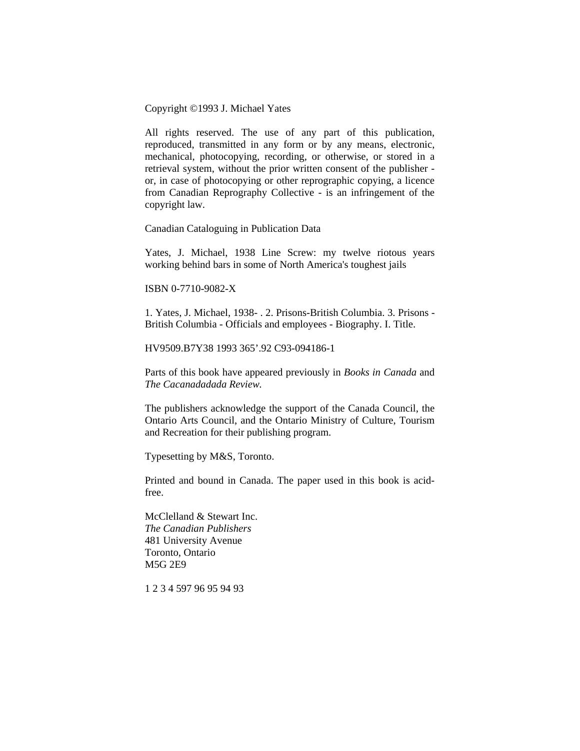Copyright ©1993 J. Michael Yates

All rights reserved. The use of any part of this publication, reproduced, transmitted in any form or by any means, electronic, mechanical, photocopying, recording, or otherwise, or stored in a retrieval system, without the prior written consent of the publisher - or, in case of photocopying or other reprographic copying, a licence from Canadian Reprography Collective - is an infringement of the copyright law.

Canadian Cataloguing in Publication Data

Yates, J. Michael, 1938 Line Screw: my twelve riotous years working behind bars in some of North America's toughest jails

ISBN 0-7710-9082-X

1. Yates, J. Michael, 1938- . 2. Prisons-British Columbia. 3. Prisons - British Columbia - Officials and employees - Biography. I. Title.

HV9509.B7Y38 1993 365’.92 C93-094186-1

Parts of this book have appeared previously in *Books in Canada* and *The Cacanadadada Review.*

The publishers acknowledge the support of the Canada Council, the Ontario Arts Council, and the Ontario Ministry of Culture, Tourism and Recreation for their publishing program.

Typesetting by M&S, Toronto.

Printed and bound in Canada. The paper used in this book is acid-free.

McClelland & Stewart Inc.  
*The Canadian Publishers*  
481 University Avenue  
Toronto, Ontario  
M5G 2E9

1 2 3 4 597 96 95 94 93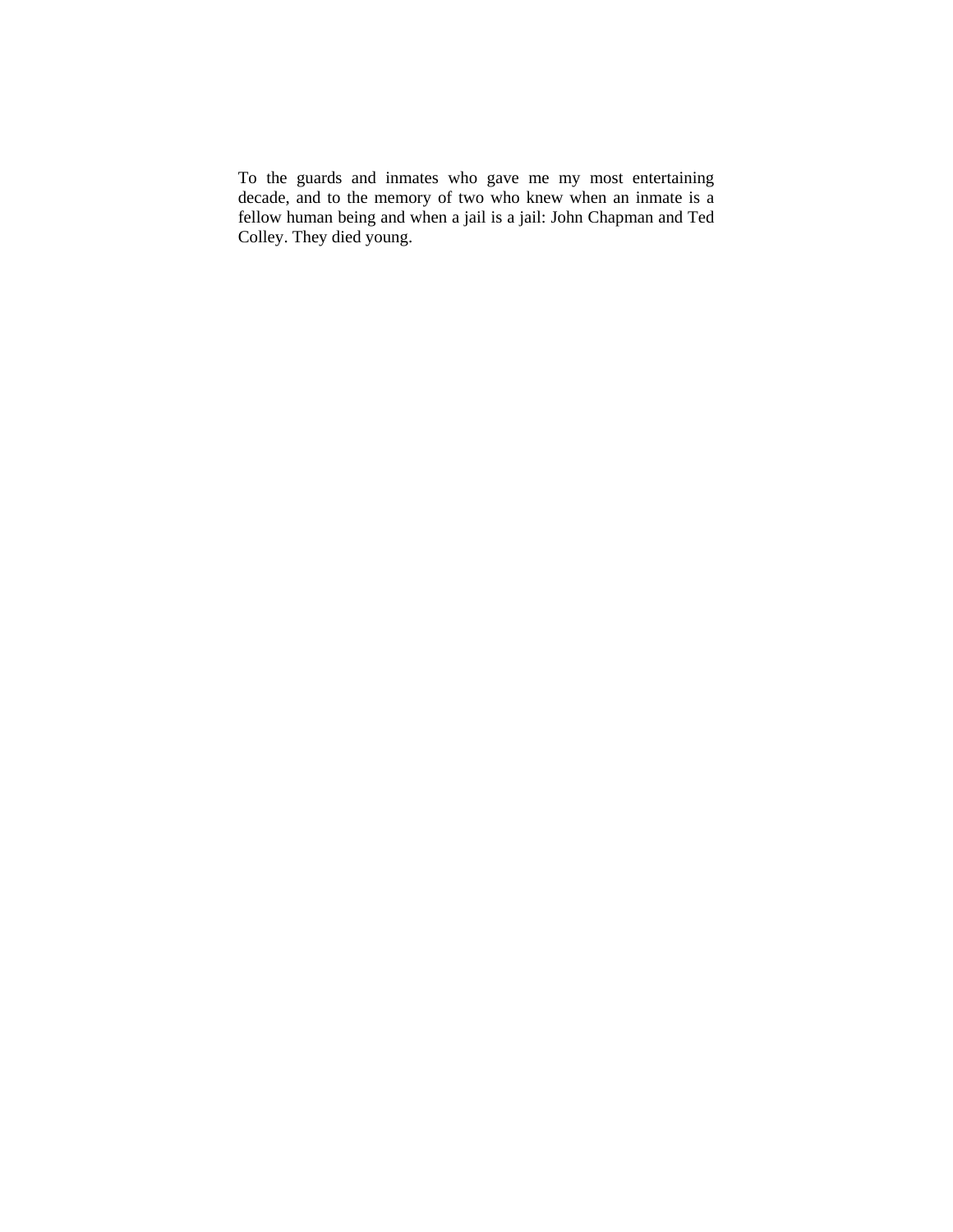To the guards and inmates who gave me my most entertaining decade, and to the memory of two who knew when an inmate is a fellow human being and when a jail is a jail: John Chapman and Ted Colley. They died young.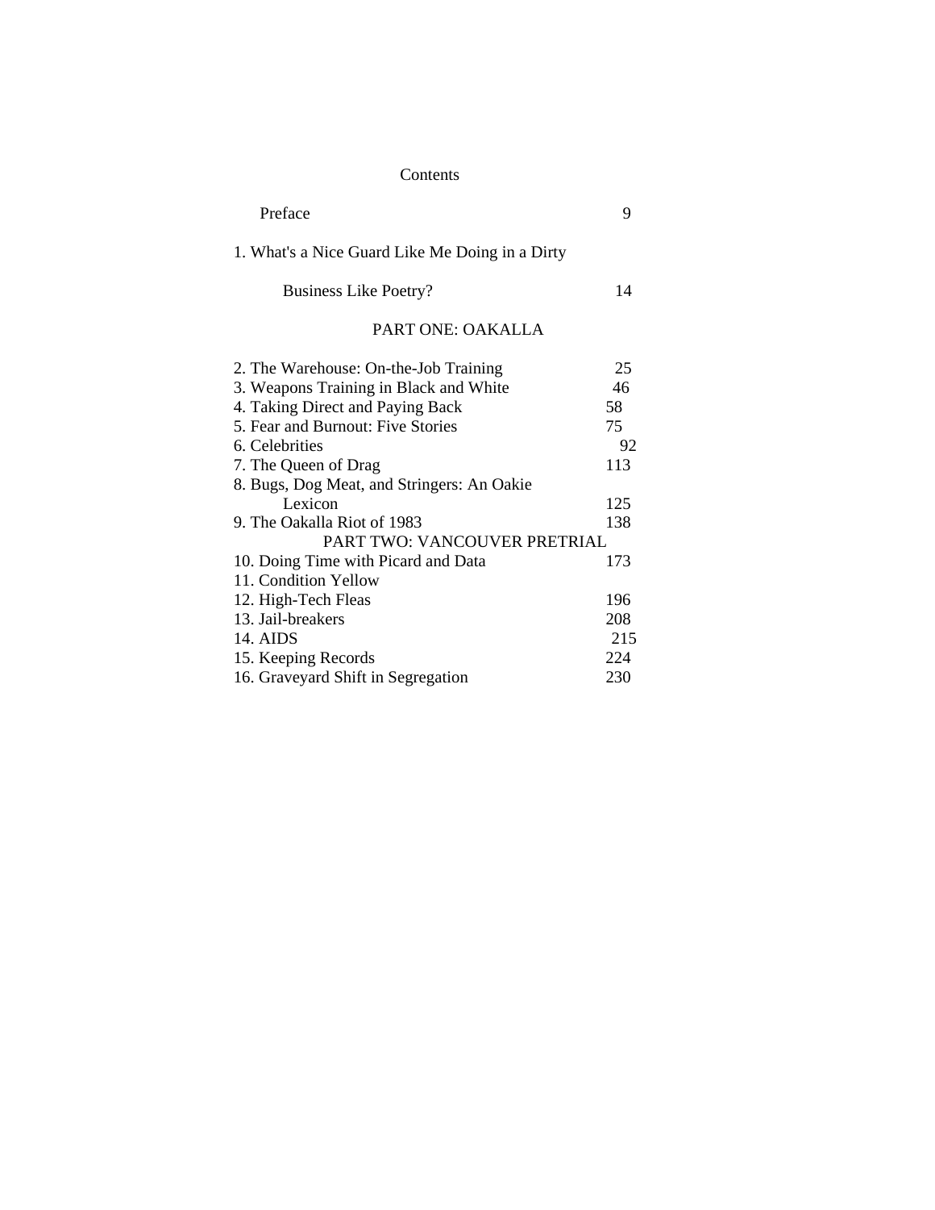# Contents

| | |
|---|---|
| Preface | 9 |
| 1. What's a Nice Guard Like Me Doing in a Dirty Business Like Poetry? | 14 |

## PART ONE: OAKALLA

| | |
|---|---|
| 2. The Warehouse: On-the-Job Training | 25 |
| 3. Weapons Training in Black and White | 46 |
| 4. Taking Direct and Paying Back | 58 |
| 5. Fear and Burnout: Five Stories | 75 |
| 6. Celebrities | 92 |
| 7. The Queen of Drag | 113 |
| 8. Bugs, Dog Meat, and Stringers: An Oakie Lexicon | 125 |
| 9. The Oakalla Riot of 1983 | 138 |

## PART TWO: VANCOUVER PRETRIAL

| | |
|---|---|
| 10. Doing Time with Picard and Data | 173 |
| 11. Condition Yellow | |
| 12. High-Tech Fleas | 196 |
| 13. Jail-breakers | 208 |
| 14. AIDS | 215 |
| 15. Keeping Records | 224 |
| 16. Graveyard Shift in Segregation | 230 |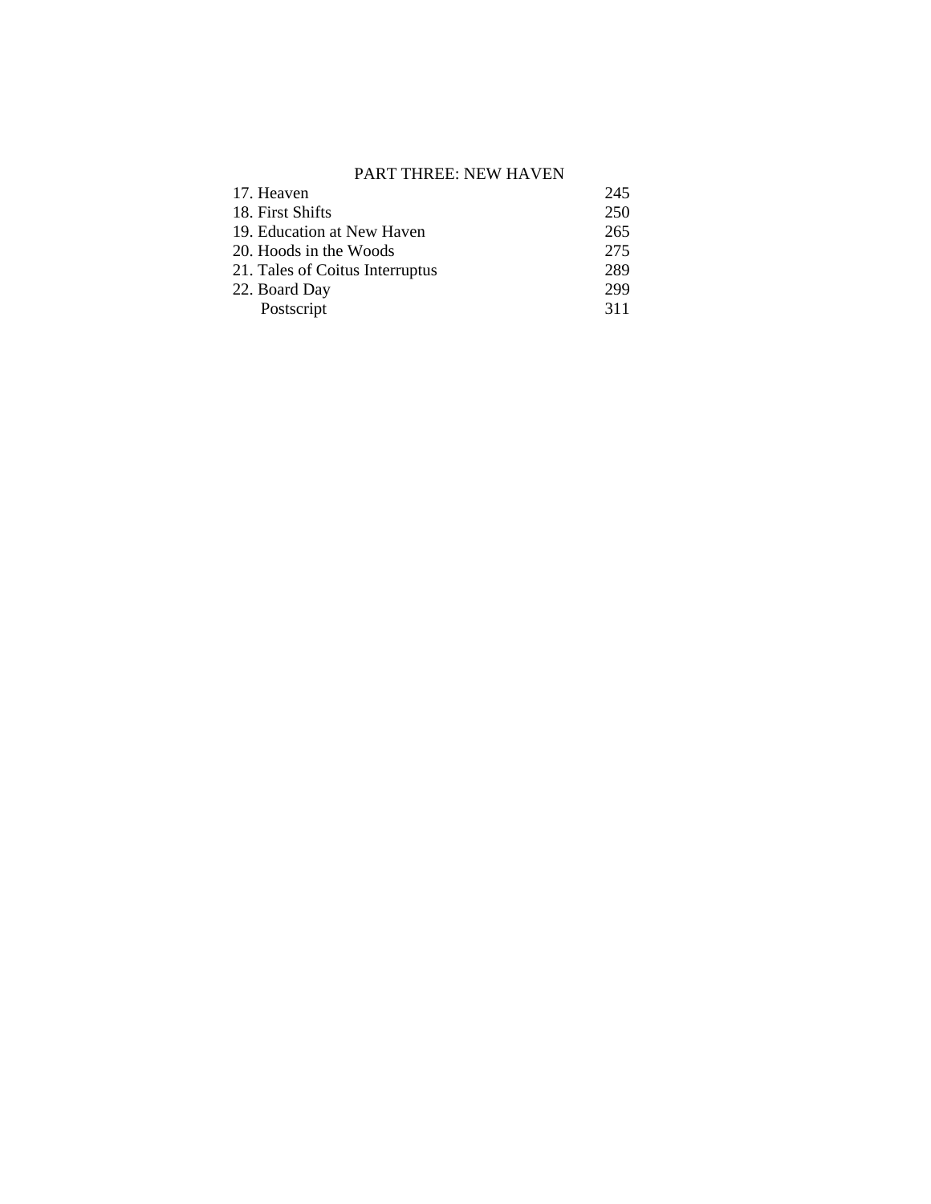PART THREE: NEW HAVEN

| | |
|---|---|
| 17. Heaven | 245 |
| 18. First Shifts | 250 |
| 19. Education at New Haven | 265 |
| 20. Hoods in the Woods | 275 |
| 21. Tales of Coitus Interruptus | 289 |
| 22. Board Day | 299 |
| Postscript | 311 |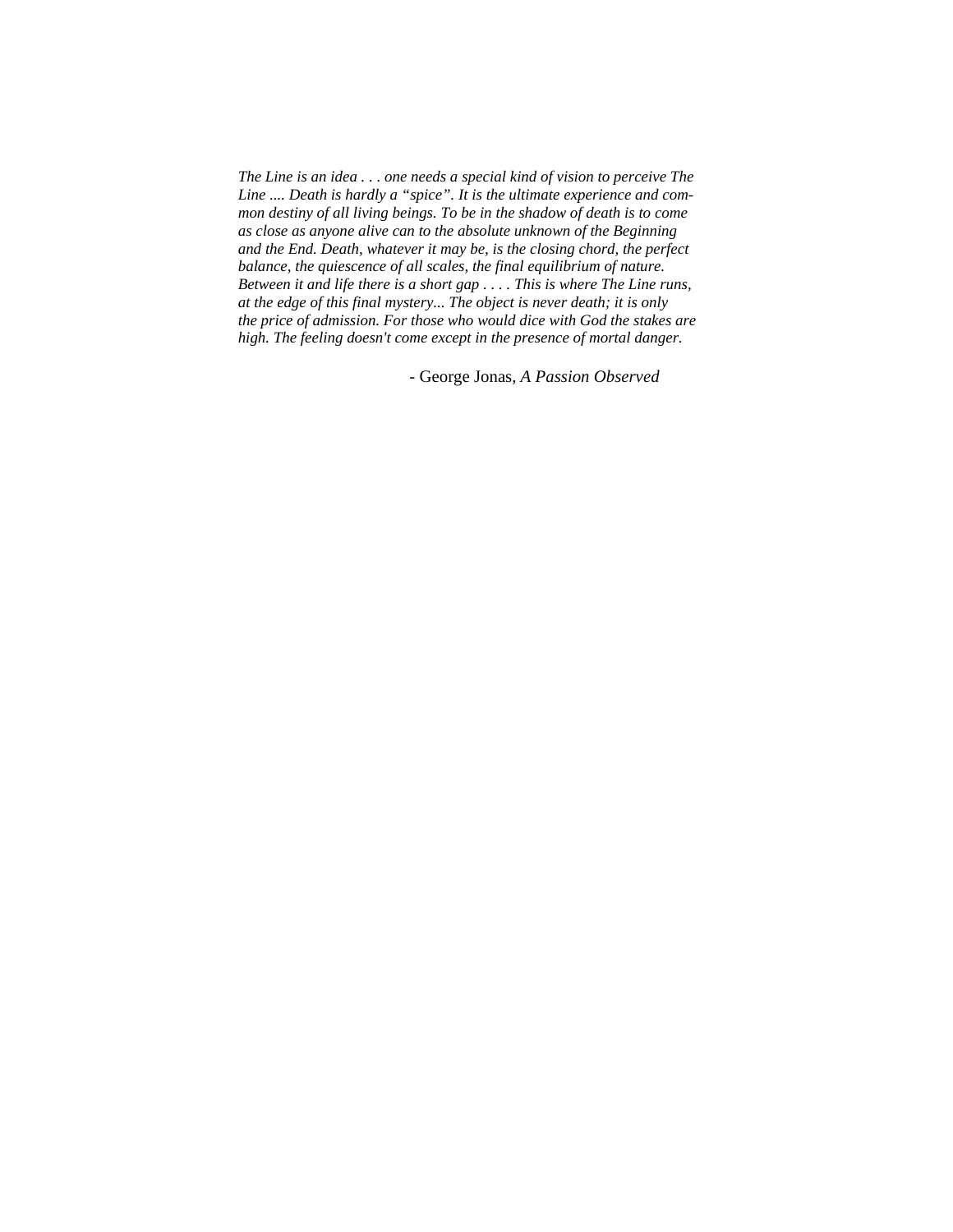*The Line is an idea . . . one needs a special kind of vision to perceive The Line .... Death is hardly a "spice". It is the ultimate experience and common destiny of all living beings. To be in the shadow of death is to come as close as anyone alive can to the absolute unknown of the Beginning and the End. Death, whatever it may be, is the closing chord, the perfect balance, the quiescence of all scales, the final equilibrium of nature. Between it and life there is a short gap . . . . This is where The Line runs, at the edge of this final mystery... The object is never death; it is only the price of admission. For those who would dice with God the stakes are high. The feeling doesn't come except in the presence of mortal danger.*

- George Jonas, *A Passion Observed*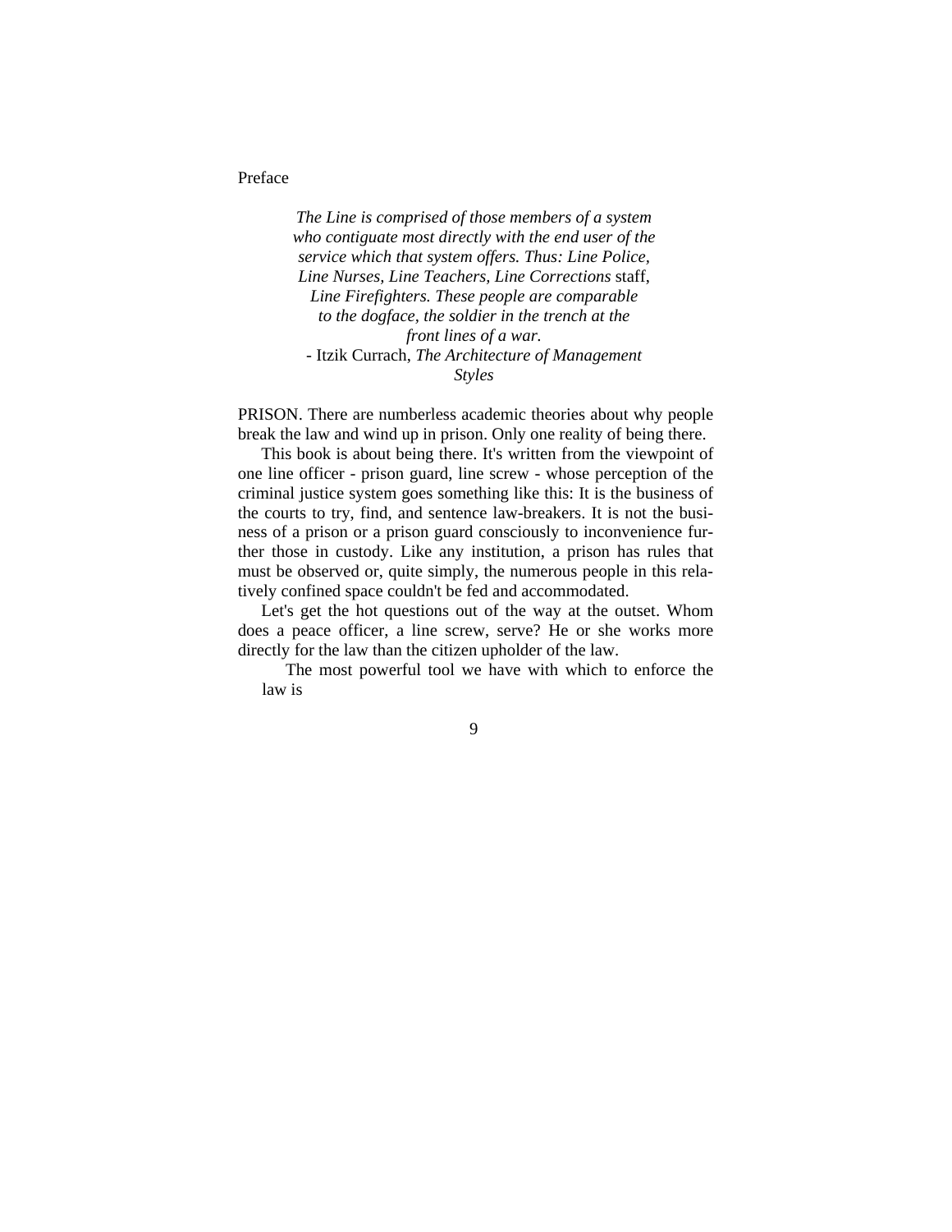# Preface

> *The Line is comprised of those members of a system who contiguate most directly with the end user of the service which that system offers. Thus: Line Police, Line Nurses, Line Teachers, Line Corrections* staff, *Line Firefighters. These people are comparable to the dogface, the soldier in the trench at the front lines of a war.*
>
> - Itzik Currach, *The Architecture of Management Styles*

PRISON. There are numberless academic theories about why people break the law and wind up in prison. Only one reality of being there.

This book is about being there. It's written from the viewpoint of one line officer - prison guard, line screw - whose perception of the criminal justice system goes something like this: It is the business of the courts to try, find, and sentence law-breakers. It is not the business of a prison or a prison guard consciously to inconvenience further those in custody. Like any institution, a prison has rules that must be observed or, quite simply, the numerous people in this relatively confined space couldn't be fed and accommodated.

Let's get the hot questions out of the way at the outset. Whom does a peace officer, a line screw, serve? He or she works more directly for the law than the citizen upholder of the law.

The most powerful tool we have with which to enforce the law is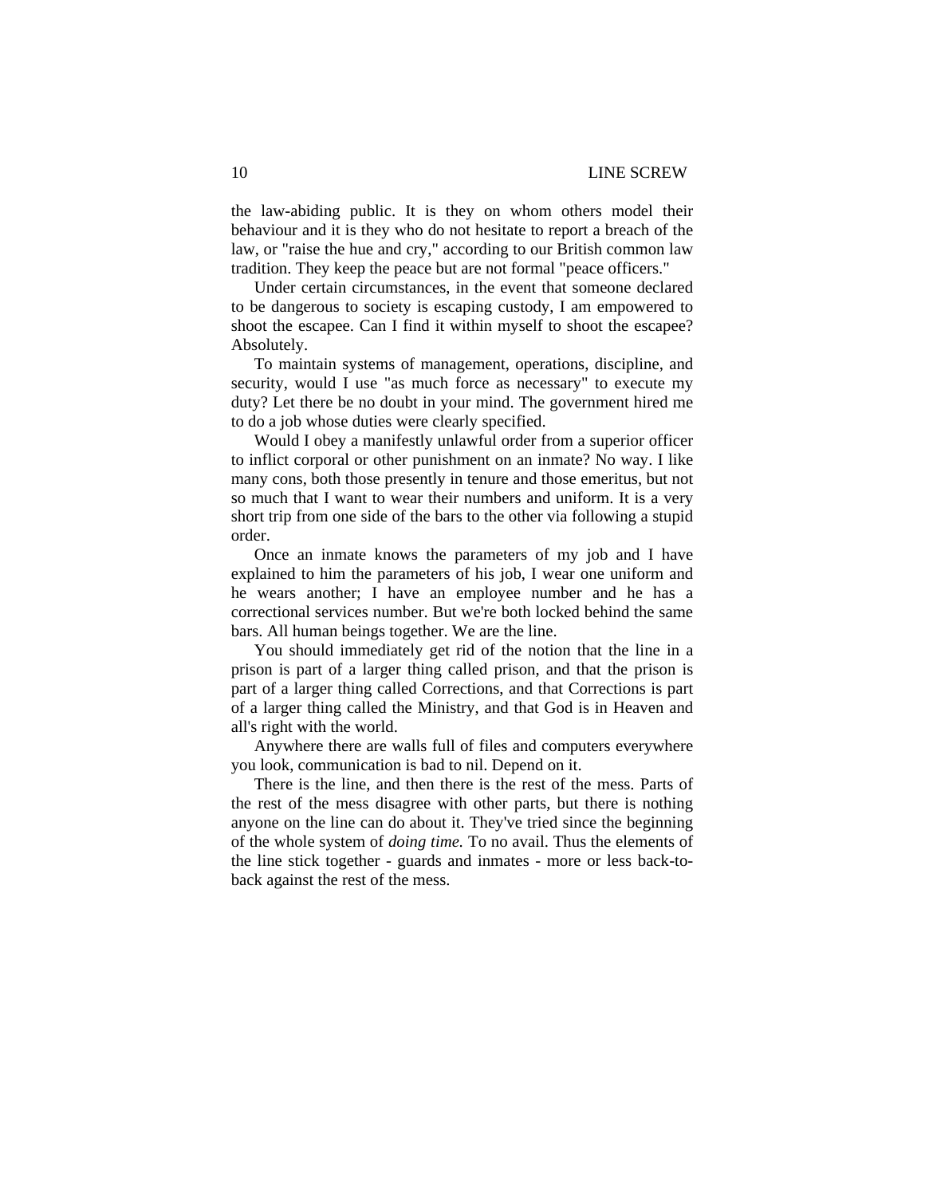the law-abiding public. It is they on whom others model their behaviour and it is they who do not hesitate to report a breach of the law, or "raise the hue and cry," according to our British common law tradition. They keep the peace but are not formal "peace officers."

Under certain circumstances, in the event that someone declared to be dangerous to society is escaping custody, I am empowered to shoot the escapee. Can I find it within myself to shoot the escapee? Absolutely.

To maintain systems of management, operations, discipline, and security, would I use "as much force as necessary" to execute my duty? Let there be no doubt in your mind. The government hired me to do a job whose duties were clearly specified.

Would I obey a manifestly unlawful order from a superior officer to inflict corporal or other punishment on an inmate? No way. I like many cons, both those presently in tenure and those emeritus, but not so much that I want to wear their numbers and uniform. It is a very short trip from one side of the bars to the other via following a stupid order.

Once an inmate knows the parameters of my job and I have explained to him the parameters of his job, I wear one uniform and he wears another; I have an employee number and he has a correctional services number. But we're both locked behind the same bars. All human beings together. We are the line.

You should immediately get rid of the notion that the line in a prison is part of a larger thing called prison, and that the prison is part of a larger thing called Corrections, and that Corrections is part of a larger thing called the Ministry, and that God is in Heaven and all's right with the world.

Anywhere there are walls full of files and computers everywhere you look, communication is bad to nil. Depend on it.

There is the line, and then there is the rest of the mess. Parts of the rest of the mess disagree with other parts, but there is nothing anyone on the line can do about it. They've tried since the beginning of the whole system of *doing time.* To no avail. Thus the elements of the line stick together - guards and inmates - more or less back-to-back against the rest of the mess.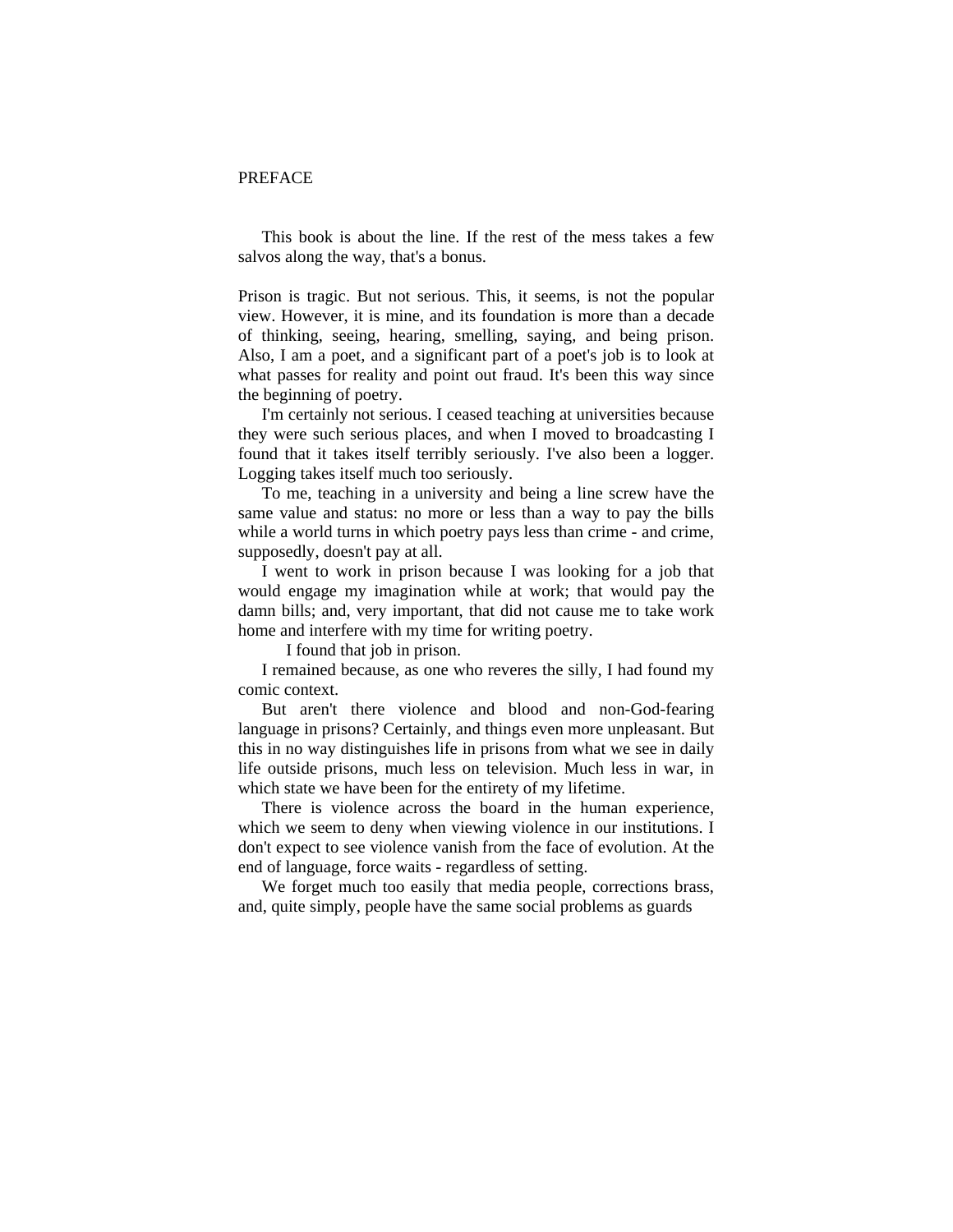## PREFACE

This book is about the line. If the rest of the mess takes a few salvos along the way, that's a bonus.

Prison is tragic. But not serious. This, it seems, is not the popular view. However, it is mine, and its foundation is more than a decade of thinking, seeing, hearing, smelling, saying, and being prison. Also, I am a poet, and a significant part of a poet's job is to look at what passes for reality and point out fraud. It's been this way since the beginning of poetry.

I'm certainly not serious. I ceased teaching at universities because they were such serious places, and when I moved to broadcasting I found that it takes itself terribly seriously. I've also been a logger. Logging takes itself much too seriously.

To me, teaching in a university and being a line screw have the same value and status: no more or less than a way to pay the bills while a world turns in which poetry pays less than crime - and crime, supposedly, doesn't pay at all.

I went to work in prison because I was looking for a job that would engage my imagination while at work; that would pay the damn bills; and, very important, that did not cause me to take work home and interfere with my time for writing poetry.

I found that job in prison.

I remained because, as one who reveres the silly, I had found my comic context.

But aren't there violence and blood and non-God-fearing language in prisons? Certainly, and things even more unpleasant. But this in no way distinguishes life in prisons from what we see in daily life outside prisons, much less on television. Much less in war, in which state we have been for the entirety of my lifetime.

There is violence across the board in the human experience, which we seem to deny when viewing violence in our institutions. I don't expect to see violence vanish from the face of evolution. At the end of language, force waits - regardless of setting.

We forget much too easily that media people, corrections brass, and, quite simply, people have the same social problems as guards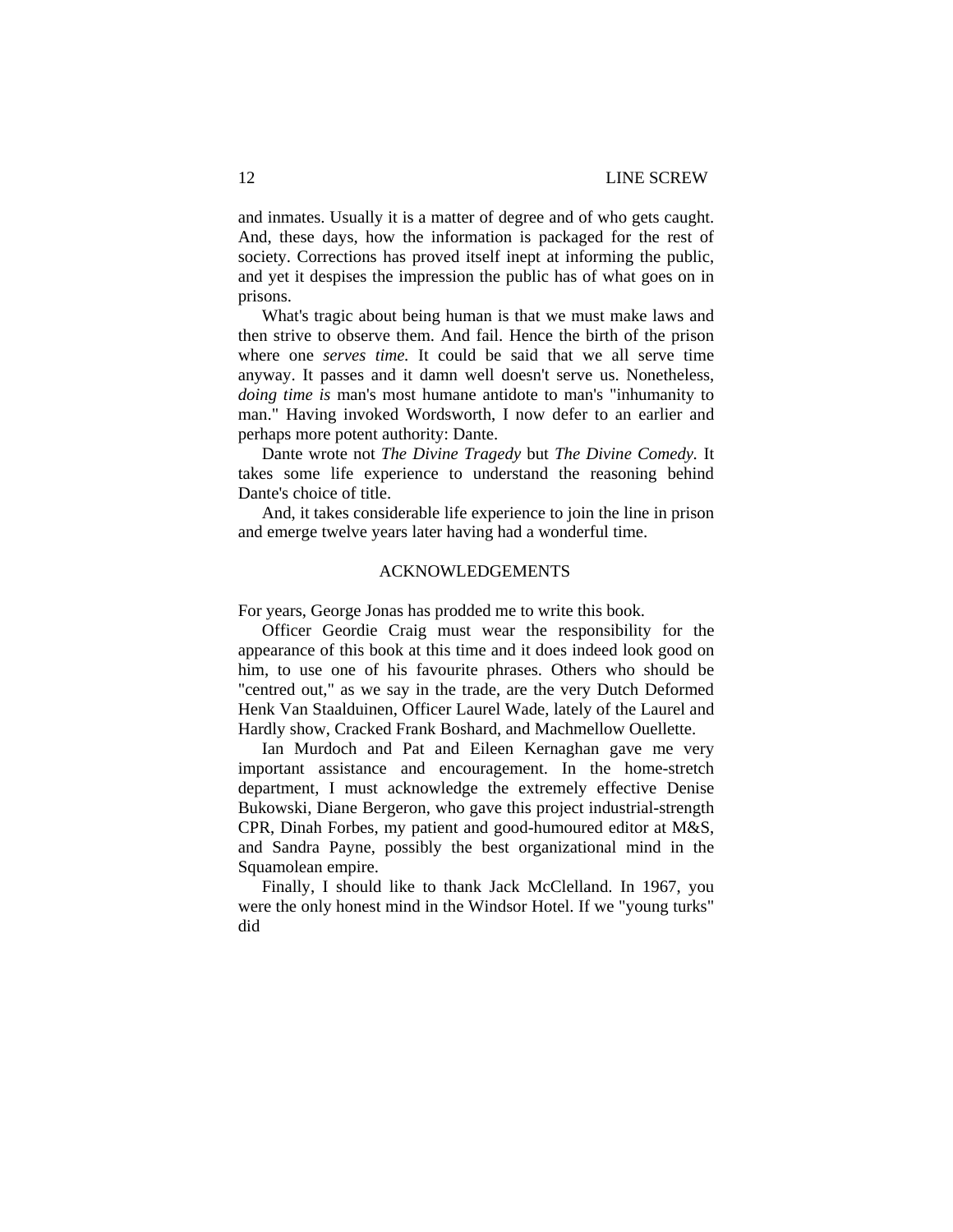and inmates. Usually it is a matter of degree and of who gets caught. And, these days, how the information is packaged for the rest of society. Corrections has proved itself inept at informing the public, and yet it despises the impression the public has of what goes on in prisons.

What's tragic about being human is that we must make laws and then strive to observe them. And fail. Hence the birth of the prison where one *serves time.* It could be said that we all serve time anyway. It passes and it damn well doesn't serve us. Nonetheless, *doing time is* man's most humane antidote to man's "inhumanity to man." Having invoked Wordsworth, I now defer to an earlier and perhaps more potent authority: Dante.

Dante wrote not *The Divine Tragedy* but *The Divine Comedy.* It takes some life experience to understand the reasoning behind Dante's choice of title.

And, it takes considerable life experience to join the line in prison and emerge twelve years later having had a wonderful time.

## ACKNOWLEDGEMENTS

For years, George Jonas has prodded me to write this book.

Officer Geordie Craig must wear the responsibility for the appearance of this book at this time and it does indeed look good on him, to use one of his favourite phrases. Others who should be "centred out," as we say in the trade, are the very Dutch Deformed Henk Van Staalduinen, Officer Laurel Wade, lately of the Laurel and Hardly show, Cracked Frank Boshard, and Machmellow Ouellette.

Ian Murdoch and Pat and Eileen Kernaghan gave me very important assistance and encouragement. In the home-stretch department, I must acknowledge the extremely effective Denise Bukowski, Diane Bergeron, who gave this project industrial-strength CPR, Dinah Forbes, my patient and good-humoured editor at M&S, and Sandra Payne, possibly the best organizational mind in the Squamolean empire.

Finally, I should like to thank Jack McClelland. In 1967, you were the only honest mind in the Windsor Hotel. If we "young turks" did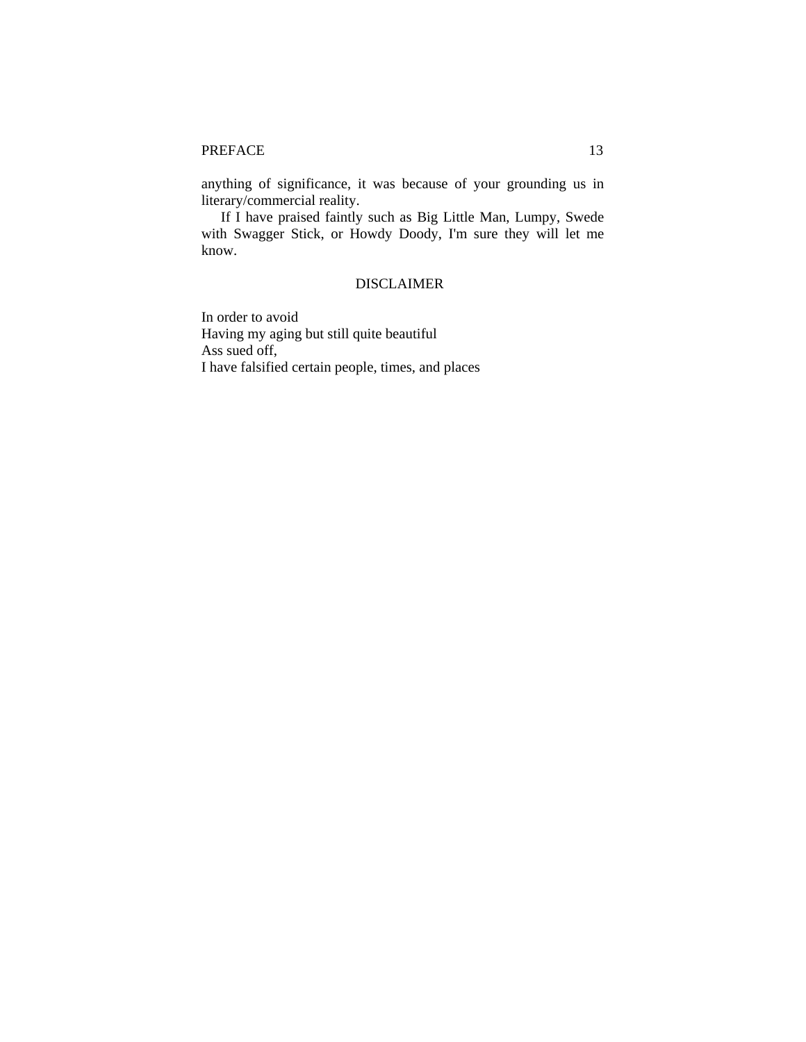anything of significance, it was because of your grounding us in literary/commercial reality.

If I have praised faintly such as Big Little Man, Lumpy, Swede with Swagger Stick, or Howdy Doody, I'm sure they will let me know.

## DISCLAIMER

In order to avoid
Having my aging but still quite beautiful
Ass sued off,
I have falsified certain people, times, and places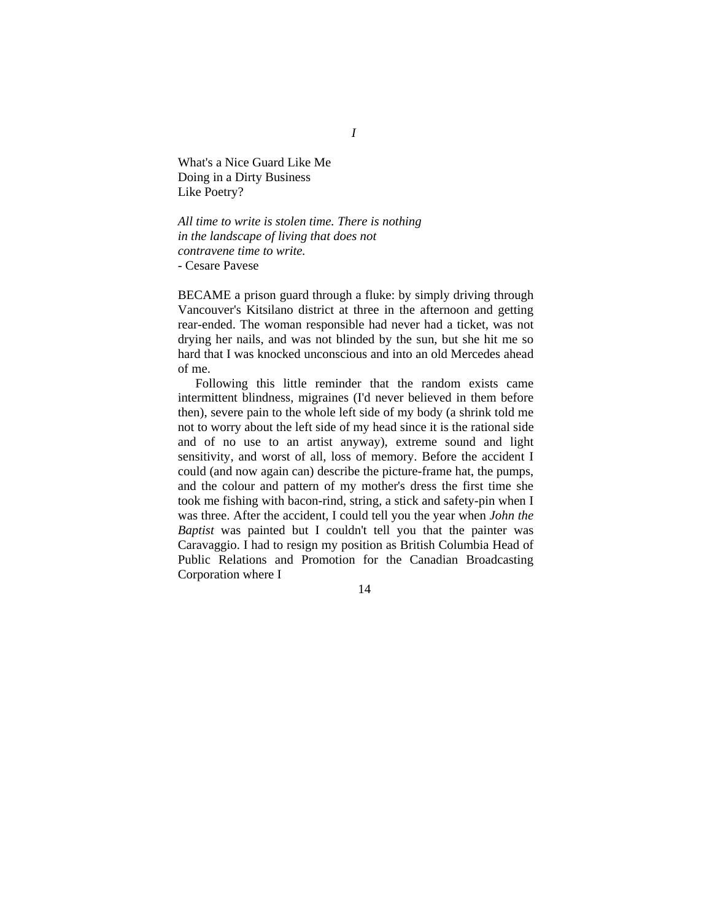*I*

# What's a Nice Guard Like Me Doing in a Dirty Business Like Poetry?

*All time to write is stolen time. There is nothing in the landscape of living that does not contravene time to write.*
- Cesare Pavese

BECAME a prison guard through a fluke: by simply driving through Vancouver's Kitsilano district at three in the afternoon and getting rear-ended. The woman responsible had never had a ticket, was not drying her nails, and was not blinded by the sun, but she hit me so hard that I was knocked unconscious and into an old Mercedes ahead of me.

Following this little reminder that the random exists came intermittent blindness, migraines (I'd never believed in them before then), severe pain to the whole left side of my body (a shrink told me not to worry about the left side of my head since it is the rational side and of no use to an artist anyway), extreme sound and light sensitivity, and worst of all, loss of memory. Before the accident I could (and now again can) describe the picture-frame hat, the pumps, and the colour and pattern of my mother's dress the first time she took me fishing with bacon-rind, string, a stick and safety-pin when I was three. After the accident, I could tell you the year when *John the Baptist* was painted but I couldn't tell you that the painter was Caravaggio. I had to resign my position as British Columbia Head of Public Relations and Promotion for the Canadian Broadcasting Corporation where I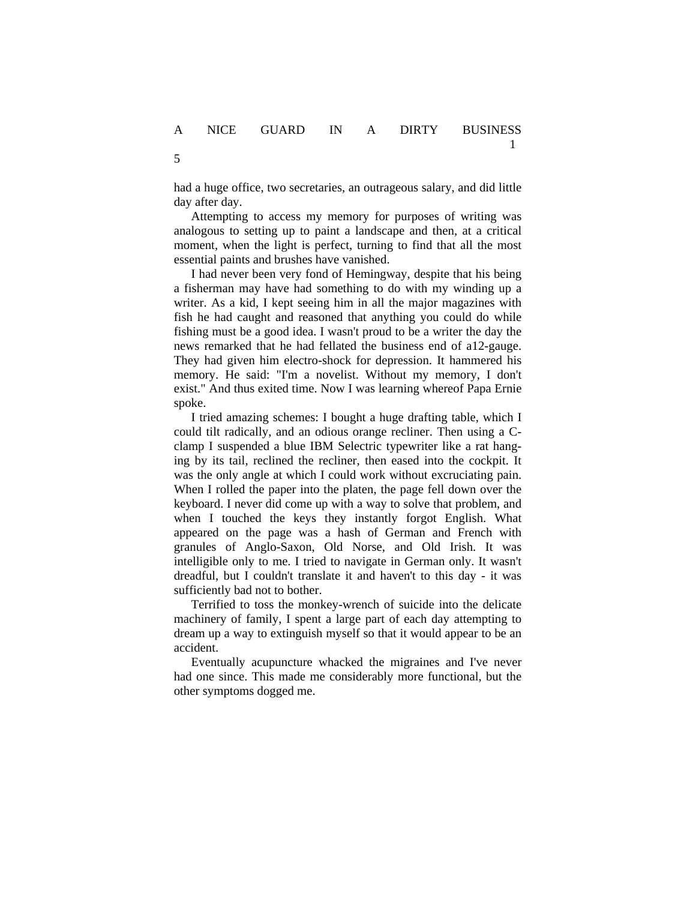had a huge office, two secretaries, an outrageous salary, and did little day after day.

Attempting to access my memory for purposes of writing was analogous to setting up to paint a landscape and then, at a critical moment, when the light is perfect, turning to find that all the most essential paints and brushes have vanished.

I had never been very fond of Hemingway, despite that his being a fisherman may have had something to do with my winding up a writer. As a kid, I kept seeing him in all the major magazines with fish he had caught and reasoned that anything you could do while fishing must be a good idea. I wasn't proud to be a writer the day the news remarked that he had fellated the business end of a12-gauge. They had given him electro-shock for depression. It hammered his memory. He said: "I'm a novelist. Without my memory, I don't exist." And thus exited time. Now I was learning whereof Papa Ernie spoke.

I tried amazing schemes: I bought a huge drafting table, which I could tilt radically, and an odious orange recliner. Then using a C-clamp I suspended a blue IBM Selectric typewriter like a rat hanging by its tail, reclined the recliner, then eased into the cockpit. It was the only angle at which I could work without excruciating pain. When I rolled the paper into the platen, the page fell down over the keyboard. I never did come up with a way to solve that problem, and when I touched the keys they instantly forgot English. What appeared on the page was a hash of German and French with granules of Anglo-Saxon, Old Norse, and Old Irish. It was intelligible only to me. I tried to navigate in German only. It wasn't dreadful, but I couldn't translate it and haven't to this day - it was sufficiently bad not to bother.

Terrified to toss the monkey-wrench of suicide into the delicate machinery of family, I spent a large part of each day attempting to dream up a way to extinguish myself so that it would appear to be an accident.

Eventually acupuncture whacked the migraines and I've never had one since. This made me considerably more functional, but the other symptoms dogged me.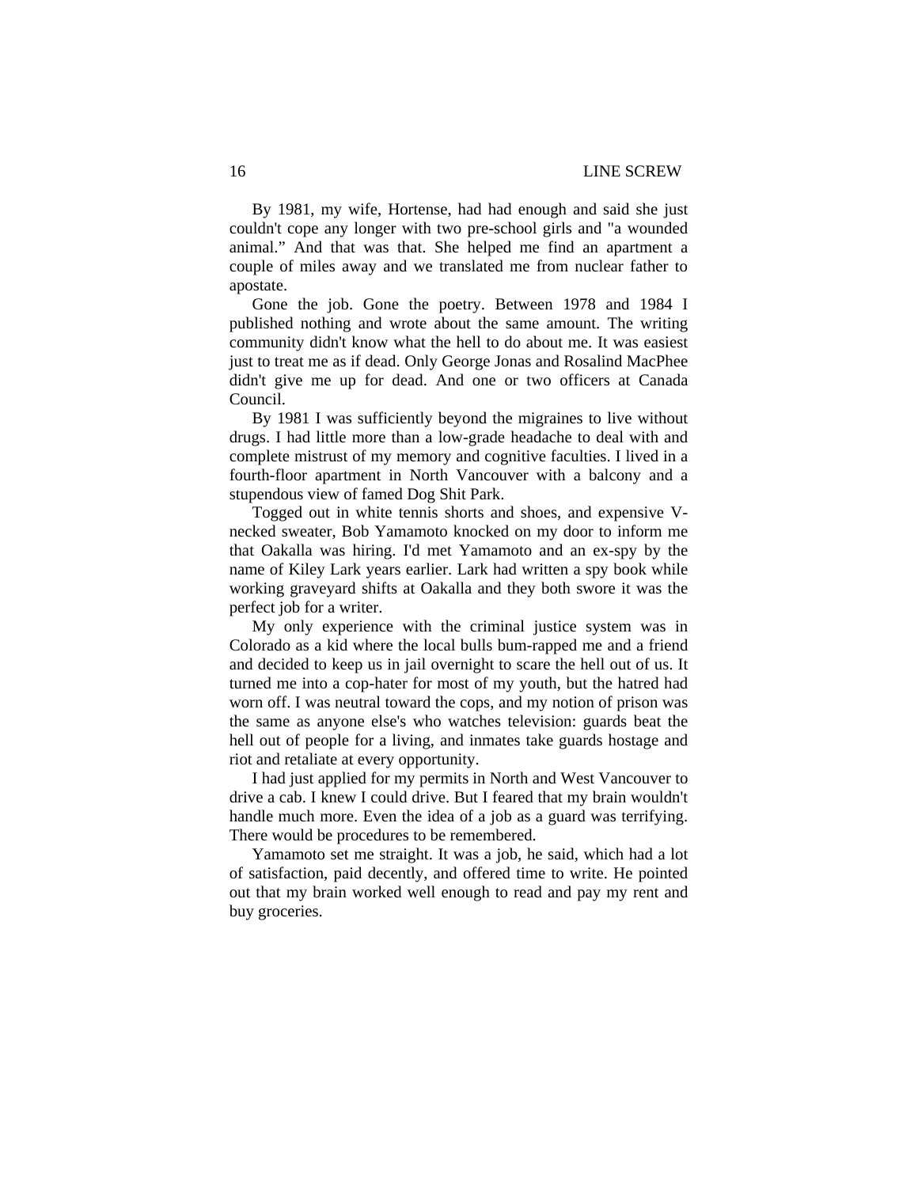By 1981, my wife, Hortense, had had enough and said she just couldn't cope any longer with two pre-school girls and "a wounded animal." And that was that. She helped me find an apartment a couple of miles away and we translated me from nuclear father to apostate.

Gone the job. Gone the poetry. Between 1978 and 1984 I published nothing and wrote about the same amount. The writing community didn't know what the hell to do about me. It was easiest just to treat me as if dead. Only George Jonas and Rosalind MacPhee didn't give me up for dead. And one or two officers at Canada Council.

By 1981 I was sufficiently beyond the migraines to live without drugs. I had little more than a low-grade headache to deal with and complete mistrust of my memory and cognitive faculties. I lived in a fourth-floor apartment in North Vancouver with a balcony and a stupendous view of famed Dog Shit Park.

Togged out in white tennis shorts and shoes, and expensive V-necked sweater, Bob Yamamoto knocked on my door to inform me that Oakalla was hiring. I'd met Yamamoto and an ex-spy by the name of Kiley Lark years earlier. Lark had written a spy book while working graveyard shifts at Oakalla and they both swore it was the perfect job for a writer.

My only experience with the criminal justice system was in Colorado as a kid where the local bulls bum-rapped me and a friend and decided to keep us in jail overnight to scare the hell out of us. It turned me into a cop-hater for most of my youth, but the hatred had worn off. I was neutral toward the cops, and my notion of prison was the same as anyone else's who watches television: guards beat the hell out of people for a living, and inmates take guards hostage and riot and retaliate at every opportunity.

I had just applied for my permits in North and West Vancouver to drive a cab. I knew I could drive. But I feared that my brain wouldn't handle much more. Even the idea of a job as a guard was terrifying. There would be procedures to be remembered.

Yamamoto set me straight. It was a job, he said, which had a lot of satisfaction, paid decently, and offered time to write. He pointed out that my brain worked well enough to read and pay my rent and buy groceries.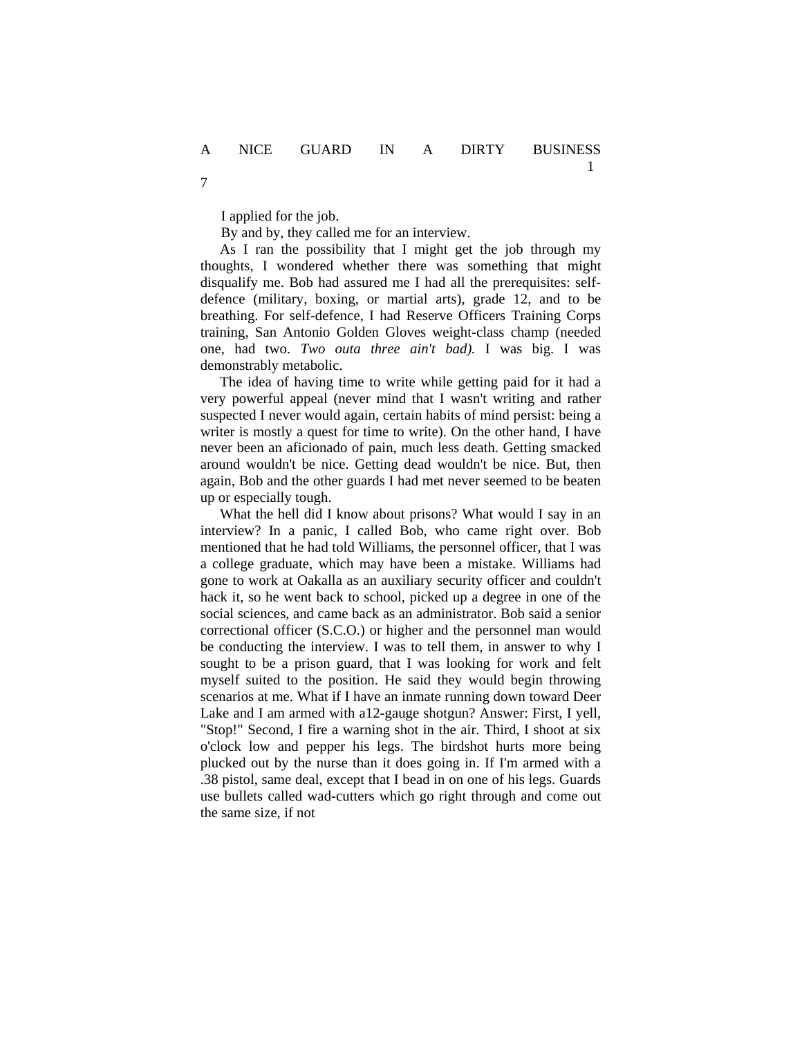I applied for the job.

By and by, they called me for an interview.

As I ran the possibility that I might get the job through my thoughts, I wondered whether there was something that might disqualify me. Bob had assured me I had all the prerequisites: self-defence (military, boxing, or martial arts), grade 12, and to be breathing. For self-defence, I had Reserve Officers Training Corps training, San Antonio Golden Gloves weight-class champ (needed one, had two. *Two outa three ain't bad).* I was big. I was demonstrably metabolic.

The idea of having time to write while getting paid for it had a very powerful appeal (never mind that I wasn't writing and rather suspected I never would again, certain habits of mind persist: being a writer is mostly a quest for time to write). On the other hand, I have never been an aficionado of pain, much less death. Getting smacked around wouldn't be nice. Getting dead wouldn't be nice. But, then again, Bob and the other guards I had met never seemed to be beaten up or especially tough.

What the hell did I know about prisons? What would I say in an interview? In a panic, I called Bob, who came right over. Bob mentioned that he had told Williams, the personnel officer, that I was a college graduate, which may have been a mistake. Williams had gone to work at Oakalla as an auxiliary security officer and couldn't hack it, so he went back to school, picked up a degree in one of the social sciences, and came back as an administrator. Bob said a senior correctional officer (S.C.O.) or higher and the personnel man would be conducting the interview. I was to tell them, in answer to why I sought to be a prison guard, that I was looking for work and felt myself suited to the position. He said they would begin throwing scenarios at me. What if I have an inmate running down toward Deer Lake and I am armed with a12-gauge shotgun? Answer: First, I yell, "Stop!" Second, I fire a warning shot in the air. Third, I shoot at six o'clock low and pepper his legs. The birdshot hurts more being plucked out by the nurse than it does going in. If I'm armed with a .38 pistol, same deal, except that I bead in on one of his legs. Guards use bullets called wad-cutters which go right through and come out the same size, if not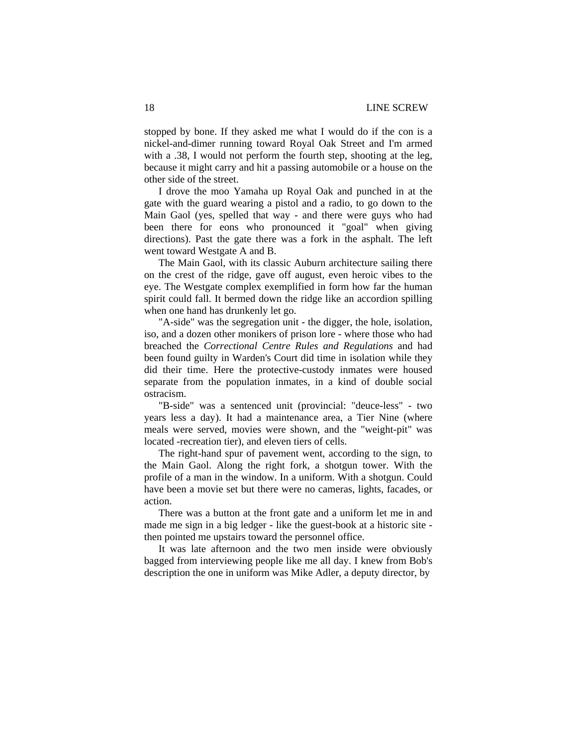stopped by bone. If they asked me what I would do if the con is a nickel-and-dimer running toward Royal Oak Street and I'm armed with a .38, I would not perform the fourth step, shooting at the leg, because it might carry and hit a passing automobile or a house on the other side of the street.

I drove the moo Yamaha up Royal Oak and punched in at the gate with the guard wearing a pistol and a radio, to go down to the Main Gaol (yes, spelled that way - and there were guys who had been there for eons who pronounced it "goal" when giving directions). Past the gate there was a fork in the asphalt. The left went toward Westgate A and B.

The Main Gaol, with its classic Auburn architecture sailing there on the crest of the ridge, gave off august, even heroic vibes to the eye. The Westgate complex exemplified in form how far the human spirit could fall. It bermed down the ridge like an accordion spilling when one hand has drunkenly let go.

"A-side" was the segregation unit - the digger, the hole, isolation, iso, and a dozen other monikers of prison lore - where those who had breached the *Correctional Centre Rules and Regulations* and had been found guilty in Warden's Court did time in isolation while they did their time. Here the protective-custody inmates were housed separate from the population inmates, in a kind of double social ostracism.

"B-side" was a sentenced unit (provincial: "deuce-less" - two years less a day). It had a maintenance area, a Tier Nine (where meals were served, movies were shown, and the "weight-pit" was located -recreation tier), and eleven tiers of cells.

The right-hand spur of pavement went, according to the sign, to the Main Gaol. Along the right fork, a shotgun tower. With the profile of a man in the window. In a uniform. With a shotgun. Could have been a movie set but there were no cameras, lights, facades, or action.

There was a button at the front gate and a uniform let me in and made me sign in a big ledger - like the guest-book at a historic site - then pointed me upstairs toward the personnel office.

It was late afternoon and the two men inside were obviously bagged from interviewing people like me all day. I knew from Bob's description the one in uniform was Mike Adler, a deputy director, by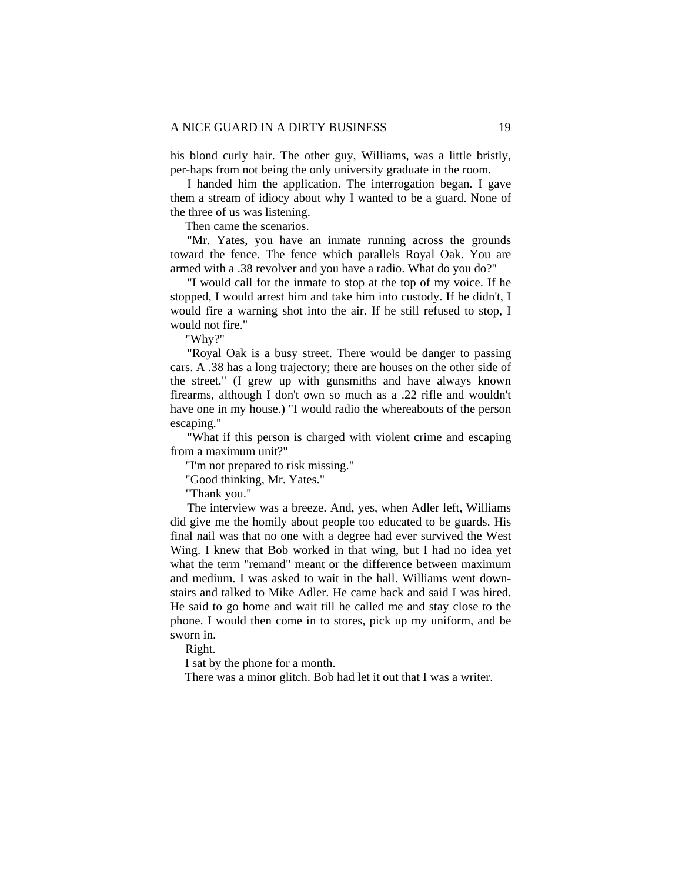his blond curly hair. The other guy, Williams, was a little bristly, per-haps from not being the only university graduate in the room.

I handed him the application. The interrogation began. I gave them a stream of idiocy about why I wanted to be a guard. None of the three of us was listening.

Then came the scenarios.

"Mr. Yates, you have an inmate running across the grounds toward the fence. The fence which parallels Royal Oak. You are armed with a .38 revolver and you have a radio. What do you do?"

"I would call for the inmate to stop at the top of my voice. If he stopped, I would arrest him and take him into custody. If he didn't, I would fire a warning shot into the air. If he still refused to stop, I would not fire."

"Why?"

"Royal Oak is a busy street. There would be danger to passing cars. A .38 has a long trajectory; there are houses on the other side of the street." (I grew up with gunsmiths and have always known firearms, although I don't own so much as a .22 rifle and wouldn't have one in my house.) "I would radio the whereabouts of the person escaping."

"What if this person is charged with violent crime and escaping from a maximum unit?"

"I'm not prepared to risk missing."

"Good thinking, Mr. Yates."

"Thank you."

The interview was a breeze. And, yes, when Adler left, Williams did give me the homily about people too educated to be guards. His final nail was that no one with a degree had ever survived the West Wing. I knew that Bob worked in that wing, but I had no idea yet what the term "remand" meant or the difference between maximum and medium. I was asked to wait in the hall. Williams went down-stairs and talked to Mike Adler. He came back and said I was hired. He said to go home and wait till he called me and stay close to the phone. I would then come in to stores, pick up my uniform, and be sworn in.

Right.

I sat by the phone for a month.

There was a minor glitch. Bob had let it out that I was a writer.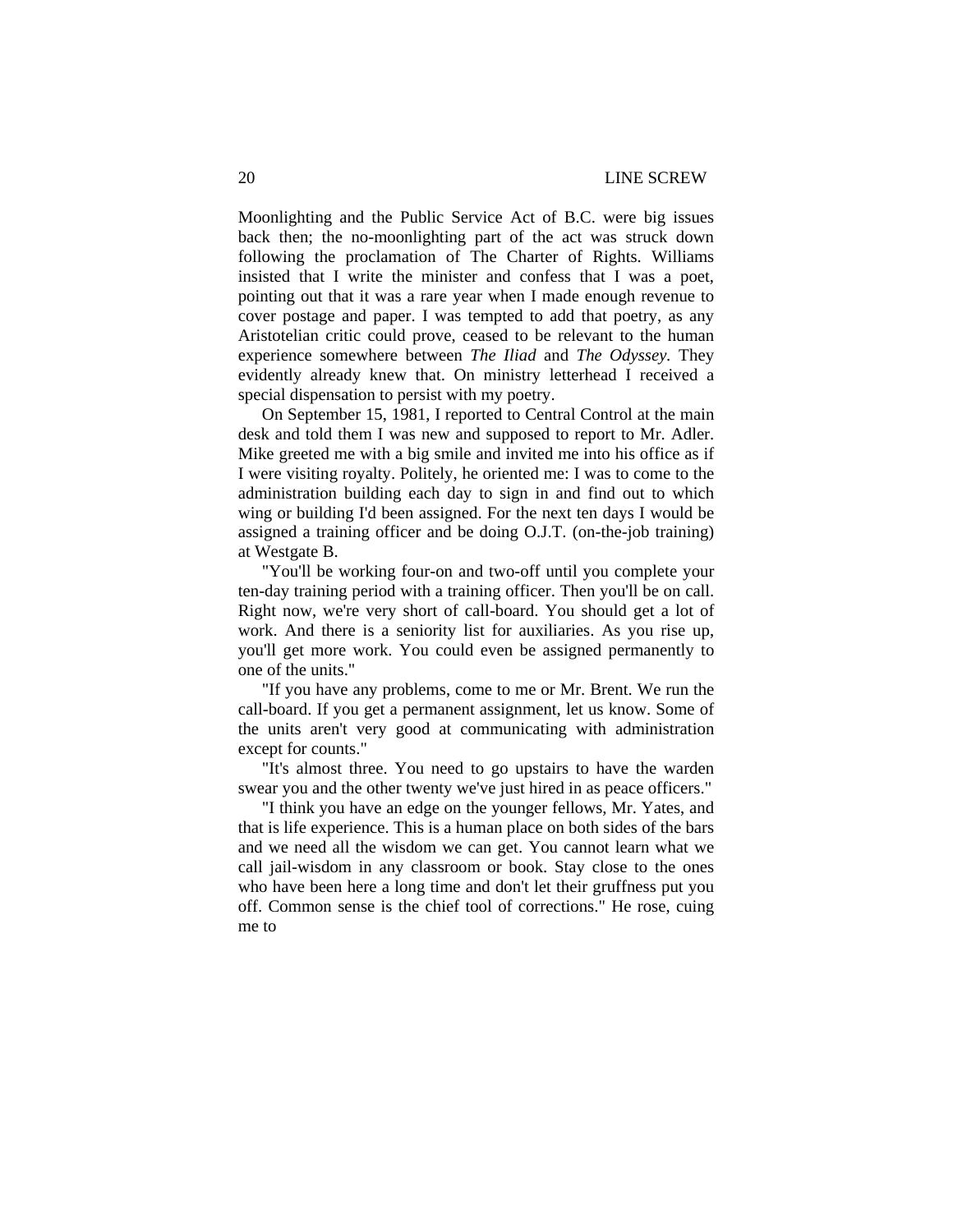Moonlighting and the Public Service Act of B.C. were big issues back then; the no-moonlighting part of the act was struck down following the proclamation of The Charter of Rights. Williams insisted that I write the minister and confess that I was a poet, pointing out that it was a rare year when I made enough revenue to cover postage and paper. I was tempted to add that poetry, as any Aristotelian critic could prove, ceased to be relevant to the human experience somewhere between *The Iliad* and *The Odyssey.* They evidently already knew that. On ministry letterhead I received a special dispensation to persist with my poetry.

On September 15, 1981, I reported to Central Control at the main desk and told them I was new and supposed to report to Mr. Adler. Mike greeted me with a big smile and invited me into his office as if I were visiting royalty. Politely, he oriented me: I was to come to the administration building each day to sign in and find out to which wing or building I'd been assigned. For the next ten days I would be assigned a training officer and be doing O.J.T. (on-the-job training) at Westgate B.

"You'll be working four-on and two-off until you complete your ten-day training period with a training officer. Then you'll be on call. Right now, we're very short of call-board. You should get a lot of work. And there is a seniority list for auxiliaries. As you rise up, you'll get more work. You could even be assigned permanently to one of the units."

"If you have any problems, come to me or Mr. Brent. We run the call-board. If you get a permanent assignment, let us know. Some of the units aren't very good at communicating with administration except for counts."

"It's almost three. You need to go upstairs to have the warden swear you and the other twenty we've just hired in as peace officers."

"I think you have an edge on the younger fellows, Mr. Yates, and that is life experience. This is a human place on both sides of the bars and we need all the wisdom we can get. You cannot learn what we call jail-wisdom in any classroom or book. Stay close to the ones who have been here a long time and don't let their gruffness put you off. Common sense is the chief tool of corrections." He rose, cuing me to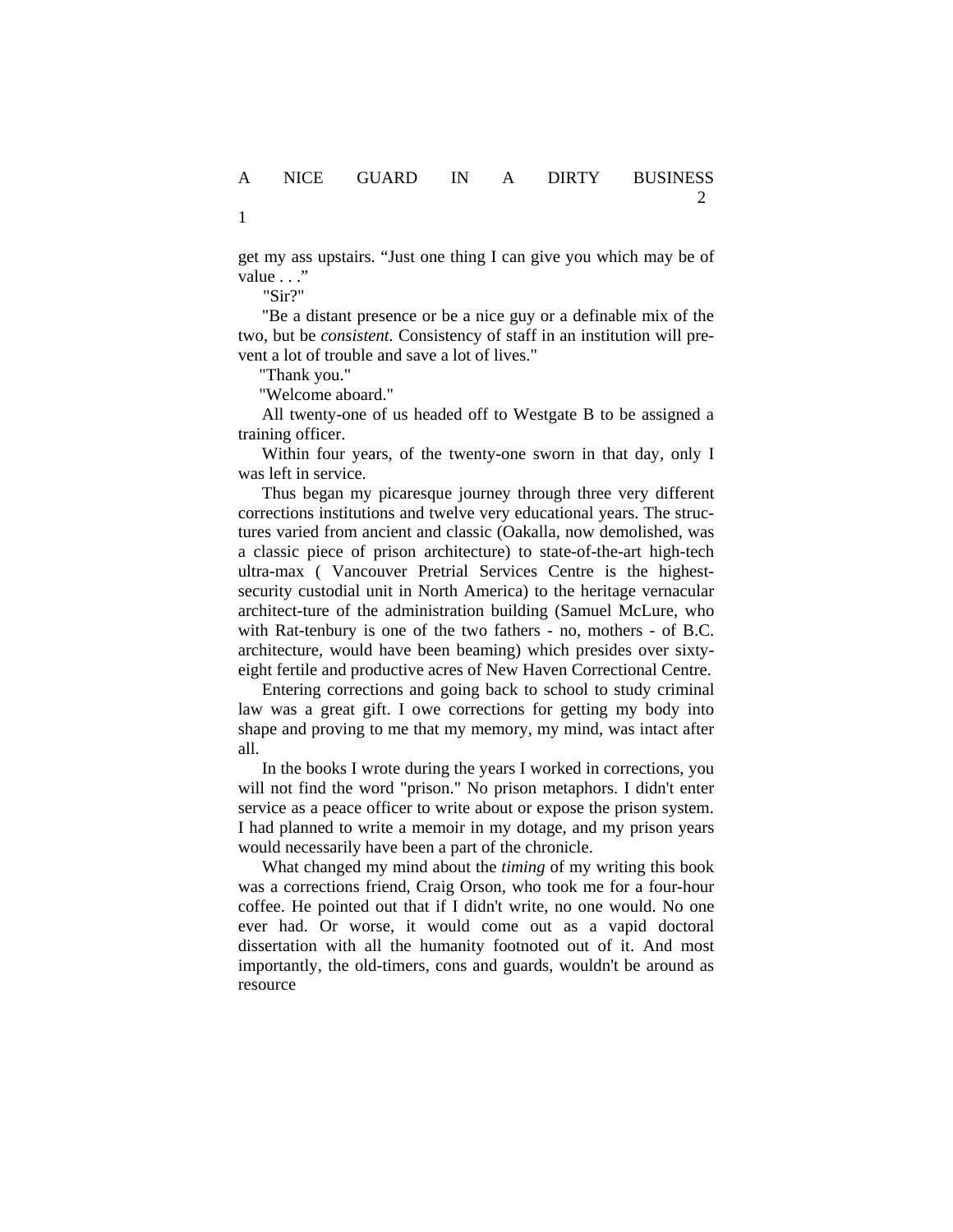get my ass upstairs. “Just one thing I can give you which may be of value . . .”

"Sir?"

"Be a distant presence or be a nice guy or a definable mix of the two, but be *consistent.* Consistency of staff in an institution will prevent a lot of trouble and save a lot of lives."

"Thank you."

"Welcome aboard."

All twenty-one of us headed off to Westgate B to be assigned a training officer.

Within four years, of the twenty-one sworn in that day, only I was left in service.

Thus began my picaresque journey through three very different corrections institutions and twelve very educational years. The structures varied from ancient and classic (Oakalla, now demolished, was a classic piece of prison architecture) to state-of-the-art high-tech ultra-max ( Vancouver Pretrial Services Centre is the highest-security custodial unit in North America) to the heritage vernacular architect-ture of the administration building (Samuel McLure, who with Rat-tenbury is one of the two fathers - no, mothers - of B.C. architecture, would have been beaming) which presides over sixty-eight fertile and productive acres of New Haven Correctional Centre.

Entering corrections and going back to school to study criminal law was a great gift. I owe corrections for getting my body into shape and proving to me that my memory, my mind, was intact after all.

In the books I wrote during the years I worked in corrections, you will not find the word "prison." No prison metaphors. I didn't enter service as a peace officer to write about or expose the prison system. I had planned to write a memoir in my dotage, and my prison years would necessarily have been a part of the chronicle.

What changed my mind about the *timing* of my writing this book was a corrections friend, Craig Orson, who took me for a four-hour coffee. He pointed out that if I didn't write, no one would. No one ever had. Or worse, it would come out as a vapid doctoral dissertation with all the humanity footnoted out of it. And most importantly, the old-timers, cons and guards, wouldn't be around as resource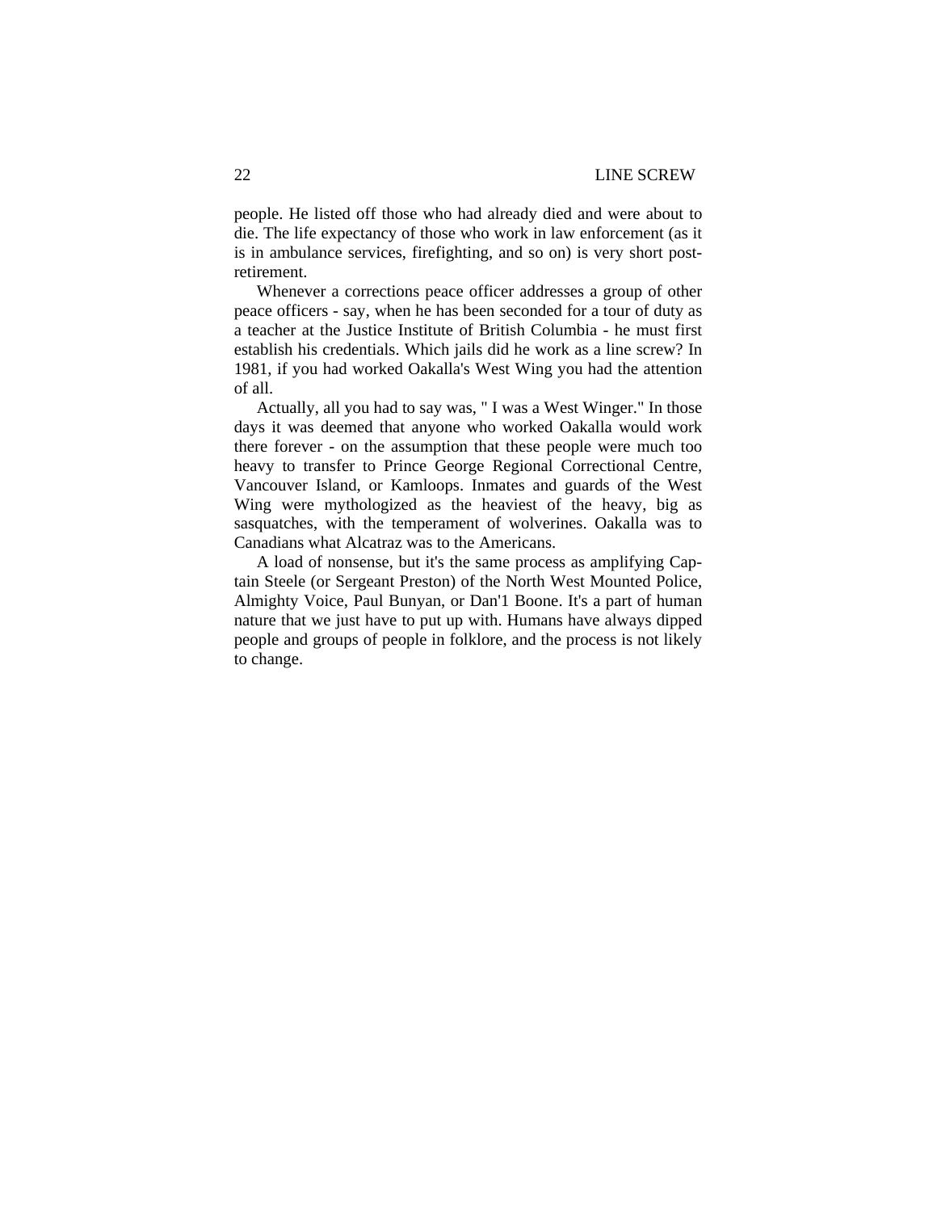people. He listed off those who had already died and were about to die. The life expectancy of those who work in law enforcement (as it is in ambulance services, firefighting, and so on) is very short post-retirement.

Whenever a corrections peace officer addresses a group of other peace officers - say, when he has been seconded for a tour of duty as a teacher at the Justice Institute of British Columbia - he must first establish his credentials. Which jails did he work as a line screw? In 1981, if you had worked Oakalla's West Wing you had the attention of all.

Actually, all you had to say was, " I was a West Winger." In those days it was deemed that anyone who worked Oakalla would work there forever - on the assumption that these people were much too heavy to transfer to Prince George Regional Correctional Centre, Vancouver Island, or Kamloops. Inmates and guards of the West Wing were mythologized as the heaviest of the heavy, big as sasquatches, with the temperament of wolverines. Oakalla was to Canadians what Alcatraz was to the Americans.

A load of nonsense, but it's the same process as amplifying Captain Steele (or Sergeant Preston) of the North West Mounted Police, Almighty Voice, Paul Bunyan, or Dan'l Boone. It's a part of human nature that we just have to put up with. Humans have always dipped people and groups of people in folklore, and the process is not likely to change.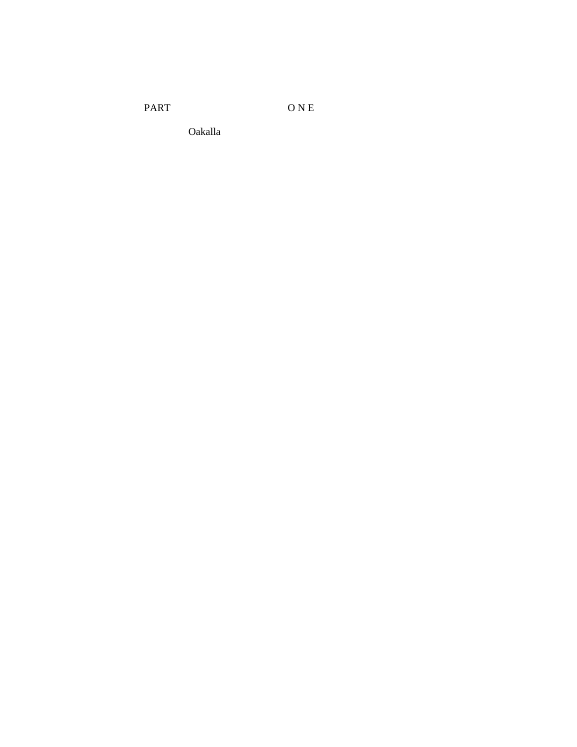# PART ONE

## Oakalla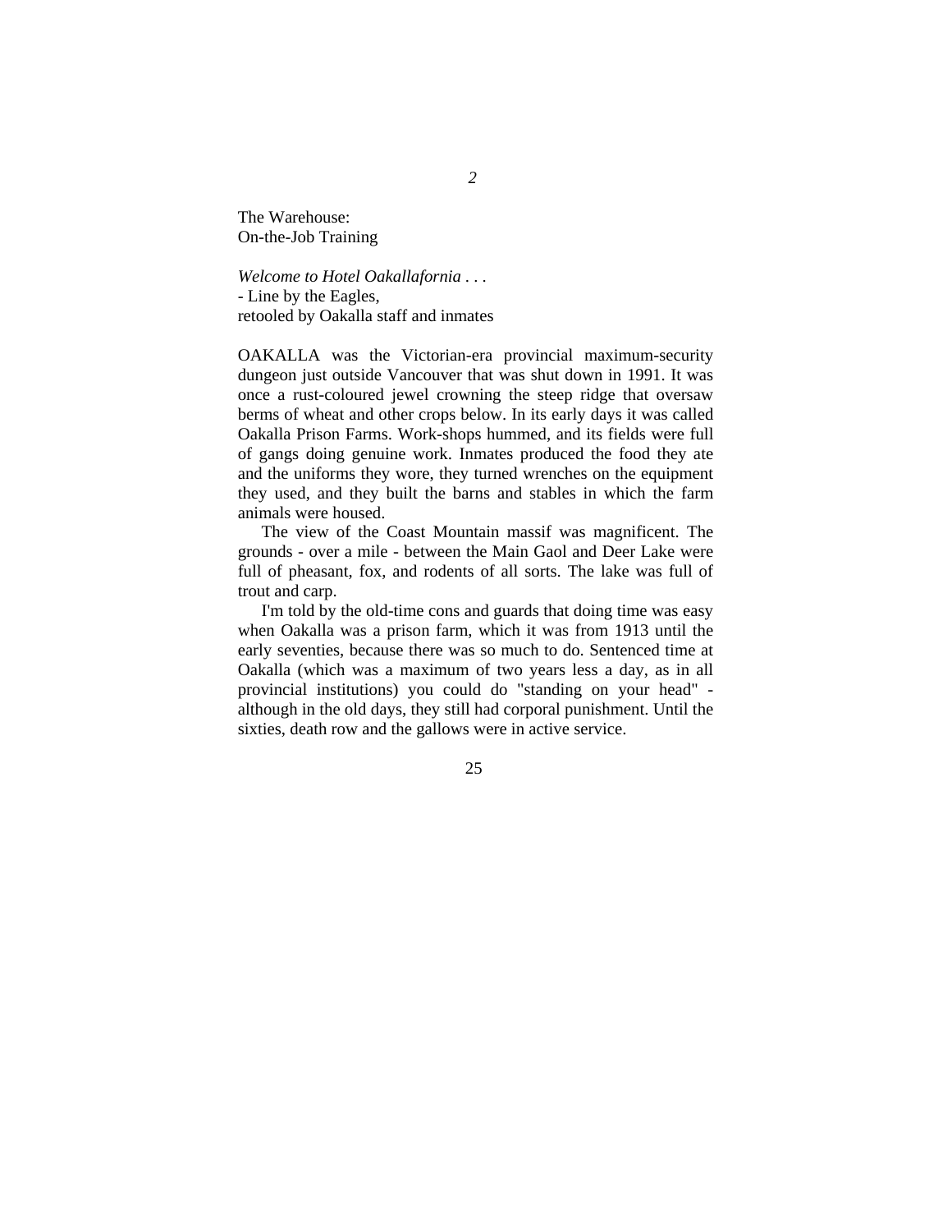# 2

## The Warehouse: On-the-Job Training

*Welcome to Hotel Oakallafornia . . .*
- Line by the Eagles,
retooled by Oakalla staff and inmates

OAKALLA was the Victorian-era provincial maximum-security dungeon just outside Vancouver that was shut down in 1991. It was once a rust-coloured jewel crowning the steep ridge that oversaw berms of wheat and other crops below. In its early days it was called Oakalla Prison Farms. Work-shops hummed, and its fields were full of gangs doing genuine work. Inmates produced the food they ate and the uniforms they wore, they turned wrenches on the equipment they used, and they built the barns and stables in which the farm animals were housed.

The view of the Coast Mountain massif was magnificent. The grounds - over a mile - between the Main Gaol and Deer Lake were full of pheasant, fox, and rodents of all sorts. The lake was full of trout and carp.

I'm told by the old-time cons and guards that doing time was easy when Oakalla was a prison farm, which it was from 1913 until the early seventies, because there was so much to do. Sentenced time at Oakalla (which was a maximum of two years less a day, as in all provincial institutions) you could do "standing on your head" - although in the old days, they still had corporal punishment. Until the sixties, death row and the gallows were in active service.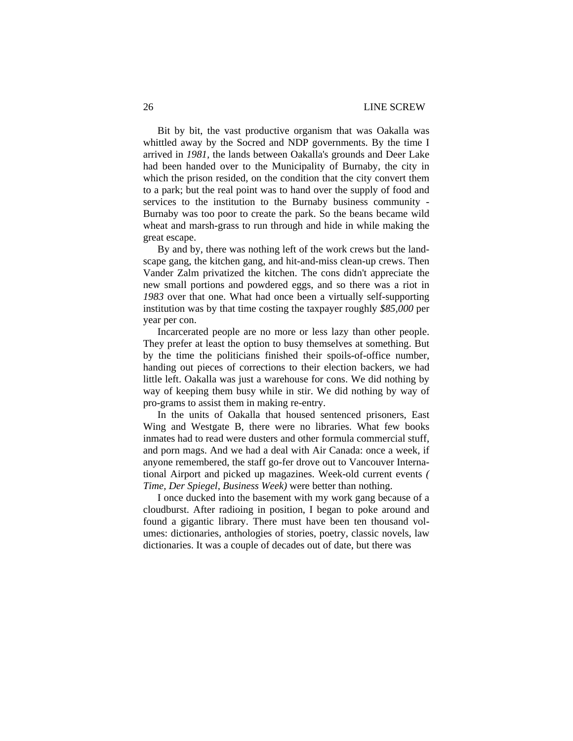Bit by bit, the vast productive organism that was Oakalla was whittled away by the Socred and NDP governments. By the time I arrived in *1981*, the lands between Oakalla's grounds and Deer Lake had been handed over to the Municipality of Burnaby, the city in which the prison resided, on the condition that the city convert them to a park; but the real point was to hand over the supply of food and services to the institution to the Burnaby business community - Burnaby was too poor to create the park. So the beans became wild wheat and marsh-grass to run through and hide in while making the great escape.

By and by, there was nothing left of the work crews but the landscape gang, the kitchen gang, and hit-and-miss clean-up crews. Then Vander Zalm privatized the kitchen. The cons didn't appreciate the new small portions and powdered eggs, and so there was a riot in *1983* over that one. What had once been a virtually self-supporting institution was by that time costing the taxpayer roughly *$85,000* per year per con.

Incarcerated people are no more or less lazy than other people. They prefer at least the option to busy themselves at something. But by the time the politicians finished their spoils-of-office number, handing out pieces of corrections to their election backers, we had little left. Oakalla was just a warehouse for cons. We did nothing by way of keeping them busy while in stir. We did nothing by way of pro-grams to assist them in making re-entry.

In the units of Oakalla that housed sentenced prisoners, East Wing and Westgate B, there were no libraries. What few books inmates had to read were dusters and other formula commercial stuff, and porn mags. And we had a deal with Air Canada: once a week, if anyone remembered, the staff go-fer drove out to Vancouver International Airport and picked up magazines. Week-old current events *( Time, Der Spiegel, Business Week)* were better than nothing.

I once ducked into the basement with my work gang because of a cloudburst. After radioing in position, I began to poke around and found a gigantic library. There must have been ten thousand volumes: dictionaries, anthologies of stories, poetry, classic novels, law dictionaries. It was a couple of decades out of date, but there was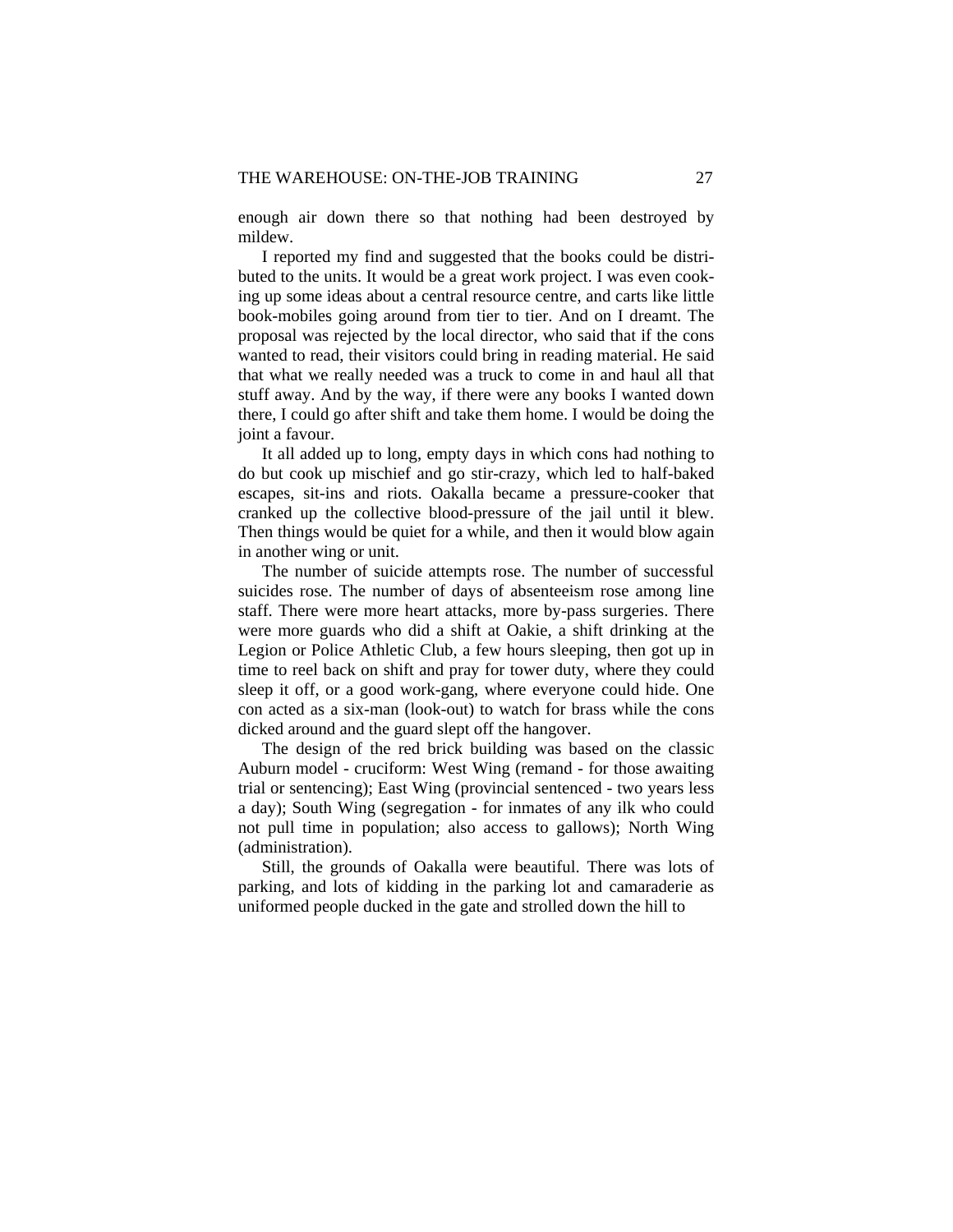enough air down there so that nothing had been destroyed by mildew.

I reported my find and suggested that the books could be distributed to the units. It would be a great work project. I was even cooking up some ideas about a central resource centre, and carts like little book-mobiles going around from tier to tier. And on I dreamt. The proposal was rejected by the local director, who said that if the cons wanted to read, their visitors could bring in reading material. He said that what we really needed was a truck to come in and haul all that stuff away. And by the way, if there were any books I wanted down there, I could go after shift and take them home. I would be doing the joint a favour.

It all added up to long, empty days in which cons had nothing to do but cook up mischief and go stir-crazy, which led to half-baked escapes, sit-ins and riots. Oakalla became a pressure-cooker that cranked up the collective blood-pressure of the jail until it blew. Then things would be quiet for a while, and then it would blow again in another wing or unit.

The number of suicide attempts rose. The number of successful suicides rose. The number of days of absenteeism rose among line staff. There were more heart attacks, more by-pass surgeries. There were more guards who did a shift at Oakie, a shift drinking at the Legion or Police Athletic Club, a few hours sleeping, then got up in time to reel back on shift and pray for tower duty, where they could sleep it off, or a good work-gang, where everyone could hide. One con acted as a six-man (look-out) to watch for brass while the cons dicked around and the guard slept off the hangover.

The design of the red brick building was based on the classic Auburn model - cruciform: West Wing (remand - for those awaiting trial or sentencing); East Wing (provincial sentenced - two years less a day); South Wing (segregation - for inmates of any ilk who could not pull time in population; also access to gallows); North Wing (administration).

Still, the grounds of Oakalla were beautiful. There was lots of parking, and lots of kidding in the parking lot and camaraderie as uniformed people ducked in the gate and strolled down the hill to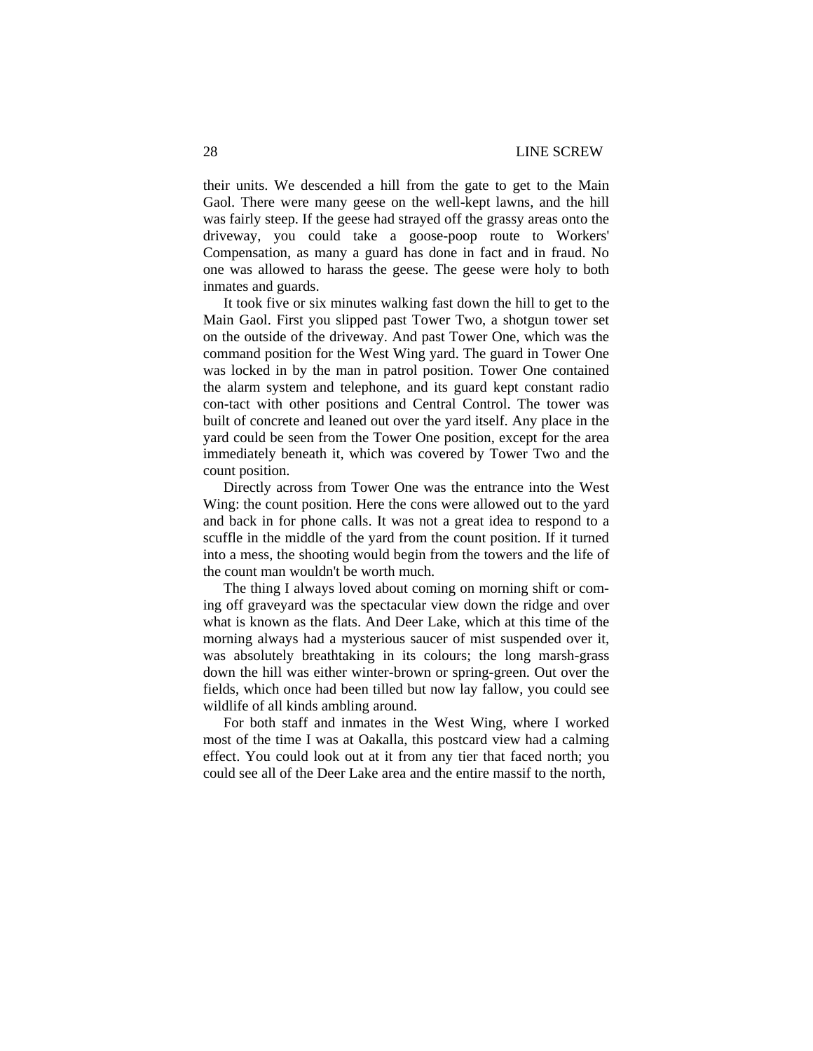their units. We descended a hill from the gate to get to the Main Gaol. There were many geese on the well-kept lawns, and the hill was fairly steep. If the geese had strayed off the grassy areas onto the driveway, you could take a goose-poop route to Workers' Compensation, as many a guard has done in fact and in fraud. No one was allowed to harass the geese. The geese were holy to both inmates and guards.

It took five or six minutes walking fast down the hill to get to the Main Gaol. First you slipped past Tower Two, a shotgun tower set on the outside of the driveway. And past Tower One, which was the command position for the West Wing yard. The guard in Tower One was locked in by the man in patrol position. Tower One contained the alarm system and telephone, and its guard kept constant radio con-tact with other positions and Central Control. The tower was built of concrete and leaned out over the yard itself. Any place in the yard could be seen from the Tower One position, except for the area immediately beneath it, which was covered by Tower Two and the count position.

Directly across from Tower One was the entrance into the West Wing: the count position. Here the cons were allowed out to the yard and back in for phone calls. It was not a great idea to respond to a scuffle in the middle of the yard from the count position. If it turned into a mess, the shooting would begin from the towers and the life of the count man wouldn't be worth much.

The thing I always loved about coming on morning shift or coming off graveyard was the spectacular view down the ridge and over what is known as the flats. And Deer Lake, which at this time of the morning always had a mysterious saucer of mist suspended over it, was absolutely breathtaking in its colours; the long marsh-grass down the hill was either winter-brown or spring-green. Out over the fields, which once had been tilled but now lay fallow, you could see wildlife of all kinds ambling around.

For both staff and inmates in the West Wing, where I worked most of the time I was at Oakalla, this postcard view had a calming effect. You could look out at it from any tier that faced north; you could see all of the Deer Lake area and the entire massif to the north,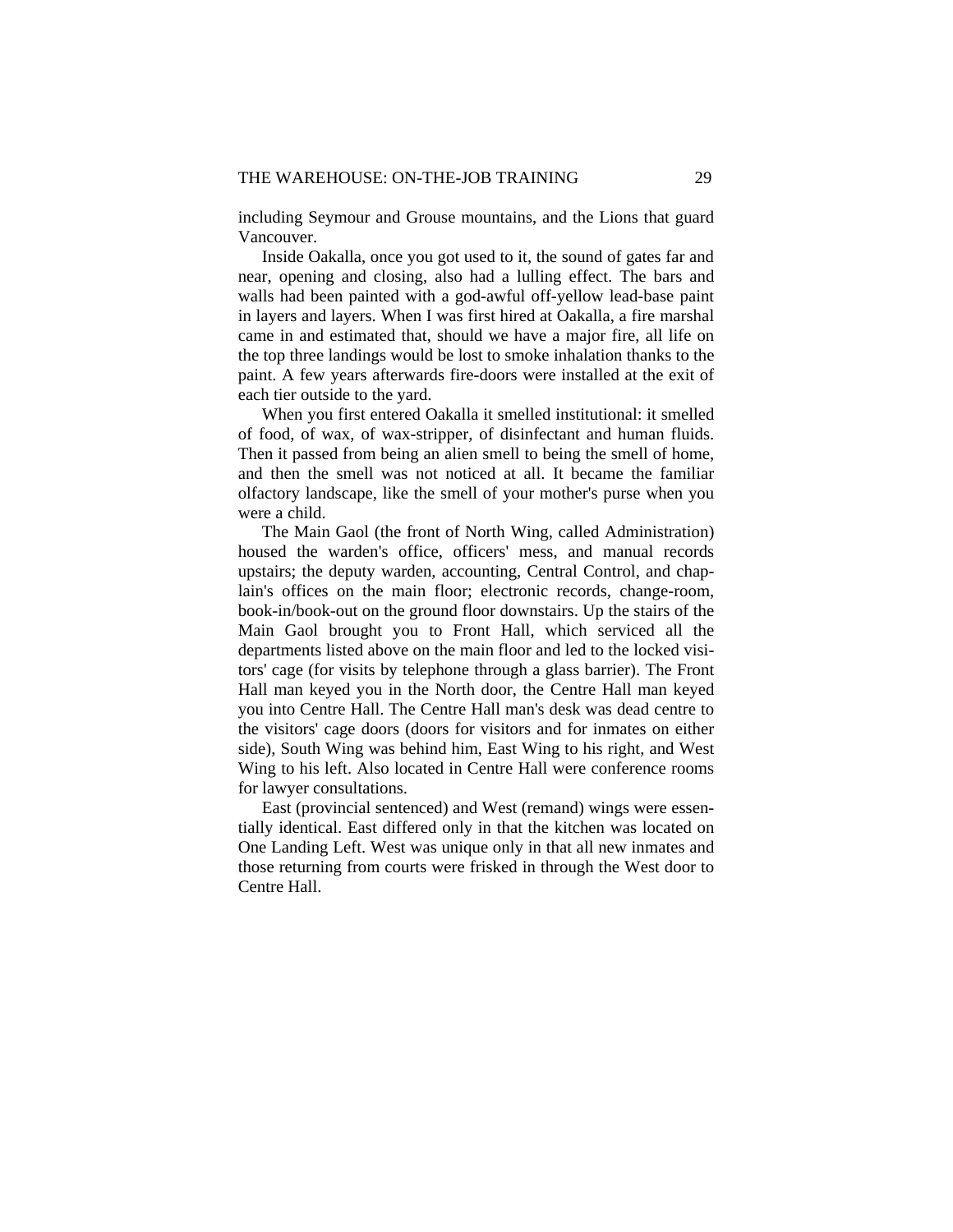including Seymour and Grouse mountains, and the Lions that guard Vancouver.

Inside Oakalla, once you got used to it, the sound of gates far and near, opening and closing, also had a lulling effect. The bars and walls had been painted with a god-awful off-yellow lead-base paint in layers and layers. When I was first hired at Oakalla, a fire marshal came in and estimated that, should we have a major fire, all life on the top three landings would be lost to smoke inhalation thanks to the paint. A few years afterwards fire-doors were installed at the exit of each tier outside to the yard.

When you first entered Oakalla it smelled institutional: it smelled of food, of wax, of wax-stripper, of disinfectant and human fluids. Then it passed from being an alien smell to being the smell of home, and then the smell was not noticed at all. It became the familiar olfactory landscape, like the smell of your mother's purse when you were a child.

The Main Gaol (the front of North Wing, called Administration) housed the warden's office, officers' mess, and manual records upstairs; the deputy warden, accounting, Central Control, and chaplain's offices on the main floor; electronic records, change-room, book-in/book-out on the ground floor downstairs. Up the stairs of the Main Gaol brought you to Front Hall, which serviced all the departments listed above on the main floor and led to the locked visitors' cage (for visits by telephone through a glass barrier). The Front Hall man keyed you in the North door, the Centre Hall man keyed you into Centre Hall. The Centre Hall man's desk was dead centre to the visitors' cage doors (doors for visitors and for inmates on either side), South Wing was behind him, East Wing to his right, and West Wing to his left. Also located in Centre Hall were conference rooms for lawyer consultations.

East (provincial sentenced) and West (remand) wings were essentially identical. East differed only in that the kitchen was located on One Landing Left. West was unique only in that all new inmates and those returning from courts were frisked in through the West door to Centre Hall.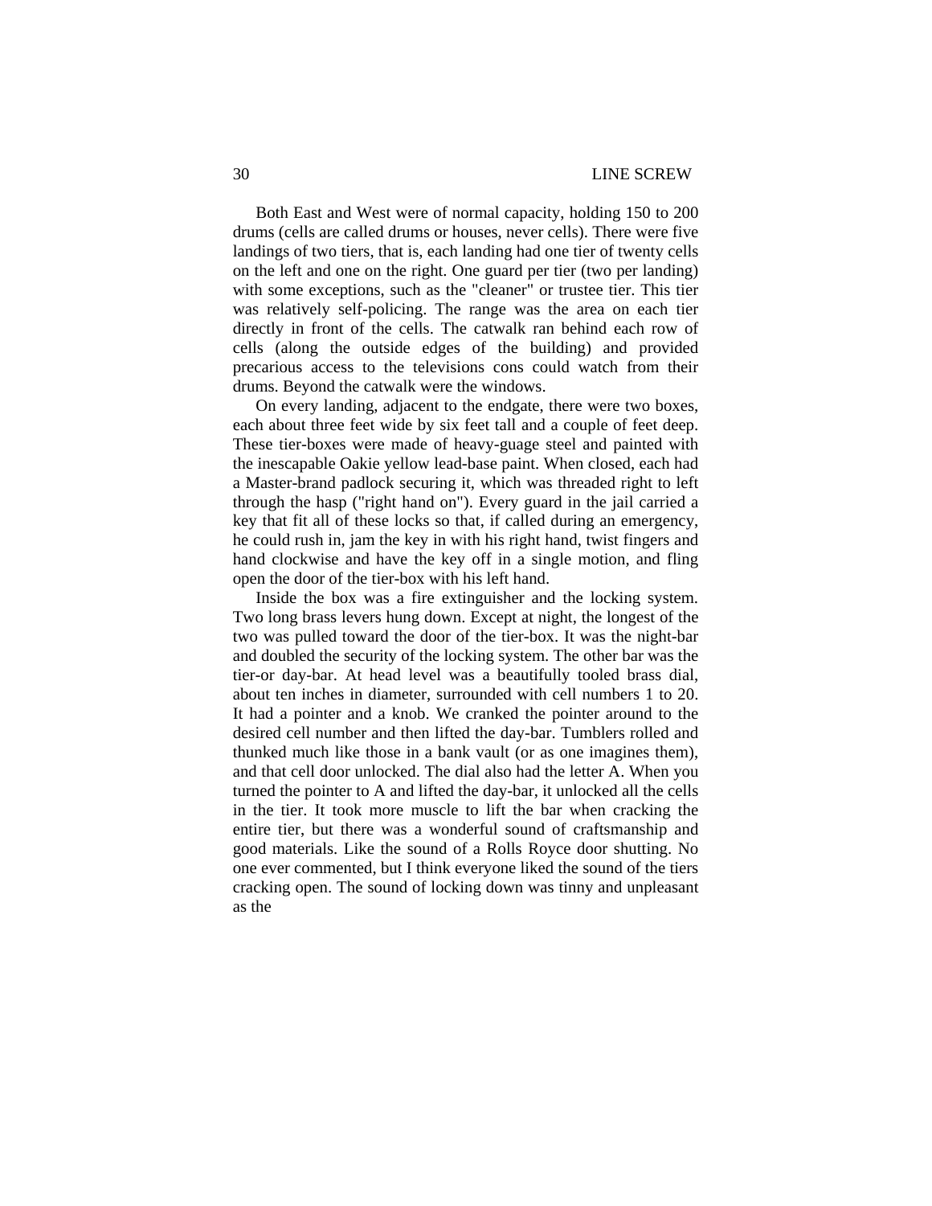Both East and West were of normal capacity, holding 150 to 200 drums (cells are called drums or houses, never cells). There were five landings of two tiers, that is, each landing had one tier of twenty cells on the left and one on the right. One guard per tier (two per landing) with some exceptions, such as the "cleaner" or trustee tier. This tier was relatively self-policing. The range was the area on each tier directly in front of the cells. The catwalk ran behind each row of cells (along the outside edges of the building) and provided precarious access to the televisions cons could watch from their drums. Beyond the catwalk were the windows.

On every landing, adjacent to the endgate, there were two boxes, each about three feet wide by six feet tall and a couple of feet deep. These tier-boxes were made of heavy-guage steel and painted with the inescapable Oakie yellow lead-base paint. When closed, each had a Master-brand padlock securing it, which was threaded right to left through the hasp ("right hand on"). Every guard in the jail carried a key that fit all of these locks so that, if called during an emergency, he could rush in, jam the key in with his right hand, twist fingers and hand clockwise and have the key off in a single motion, and fling open the door of the tier-box with his left hand.

Inside the box was a fire extinguisher and the locking system. Two long brass levers hung down. Except at night, the longest of the two was pulled toward the door of the tier-box. It was the night-bar and doubled the security of the locking system. The other bar was the tier-or day-bar. At head level was a beautifully tooled brass dial, about ten inches in diameter, surrounded with cell numbers 1 to 20. It had a pointer and a knob. We cranked the pointer around to the desired cell number and then lifted the day-bar. Tumblers rolled and thunked much like those in a bank vault (or as one imagines them), and that cell door unlocked. The dial also had the letter A. When you turned the pointer to A and lifted the day-bar, it unlocked all the cells in the tier. It took more muscle to lift the bar when cracking the entire tier, but there was a wonderful sound of craftsmanship and good materials. Like the sound of a Rolls Royce door shutting. No one ever commented, but I think everyone liked the sound of the tiers cracking open. The sound of locking down was tinny and unpleasant as the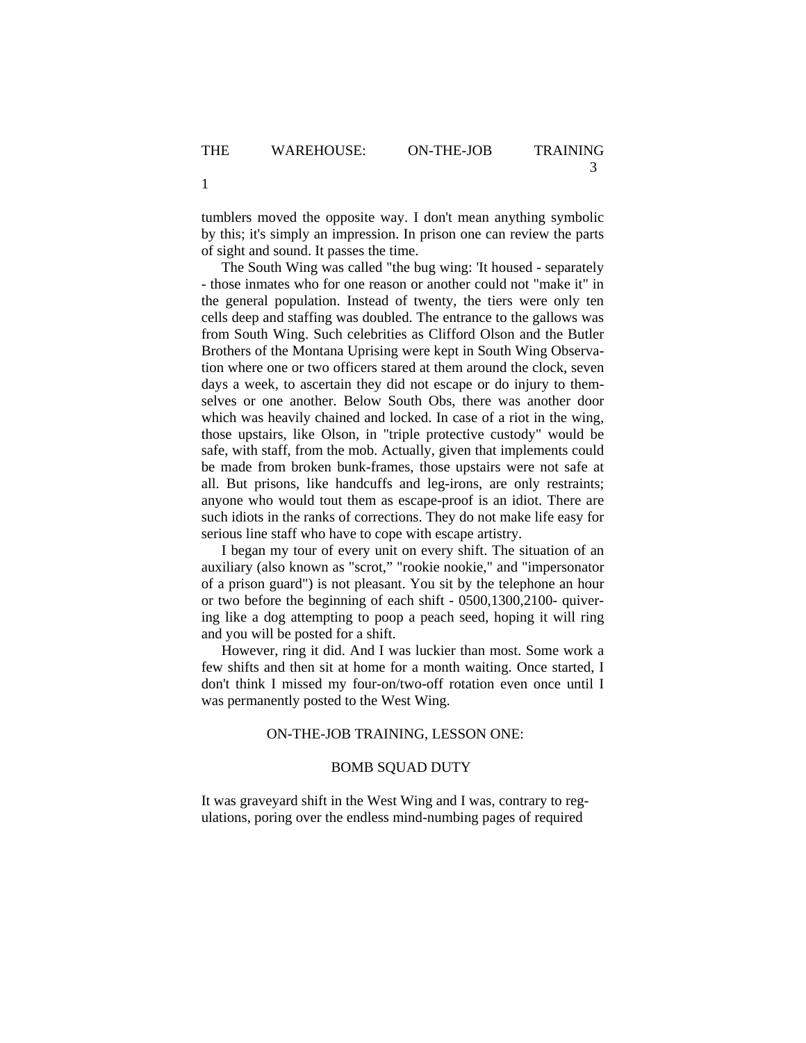tumblers moved the opposite way. I don't mean anything symbolic by this; it's simply an impression. In prison one can review the parts of sight and sound. It passes the time.

The South Wing was called "the bug wing: 'It housed - separately - those inmates who for one reason or another could not "make it" in the general population. Instead of twenty, the tiers were only ten cells deep and staffing was doubled. The entrance to the gallows was from South Wing. Such celebrities as Clifford Olson and the Butler Brothers of the Montana Uprising were kept in South Wing Observation where one or two officers stared at them around the clock, seven days a week, to ascertain they did not escape or do injury to themselves or one another. Below South Obs, there was another door which was heavily chained and locked. In case of a riot in the wing, those upstairs, like Olson, in "triple protective custody" would be safe, with staff, from the mob. Actually, given that implements could be made from broken bunk-frames, those upstairs were not safe at all. But prisons, like handcuffs and leg-irons, are only restraints; anyone who would tout them as escape-proof is an idiot. There are such idiots in the ranks of corrections. They do not make life easy for serious line staff who have to cope with escape artistry.

I began my tour of every unit on every shift. The situation of an auxiliary (also known as "scrot," "rookie nookie," and "impersonator of a prison guard") is not pleasant. You sit by the telephone an hour or two before the beginning of each shift - 0500,1300,2100- quivering like a dog attempting to poop a peach seed, hoping it will ring and you will be posted for a shift.

However, ring it did. And I was luckier than most. Some work a few shifts and then sit at home for a month waiting. Once started, I don't think I missed my four-on/two-off rotation even once until I was permanently posted to the West Wing.

## ON-THE-JOB TRAINING, LESSON ONE:

## BOMB SQUAD DUTY

It was graveyard shift in the West Wing and I was, contrary to regulations, poring over the endless mind-numbing pages of required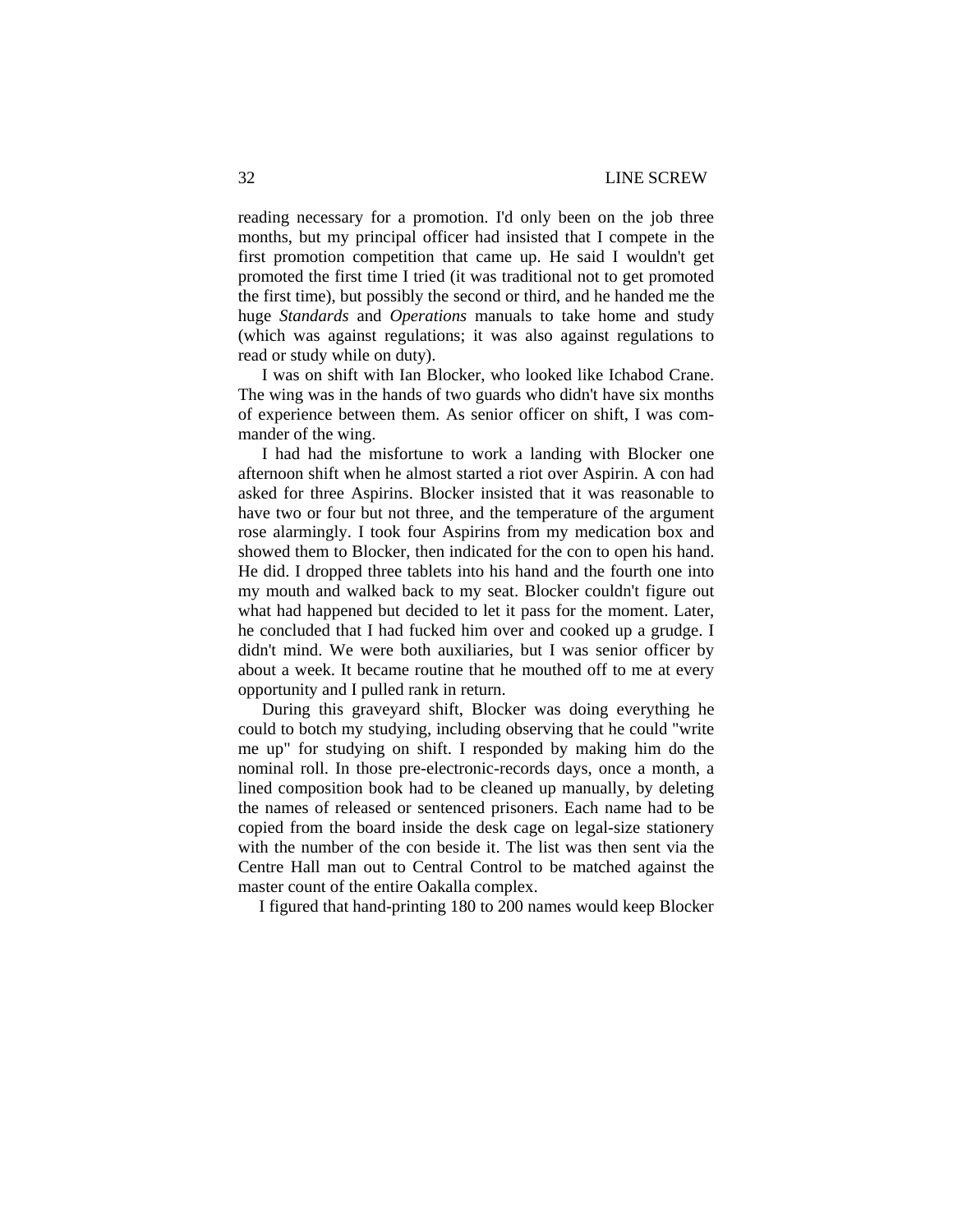reading necessary for a promotion. I'd only been on the job three months, but my principal officer had insisted that I compete in the first promotion competition that came up. He said I wouldn't get promoted the first time I tried (it was traditional not to get promoted the first time), but possibly the second or third, and he handed me the huge *Standards* and *Operations* manuals to take home and study (which was against regulations; it was also against regulations to read or study while on duty).

I was on shift with Ian Blocker, who looked like Ichabod Crane. The wing was in the hands of two guards who didn't have six months of experience between them. As senior officer on shift, I was commander of the wing.

I had had the misfortune to work a landing with Blocker one afternoon shift when he almost started a riot over Aspirin. A con had asked for three Aspirins. Blocker insisted that it was reasonable to have two or four but not three, and the temperature of the argument rose alarmingly. I took four Aspirins from my medication box and showed them to Blocker, then indicated for the con to open his hand. He did. I dropped three tablets into his hand and the fourth one into my mouth and walked back to my seat. Blocker couldn't figure out what had happened but decided to let it pass for the moment. Later, he concluded that I had fucked him over and cooked up a grudge. I didn't mind. We were both auxiliaries, but I was senior officer by about a week. It became routine that he mouthed off to me at every opportunity and I pulled rank in return.

During this graveyard shift, Blocker was doing everything he could to botch my studying, including observing that he could "write me up" for studying on shift. I responded by making him do the nominal roll. In those pre-electronic-records days, once a month, a lined composition book had to be cleaned up manually, by deleting the names of released or sentenced prisoners. Each name had to be copied from the board inside the desk cage on legal-size stationery with the number of the con beside it. The list was then sent via the Centre Hall man out to Central Control to be matched against the master count of the entire Oakalla complex.

I figured that hand-printing 180 to 200 names would keep Blocker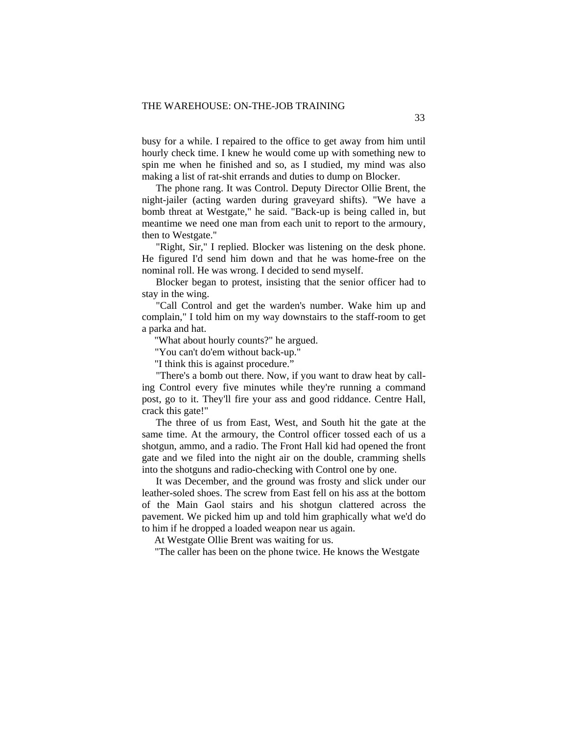busy for a while. I repaired to the office to get away from him until hourly check time. I knew he would come up with something new to spin me when he finished and so, as I studied, my mind was also making a list of rat-shit errands and duties to dump on Blocker.

The phone rang. It was Control. Deputy Director Ollie Brent, the night-jailer (acting warden during graveyard shifts). "We have a bomb threat at Westgate," he said. "Back-up is being called in, but meantime we need one man from each unit to report to the armoury, then to Westgate."

"Right, Sir," I replied. Blocker was listening on the desk phone. He figured I'd send him down and that he was home-free on the nominal roll. He was wrong. I decided to send myself.

Blocker began to protest, insisting that the senior officer had to stay in the wing.

"Call Control and get the warden's number. Wake him up and complain," I told him on my way downstairs to the staff-room to get a parka and hat.

"What about hourly counts?" he argued.

"You can't do'em without back-up."

"I think this is against procedure."

"There's a bomb out there. Now, if you want to draw heat by calling Control every five minutes while they're running a command post, go to it. They'll fire your ass and good riddance. Centre Hall, crack this gate!"

The three of us from East, West, and South hit the gate at the same time. At the armoury, the Control officer tossed each of us a shotgun, ammo, and a radio. The Front Hall kid had opened the front gate and we filed into the night air on the double, cramming shells into the shotguns and radio-checking with Control one by one.

It was December, and the ground was frosty and slick under our leather-soled shoes. The screw from East fell on his ass at the bottom of the Main Gaol stairs and his shotgun clattered across the pavement. We picked him up and told him graphically what we'd do to him if he dropped a loaded weapon near us again.

At Westgate Ollie Brent was waiting for us.

"The caller has been on the phone twice. He knows the Westgate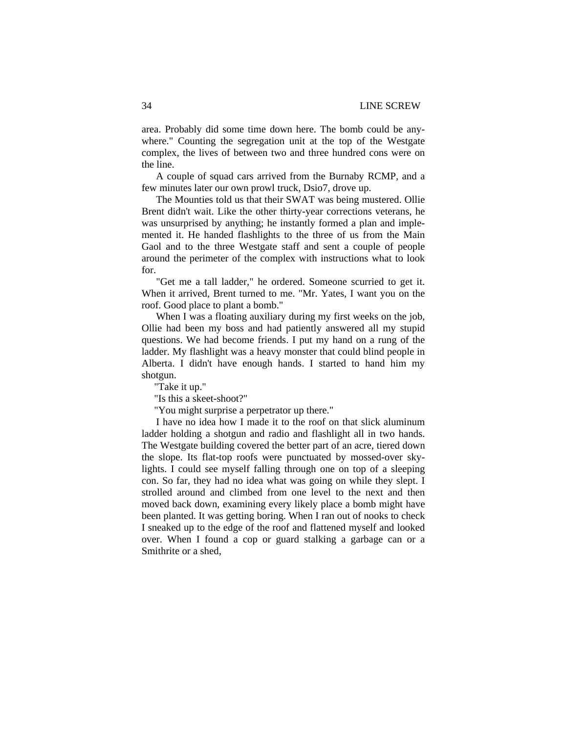area. Probably did some time down here. The bomb could be anywhere." Counting the segregation unit at the top of the Westgate complex, the lives of between two and three hundred cons were on the line.

A couple of squad cars arrived from the Burnaby RCMP, and a few minutes later our own prowl truck, Dsio7, drove up.

The Mounties told us that their SWAT was being mustered. Ollie Brent didn't wait. Like the other thirty-year corrections veterans, he was unsurprised by anything; he instantly formed a plan and implemented it. He handed flashlights to the three of us from the Main Gaol and to the three Westgate staff and sent a couple of people around the perimeter of the complex with instructions what to look for.

"Get me a tall ladder," he ordered. Someone scurried to get it. When it arrived, Brent turned to me. "Mr. Yates, I want you on the roof. Good place to plant a bomb."

When I was a floating auxiliary during my first weeks on the job, Ollie had been my boss and had patiently answered all my stupid questions. We had become friends. I put my hand on a rung of the ladder. My flashlight was a heavy monster that could blind people in Alberta. I didn't have enough hands. I started to hand him my shotgun.

"Take it up."

"Is this a skeet-shoot?"

"You might surprise a perpetrator up there."

I have no idea how I made it to the roof on that slick aluminum ladder holding a shotgun and radio and flashlight all in two hands. The Westgate building covered the better part of an acre, tiered down the slope. Its flat-top roofs were punctuated by mossed-over skylights. I could see myself falling through one on top of a sleeping con. So far, they had no idea what was going on while they slept. I strolled around and climbed from one level to the next and then moved back down, examining every likely place a bomb might have been planted. It was getting boring. When I ran out of nooks to check I sneaked up to the edge of the roof and flattened myself and looked over. When I found a cop or guard stalking a garbage can or a Smithrite or a shed,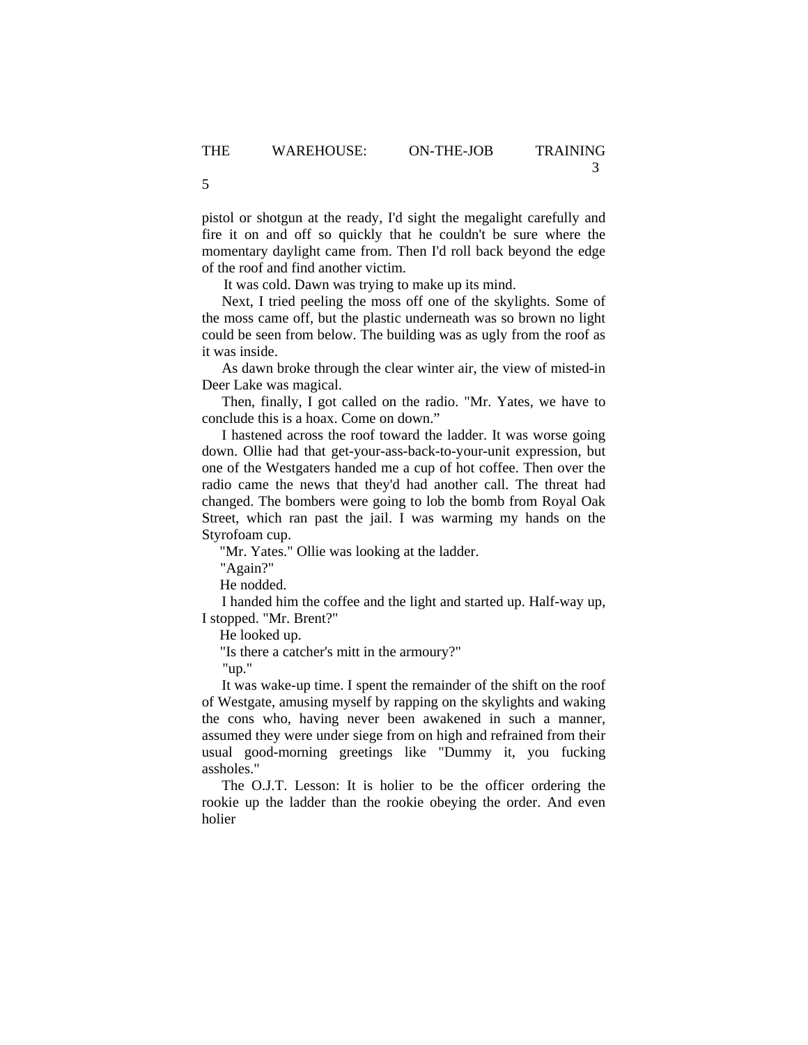pistol or shotgun at the ready, I'd sight the megalight carefully and fire it on and off so quickly that he couldn't be sure where the momentary daylight came from. Then I'd roll back beyond the edge of the roof and find another victim.

It was cold. Dawn was trying to make up its mind.

Next, I tried peeling the moss off one of the skylights. Some of the moss came off, but the plastic underneath was so brown no light could be seen from below. The building was as ugly from the roof as it was inside.

As dawn broke through the clear winter air, the view of misted-in Deer Lake was magical.

Then, finally, I got called on the radio. "Mr. Yates, we have to conclude this is a hoax. Come on down."

I hastened across the roof toward the ladder. It was worse going down. Ollie had that get-your-ass-back-to-your-unit expression, but one of the Westgaters handed me a cup of hot coffee. Then over the radio came the news that they'd had another call. The threat had changed. The bombers were going to lob the bomb from Royal Oak Street, which ran past the jail. I was warming my hands on the Styrofoam cup.

"Mr. Yates." Ollie was looking at the ladder.

"Again?"

He nodded.

I handed him the coffee and the light and started up. Half-way up, I stopped. "Mr. Brent?"

He looked up.

"Is there a catcher's mitt in the armoury?"

"up."

It was wake-up time. I spent the remainder of the shift on the roof of Westgate, amusing myself by rapping on the skylights and waking the cons who, having never been awakened in such a manner, assumed they were under siege from on high and refrained from their usual good-morning greetings like "Dummy it, you fucking assholes."

The O.J.T. Lesson: It is holier to be the officer ordering the rookie up the ladder than the rookie obeying the order. And even holier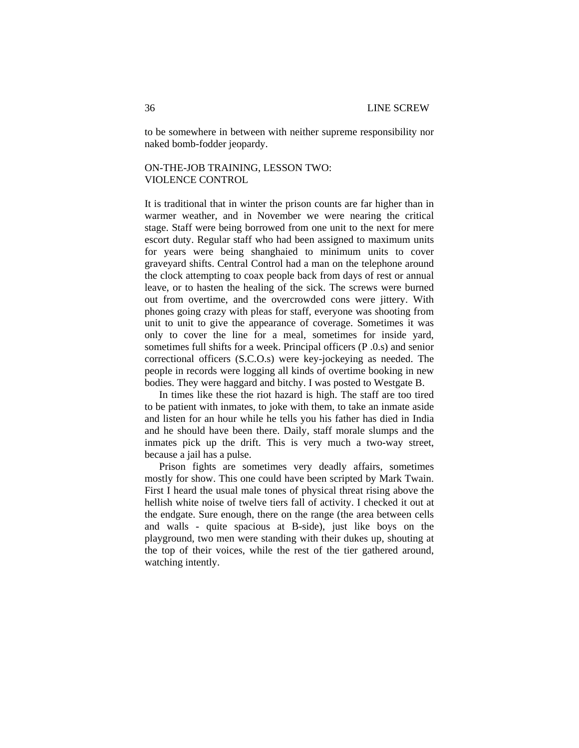to be somewhere in between with neither supreme responsibility nor naked bomb-fodder jeopardy.

## ON-THE-JOB TRAINING, LESSON TWO: VIOLENCE CONTROL

It is traditional that in winter the prison counts are far higher than in warmer weather, and in November we were nearing the critical stage. Staff were being borrowed from one unit to the next for mere escort duty. Regular staff who had been assigned to maximum units for years were being shanghaied to minimum units to cover graveyard shifts. Central Control had a man on the telephone around the clock attempting to coax people back from days of rest or annual leave, or to hasten the healing of the sick. The screws were burned out from overtime, and the overcrowded cons were jittery. With phones going crazy with pleas for staff, everyone was shooting from unit to unit to give the appearance of coverage. Sometimes it was only to cover the line for a meal, sometimes for inside yard, sometimes full shifts for a week. Principal officers (P .0.s) and senior correctional officers (S.C.O.s) were key-jockeying as needed. The people in records were logging all kinds of overtime booking in new bodies. They were haggard and bitchy. I was posted to Westgate B.

In times like these the riot hazard is high. The staff are too tired to be patient with inmates, to joke with them, to take an inmate aside and listen for an hour while he tells you his father has died in India and he should have been there. Daily, staff morale slumps and the inmates pick up the drift. This is very much a two-way street, because a jail has a pulse.

Prison fights are sometimes very deadly affairs, sometimes mostly for show. This one could have been scripted by Mark Twain. First I heard the usual male tones of physical threat rising above the hellish white noise of twelve tiers fall of activity. I checked it out at the endgate. Sure enough, there on the range (the area between cells and walls - quite spacious at B-side), just like boys on the playground, two men were standing with their dukes up, shouting at the top of their voices, while the rest of the tier gathered around, watching intently.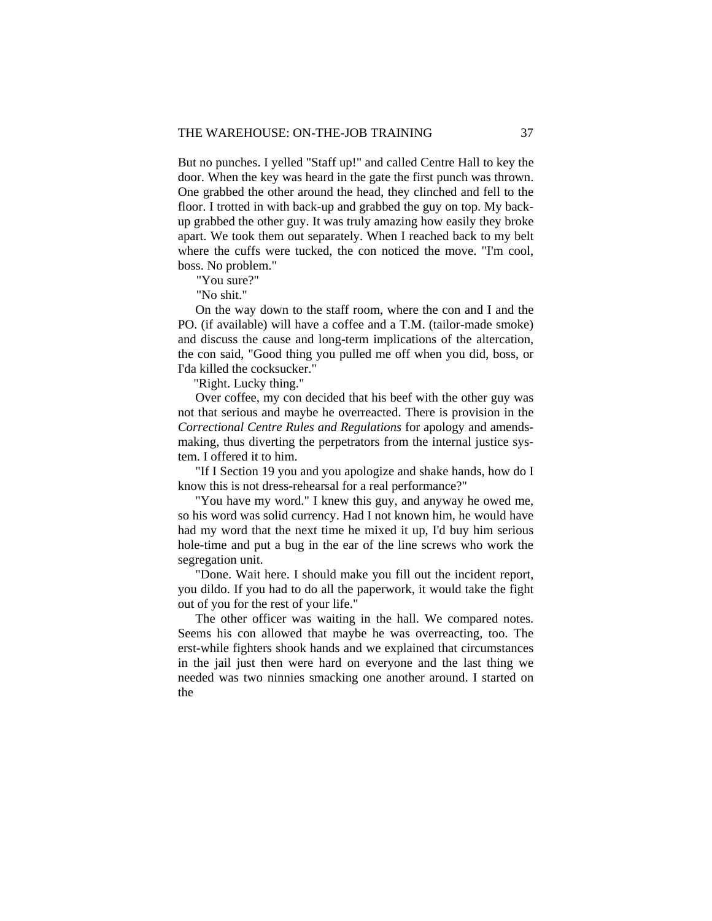But no punches. I yelled "Staff up!" and called Centre Hall to key the door. When the key was heard in the gate the first punch was thrown. One grabbed the other around the head, they clinched and fell to the floor. I trotted in with back-up and grabbed the guy on top. My back-up grabbed the other guy. It was truly amazing how easily they broke apart. We took them out separately. When I reached back to my belt where the cuffs were tucked, the con noticed the move. "I'm cool, boss. No problem."

"You sure?"

"No shit."

On the way down to the staff room, where the con and I and the PO. (if available) will have a coffee and a T.M. (tailor-made smoke) and discuss the cause and long-term implications of the altercation, the con said, "Good thing you pulled me off when you did, boss, or I'da killed the cocksucker."

"Right. Lucky thing."

Over coffee, my con decided that his beef with the other guy was not that serious and maybe he overreacted. There is provision in the *Correctional Centre Rules and Regulations* for apology and amends-making, thus diverting the perpetrators from the internal justice system. I offered it to him.

"If I Section 19 you and you apologize and shake hands, how do I know this is not dress-rehearsal for a real performance?"

"You have my word." I knew this guy, and anyway he owed me, so his word was solid currency. Had I not known him, he would have had my word that the next time he mixed it up, I'd buy him serious hole-time and put a bug in the ear of the line screws who work the segregation unit.

"Done. Wait here. I should make you fill out the incident report, you dildo. If you had to do all the paperwork, it would take the fight out of you for the rest of your life."

The other officer was waiting in the hall. We compared notes. Seems his con allowed that maybe he was overreacting, too. The erst-while fighters shook hands and we explained that circumstances in the jail just then were hard on everyone and the last thing we needed was two ninnies smacking one another around. I started on the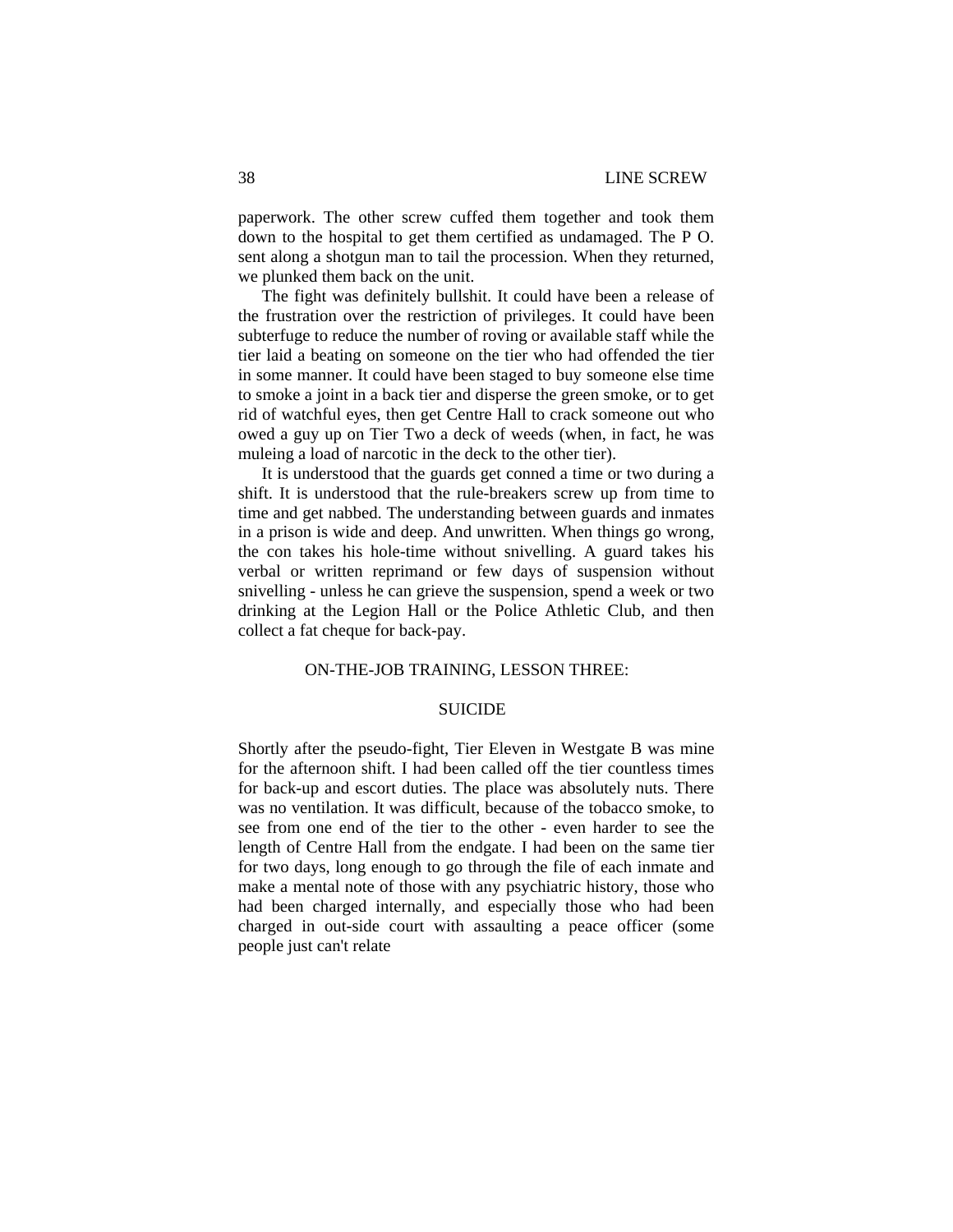paperwork. The other screw cuffed them together and took them down to the hospital to get them certified as undamaged. The P O. sent along a shotgun man to tail the procession. When they returned, we plunked them back on the unit.

The fight was definitely bullshit. It could have been a release of the frustration over the restriction of privileges. It could have been subterfuge to reduce the number of roving or available staff while the tier laid a beating on someone on the tier who had offended the tier in some manner. It could have been staged to buy someone else time to smoke a joint in a back tier and disperse the green smoke, or to get rid of watchful eyes, then get Centre Hall to crack someone out who owed a guy up on Tier Two a deck of weeds (when, in fact, he was muleing a load of narcotic in the deck to the other tier).

It is understood that the guards get conned a time or two during a shift. It is understood that the rule-breakers screw up from time to time and get nabbed. The understanding between guards and inmates in a prison is wide and deep. And unwritten. When things go wrong, the con takes his hole-time without snivelling. A guard takes his verbal or written reprimand or few days of suspension without snivelling - unless he can grieve the suspension, spend a week or two drinking at the Legion Hall or the Police Athletic Club, and then collect a fat cheque for back-pay.

## ON-THE-JOB TRAINING, LESSON THREE:

## SUICIDE

Shortly after the pseudo-fight, Tier Eleven in Westgate B was mine for the afternoon shift. I had been called off the tier countless times for back-up and escort duties. The place was absolutely nuts. There was no ventilation. It was difficult, because of the tobacco smoke, to see from one end of the tier to the other - even harder to see the length of Centre Hall from the endgate. I had been on the same tier for two days, long enough to go through the file of each inmate and make a mental note of those with any psychiatric history, those who had been charged internally, and especially those who had been charged in out-side court with assaulting a peace officer (some people just can't relate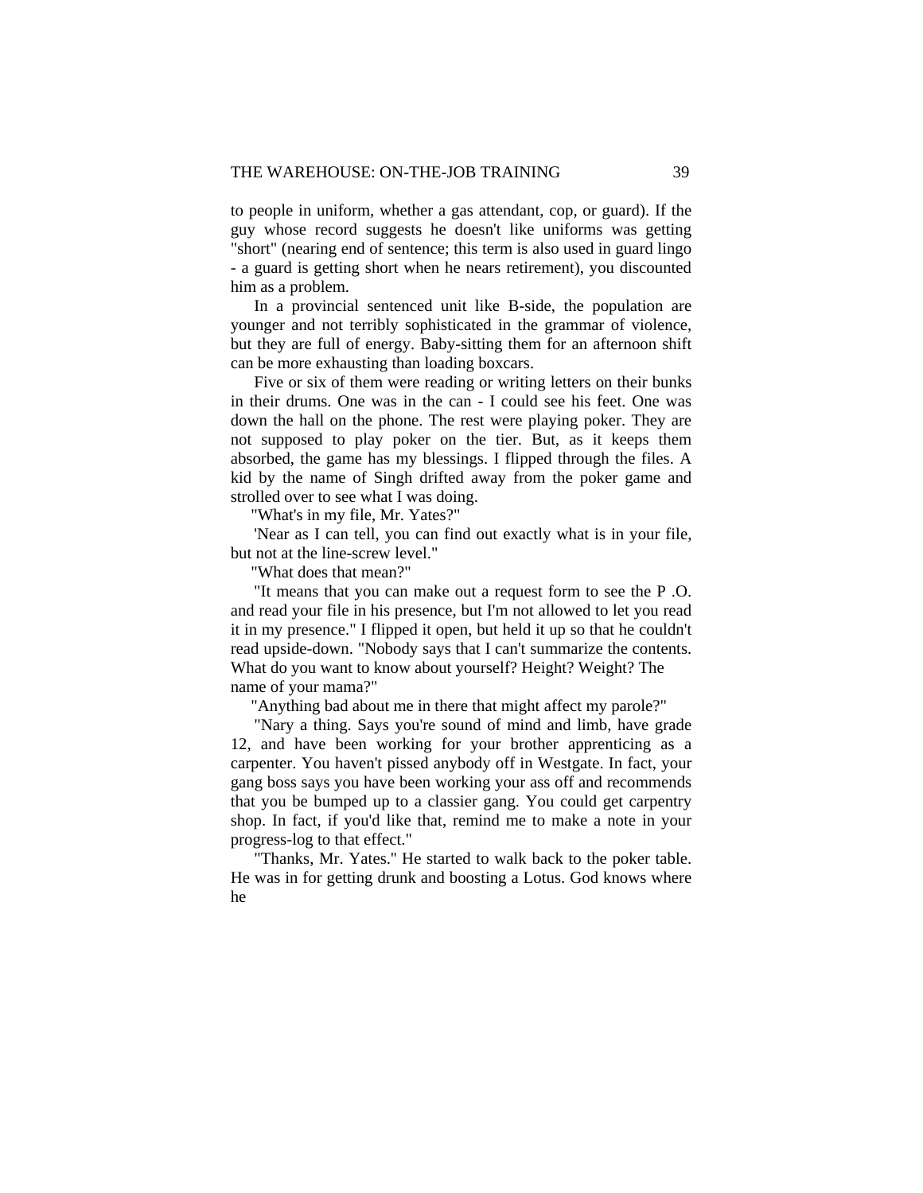to people in uniform, whether a gas attendant, cop, or guard). If the guy whose record suggests he doesn't like uniforms was getting "short" (nearing end of sentence; this term is also used in guard lingo - a guard is getting short when he nears retirement), you discounted him as a problem.

In a provincial sentenced unit like B-side, the population are younger and not terribly sophisticated in the grammar of violence, but they are full of energy. Baby-sitting them for an afternoon shift can be more exhausting than loading boxcars.

Five or six of them were reading or writing letters on their bunks in their drums. One was in the can - I could see his feet. One was down the hall on the phone. The rest were playing poker. They are not supposed to play poker on the tier. But, as it keeps them absorbed, the game has my blessings. I flipped through the files. A kid by the name of Singh drifted away from the poker game and strolled over to see what I was doing.

"What's in my file, Mr. Yates?"

'Near as I can tell, you can find out exactly what is in your file, but not at the line-screw level."

"What does that mean?"

"It means that you can make out a request form to see the P .O. and read your file in his presence, but I'm not allowed to let you read it in my presence." I flipped it open, but held it up so that he couldn't read upside-down. "Nobody says that I can't summarize the contents. What do you want to know about yourself? Height? Weight? The name of your mama?"

"Anything bad about me in there that might affect my parole?"

"Nary a thing. Says you're sound of mind and limb, have grade 12, and have been working for your brother apprenticing as a carpenter. You haven't pissed anybody off in Westgate. In fact, your gang boss says you have been working your ass off and recommends that you be bumped up to a classier gang. You could get carpentry shop. In fact, if you'd like that, remind me to make a note in your progress-log to that effect."

"Thanks, Mr. Yates." He started to walk back to the poker table. He was in for getting drunk and boosting a Lotus. God knows where he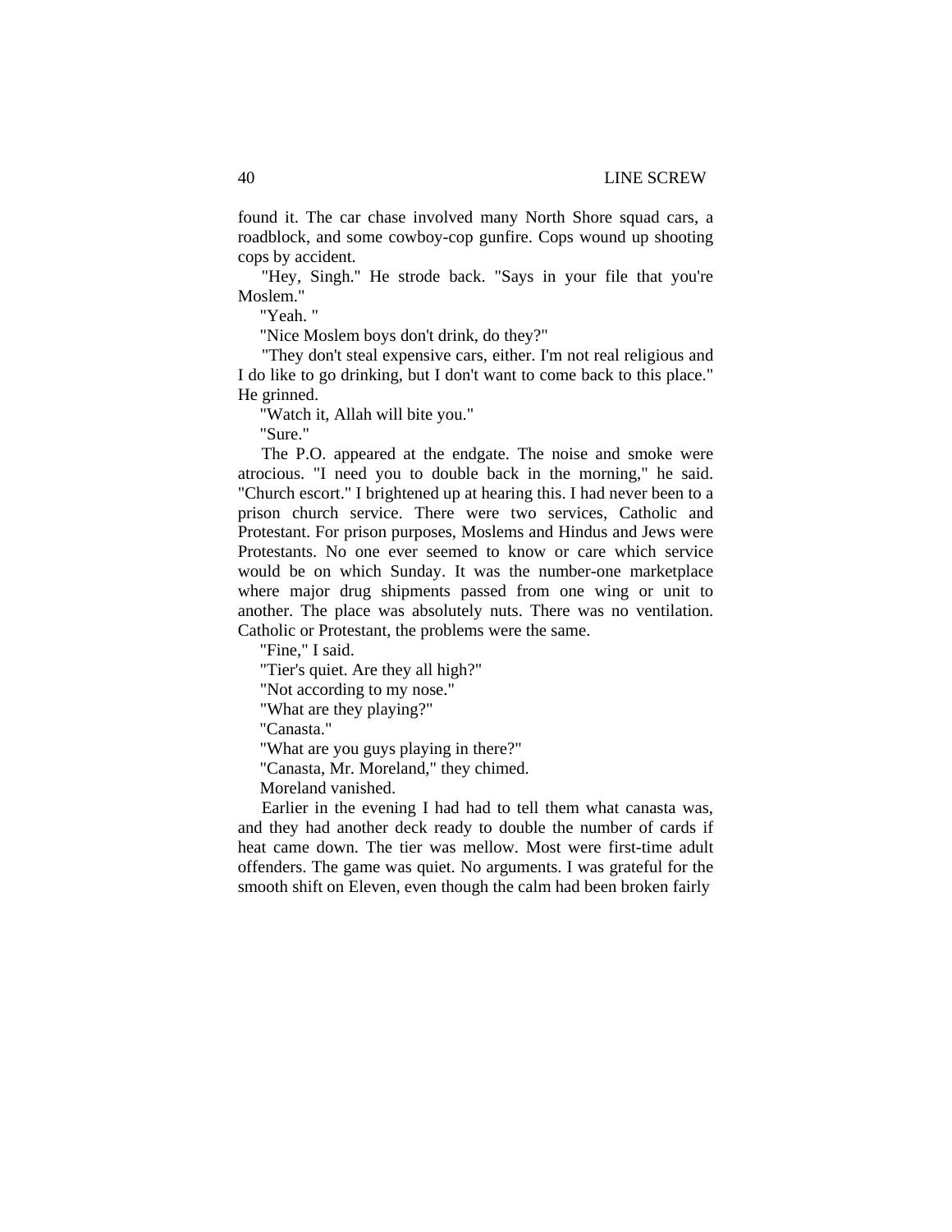found it. The car chase involved many North Shore squad cars, a roadblock, and some cowboy-cop gunfire. Cops wound up shooting cops by accident.

"Hey, Singh." He strode back. "Says in your file that you're Moslem."

"Yeah. "

"Nice Moslem boys don't drink, do they?"

"They don't steal expensive cars, either. I'm not real religious and I do like to go drinking, but I don't want to come back to this place." He grinned.

"Watch it, Allah will bite you."

"Sure."

The P.O. appeared at the endgate. The noise and smoke were atrocious. "I need you to double back in the morning," he said. "Church escort." I brightened up at hearing this. I had never been to a prison church service. There were two services, Catholic and Protestant. For prison purposes, Moslems and Hindus and Jews were Protestants. No one ever seemed to know or care which service would be on which Sunday. It was the number-one marketplace where major drug shipments passed from one wing or unit to another. The place was absolutely nuts. There was no ventilation. Catholic or Protestant, the problems were the same.

"Fine," I said.

"Tier's quiet. Are they all high?"

"Not according to my nose."

"What are they playing?"

"Canasta."

"What are you guys playing in there?"

"Canasta, Mr. Moreland," they chimed.

Moreland vanished.

Earlier in the evening I had had to tell them what canasta was, and they had another deck ready to double the number of cards if heat came down. The tier was mellow. Most were first-time adult offenders. The game was quiet. No arguments. I was grateful for the smooth shift on Eleven, even though the calm had been broken fairly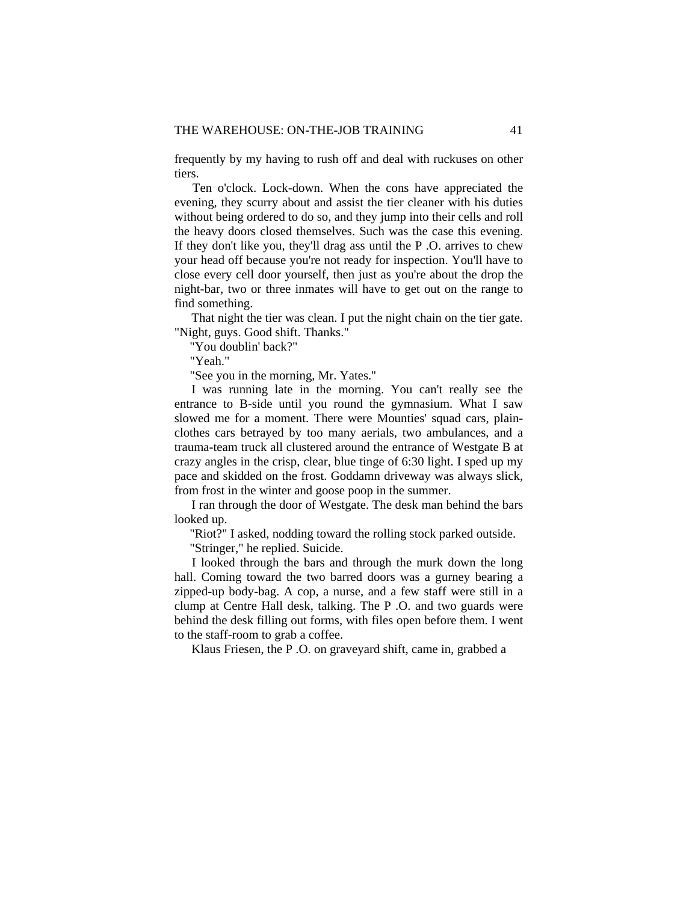frequently by my having to rush off and deal with ruckuses on other tiers.

Ten o'clock. Lock-down. When the cons have appreciated the evening, they scurry about and assist the tier cleaner with his duties without being ordered to do so, and they jump into their cells and roll the heavy doors closed themselves. Such was the case this evening. If they don't like you, they'll drag ass until the P .O. arrives to chew your head off because you're not ready for inspection. You'll have to close every cell door yourself, then just as you're about the drop the night-bar, two or three inmates will have to get out on the range to find something.

That night the tier was clean. I put the night chain on the tier gate. "Night, guys. Good shift. Thanks."

"You doublin' back?"

"Yeah."

"See you in the morning, Mr. Yates."

I was running late in the morning. You can't really see the entrance to B-side until you round the gymnasium. What I saw slowed me for a moment. There were Mounties' squad cars, plain-clothes cars betrayed by too many aerials, two ambulances, and a trauma-team truck all clustered around the entrance of Westgate B at crazy angles in the crisp, clear, blue tinge of 6:30 light. I sped up my pace and skidded on the frost. Goddamn driveway was always slick, from frost in the winter and goose poop in the summer.

I ran through the door of Westgate. The desk man behind the bars looked up.

"Riot?" I asked, nodding toward the rolling stock parked outside.

"Stringer," he replied. Suicide.

I looked through the bars and through the murk down the long hall. Coming toward the two barred doors was a gurney bearing a zipped-up body-bag. A cop, a nurse, and a few staff were still in a clump at Centre Hall desk, talking. The P .O. and two guards were behind the desk filling out forms, with files open before them. I went to the staff-room to grab a coffee.

Klaus Friesen, the P .O. on graveyard shift, came in, grabbed a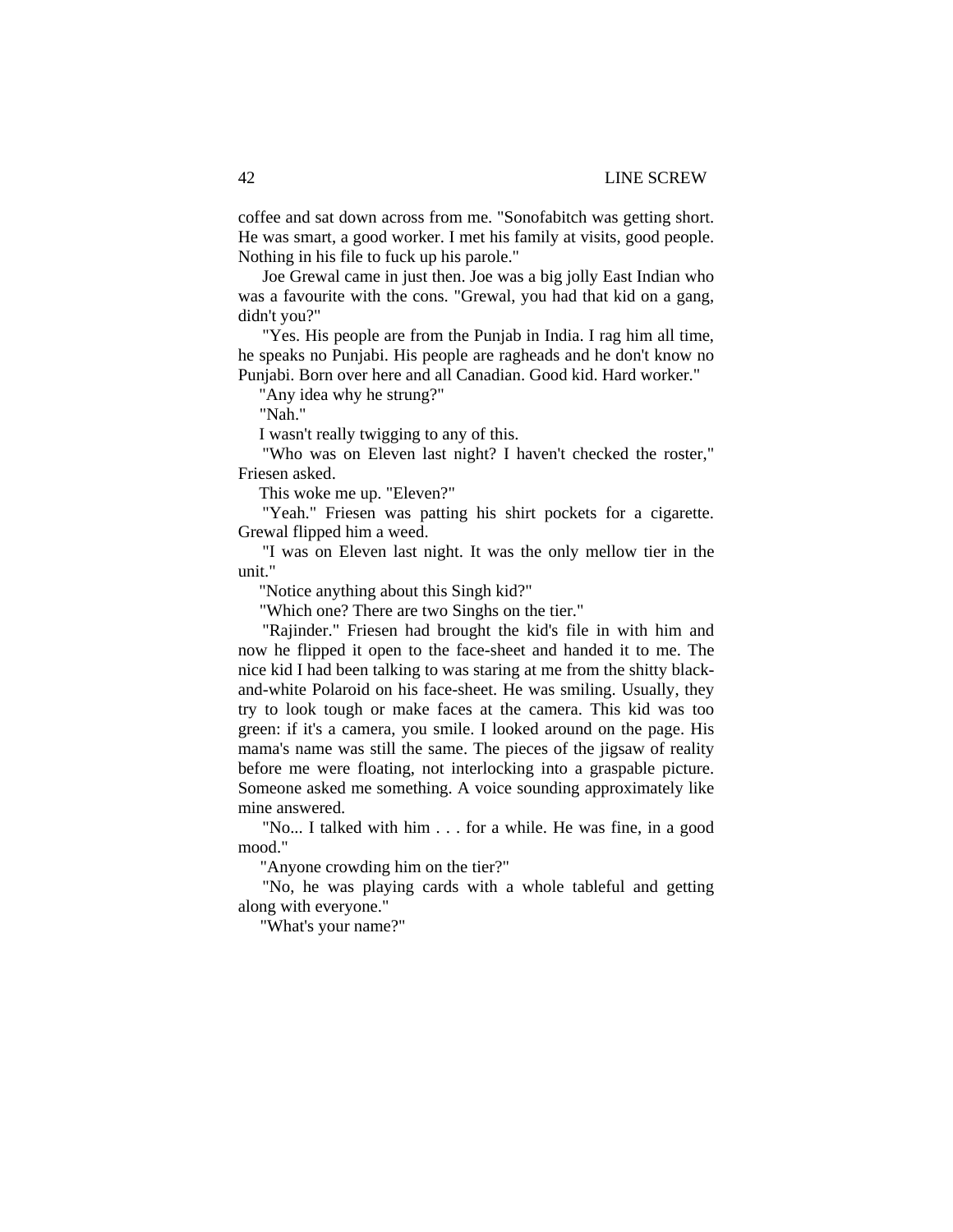coffee and sat down across from me. "Sonofabitch was getting short. He was smart, a good worker. I met his family at visits, good people. Nothing in his file to fuck up his parole."

Joe Grewal came in just then. Joe was a big jolly East Indian who was a favourite with the cons. "Grewal, you had that kid on a gang, didn't you?"

"Yes. His people are from the Punjab in India. I rag him all time, he speaks no Punjabi. His people are ragheads and he don't know no Punjabi. Born over here and all Canadian. Good kid. Hard worker."

"Any idea why he strung?"

"Nah."

I wasn't really twigging to any of this.

"Who was on Eleven last night? I haven't checked the roster," Friesen asked.

This woke me up. "Eleven?"

"Yeah." Friesen was patting his shirt pockets for a cigarette. Grewal flipped him a weed.

"I was on Eleven last night. It was the only mellow tier in the unit."

"Notice anything about this Singh kid?"

"Which one? There are two Singhs on the tier."

"Rajinder." Friesen had brought the kid's file in with him and now he flipped it open to the face-sheet and handed it to me. The nice kid I had been talking to was staring at me from the shitty black-and-white Polaroid on his face-sheet. He was smiling. Usually, they try to look tough or make faces at the camera. This kid was too green: if it's a camera, you smile. I looked around on the page. His mama's name was still the same. The pieces of the jigsaw of reality before me were floating, not interlocking into a graspable picture. Someone asked me something. A voice sounding approximately like mine answered.

"No... I talked with him . . . for a while. He was fine, in a good mood."

"Anyone crowding him on the tier?"

"No, he was playing cards with a whole tableful and getting along with everyone."

"What's your name?"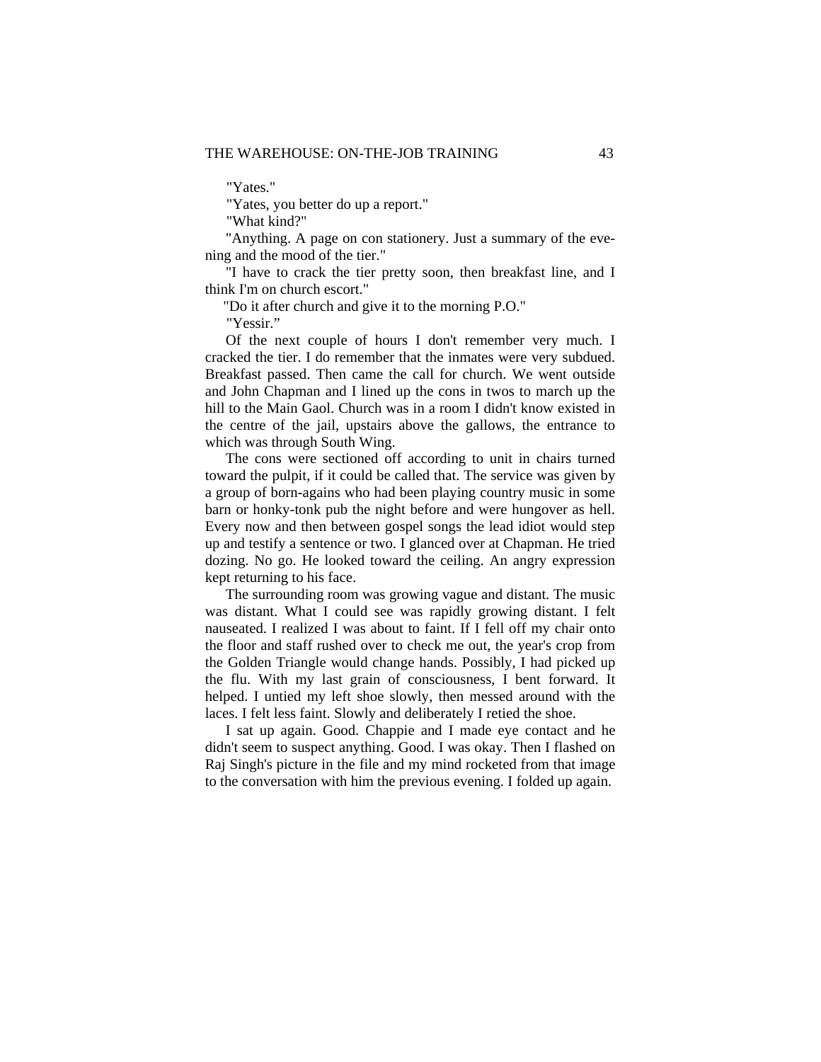"Yates."

"Yates, you better do up a report."

"What kind?"

"Anything. A page on con stationery. Just a summary of the evening and the mood of the tier."

"I have to crack the tier pretty soon, then breakfast line, and I think I'm on church escort."

"Do it after church and give it to the morning P.O."

"Yessir."

Of the next couple of hours I don't remember very much. I cracked the tier. I do remember that the inmates were very subdued. Breakfast passed. Then came the call for church. We went outside and John Chapman and I lined up the cons in twos to march up the hill to the Main Gaol. Church was in a room I didn't know existed in the centre of the jail, upstairs above the gallows, the entrance to which was through South Wing.

The cons were sectioned off according to unit in chairs turned toward the pulpit, if it could be called that. The service was given by a group of born-agains who had been playing country music in some barn or honky-tonk pub the night before and were hungover as hell. Every now and then between gospel songs the lead idiot would step up and testify a sentence or two. I glanced over at Chapman. He tried dozing. No go. He looked toward the ceiling. An angry expression kept returning to his face.

The surrounding room was growing vague and distant. The music was distant. What I could see was rapidly growing distant. I felt nauseated. I realized I was about to faint. If I fell off my chair onto the floor and staff rushed over to check me out, the year's crop from the Golden Triangle would change hands. Possibly, I had picked up the flu. With my last grain of consciousness, I bent forward. It helped. I untied my left shoe slowly, then messed around with the laces. I felt less faint. Slowly and deliberately I retied the shoe.

I sat up again. Good. Chappie and I made eye contact and he didn't seem to suspect anything. Good. I was okay. Then I flashed on Raj Singh's picture in the file and my mind rocketed from that image to the conversation with him the previous evening. I folded up again.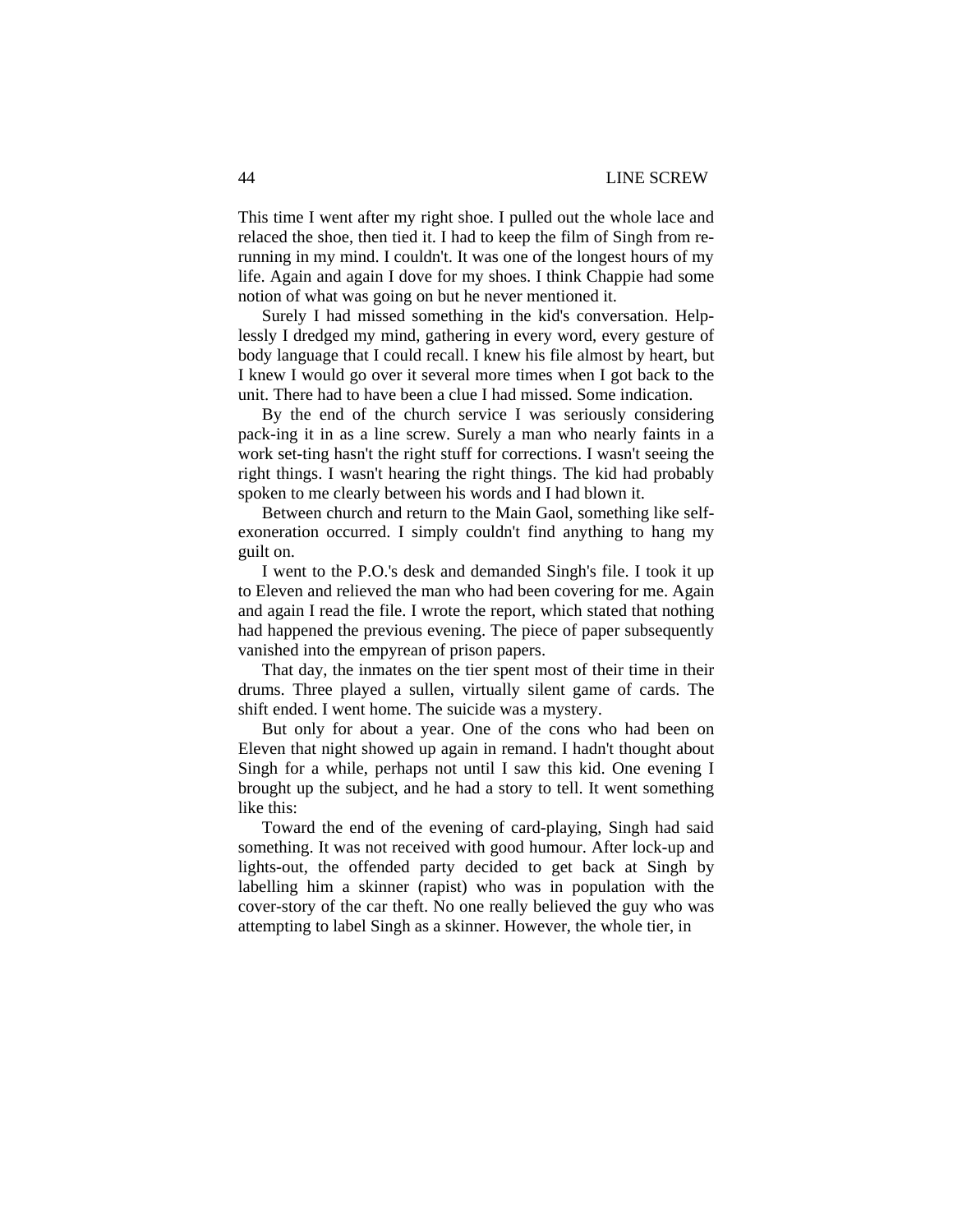This time I went after my right shoe. I pulled out the whole lace and relaced the shoe, then tied it. I had to keep the film of Singh from re-running in my mind. I couldn't. It was one of the longest hours of my life. Again and again I dove for my shoes. I think Chappie had some notion of what was going on but he never mentioned it.

Surely I had missed something in the kid's conversation. Helplessly I dredged my mind, gathering in every word, every gesture of body language that I could recall. I knew his file almost by heart, but I knew I would go over it several more times when I got back to the unit. There had to have been a clue I had missed. Some indication.

By the end of the church service I was seriously considering pack-ing it in as a line screw. Surely a man who nearly faints in a work set-ting hasn't the right stuff for corrections. I wasn't seeing the right things. I wasn't hearing the right things. The kid had probably spoken to me clearly between his words and I had blown it.

Between church and return to the Main Gaol, something like self-exoneration occurred. I simply couldn't find anything to hang my guilt on.

I went to the P.O.'s desk and demanded Singh's file. I took it up to Eleven and relieved the man who had been covering for me. Again and again I read the file. I wrote the report, which stated that nothing had happened the previous evening. The piece of paper subsequently vanished into the empyrean of prison papers.

That day, the inmates on the tier spent most of their time in their drums. Three played a sullen, virtually silent game of cards. The shift ended. I went home. The suicide was a mystery.

But only for about a year. One of the cons who had been on Eleven that night showed up again in remand. I hadn't thought about Singh for a while, perhaps not until I saw this kid. One evening I brought up the subject, and he had a story to tell. It went something like this:

Toward the end of the evening of card-playing, Singh had said something. It was not received with good humour. After lock-up and lights-out, the offended party decided to get back at Singh by labelling him a skinner (rapist) who was in population with the cover-story of the car theft. No one really believed the guy who was attempting to label Singh as a skinner. However, the whole tier, in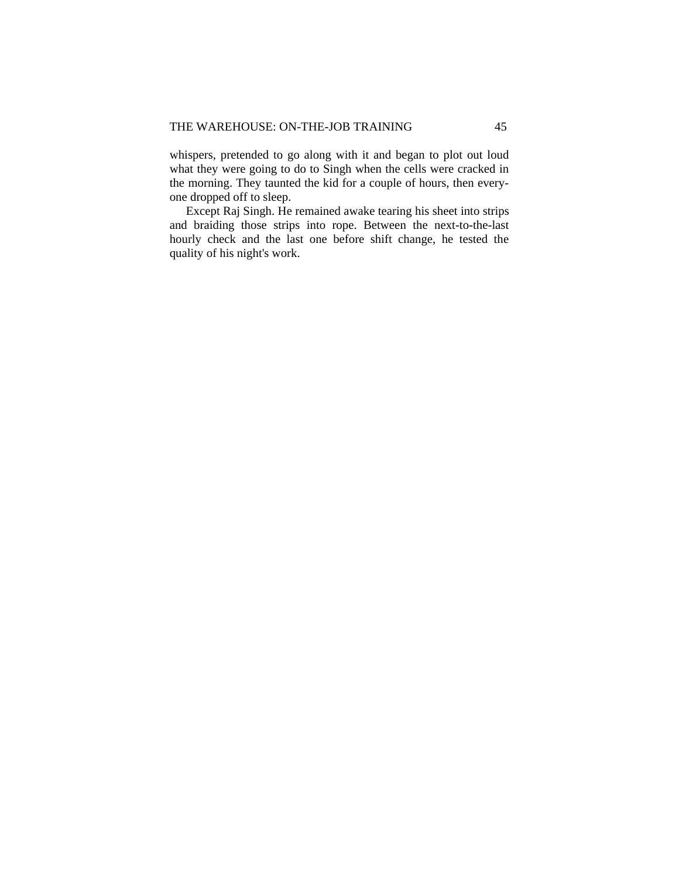whispers, pretended to go along with it and began to plot out loud what they were going to do to Singh when the cells were cracked in the morning. They taunted the kid for a couple of hours, then everyone dropped off to sleep.

Except Raj Singh. He remained awake tearing his sheet into strips and braiding those strips into rope. Between the next-to-the-last hourly check and the last one before shift change, he tested the quality of his night's work.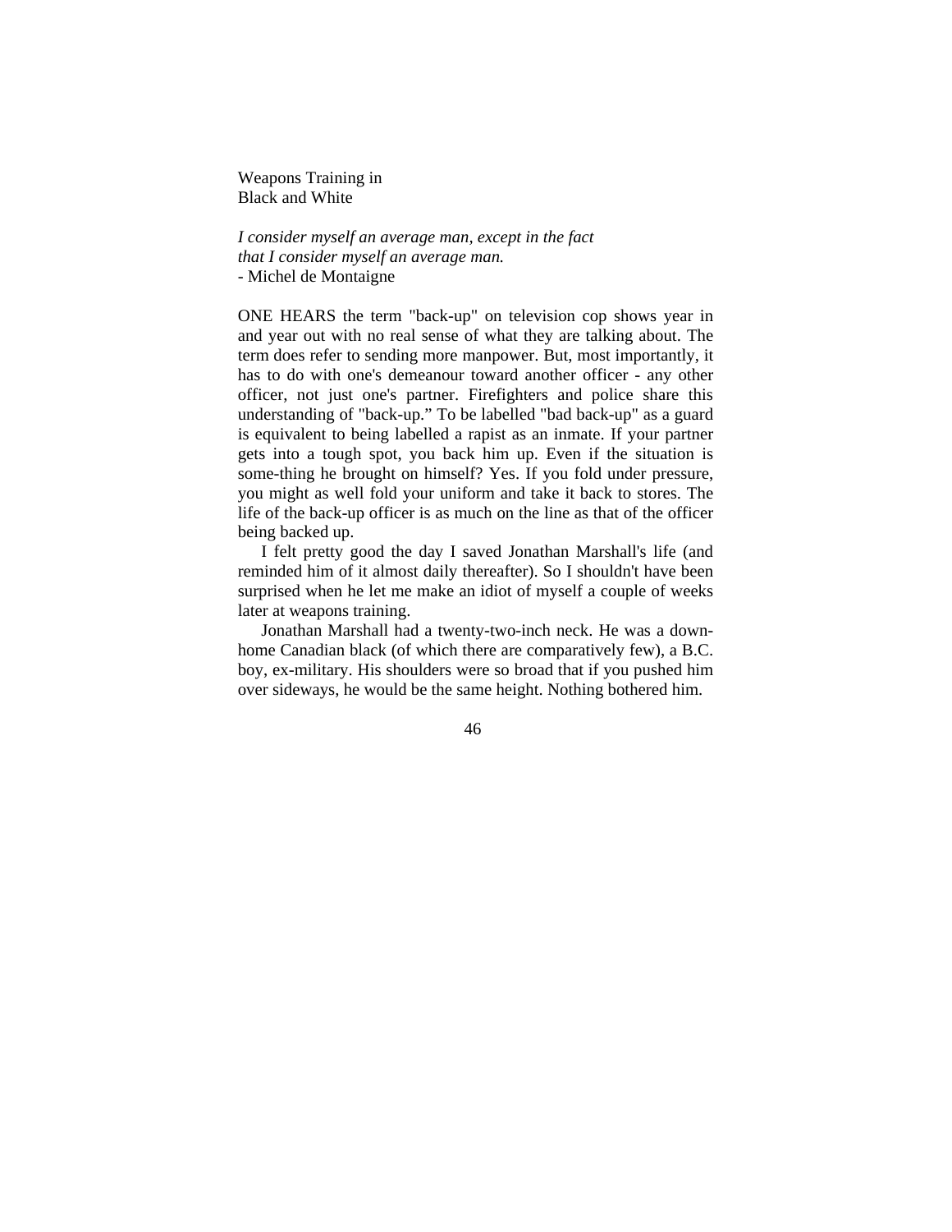# Weapons Training in Black and White

*I consider myself an average man, except in the fact that I consider myself an average man.*
- Michel de Montaigne

ONE HEARS the term "back-up" on television cop shows year in and year out with no real sense of what they are talking about. The term does refer to sending more manpower. But, most importantly, it has to do with one's demeanour toward another officer - any other officer, not just one's partner. Firefighters and police share this understanding of "back-up." To be labelled "bad back-up" as a guard is equivalent to being labelled a rapist as an inmate. If your partner gets into a tough spot, you back him up. Even if the situation is some-thing he brought on himself? Yes. If you fold under pressure, you might as well fold your uniform and take it back to stores. The life of the back-up officer is as much on the line as that of the officer being backed up.

I felt pretty good the day I saved Jonathan Marshall's life (and reminded him of it almost daily thereafter). So I shouldn't have been surprised when he let me make an idiot of myself a couple of weeks later at weapons training.

Jonathan Marshall had a twenty-two-inch neck. He was a down-home Canadian black (of which there are comparatively few), a B.C. boy, ex-military. His shoulders were so broad that if you pushed him over sideways, he would be the same height. Nothing bothered him.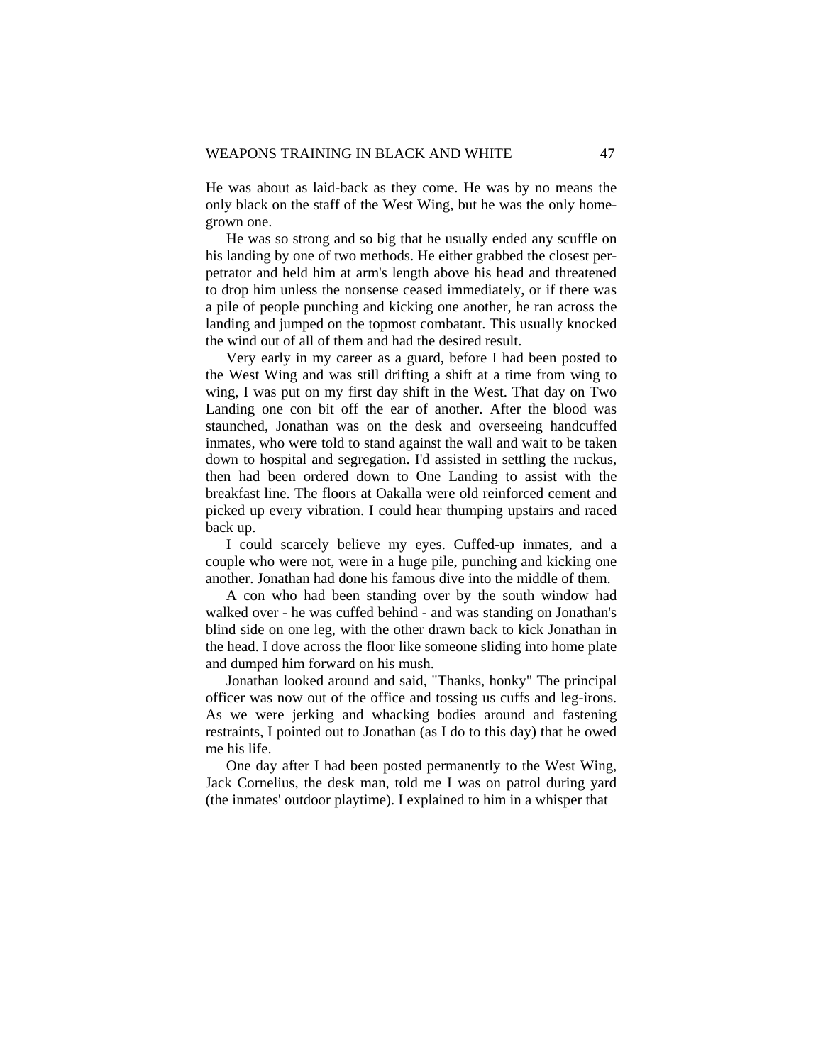He was about as laid-back as they come. He was by no means the only black on the staff of the West Wing, but he was the only home-grown one.

He was so strong and so big that he usually ended any scuffle on his landing by one of two methods. He either grabbed the closest perpetrator and held him at arm's length above his head and threatened to drop him unless the nonsense ceased immediately, or if there was a pile of people punching and kicking one another, he ran across the landing and jumped on the topmost combatant. This usually knocked the wind out of all of them and had the desired result.

Very early in my career as a guard, before I had been posted to the West Wing and was still drifting a shift at a time from wing to wing, I was put on my first day shift in the West. That day on Two Landing one con bit off the ear of another. After the blood was staunched, Jonathan was on the desk and overseeing handcuffed inmates, who were told to stand against the wall and wait to be taken down to hospital and segregation. I'd assisted in settling the ruckus, then had been ordered down to One Landing to assist with the breakfast line. The floors at Oakalla were old reinforced cement and picked up every vibration. I could hear thumping upstairs and raced back up.

I could scarcely believe my eyes. Cuffed-up inmates, and a couple who were not, were in a huge pile, punching and kicking one another. Jonathan had done his famous dive into the middle of them.

A con who had been standing over by the south window had walked over - he was cuffed behind - and was standing on Jonathan's blind side on one leg, with the other drawn back to kick Jonathan in the head. I dove across the floor like someone sliding into home plate and dumped him forward on his mush.

Jonathan looked around and said, "Thanks, honky" The principal officer was now out of the office and tossing us cuffs and leg-irons. As we were jerking and whacking bodies around and fastening restraints, I pointed out to Jonathan (as I do to this day) that he owed me his life.

One day after I had been posted permanently to the West Wing, Jack Cornelius, the desk man, told me I was on patrol during yard (the inmates' outdoor playtime). I explained to him in a whisper that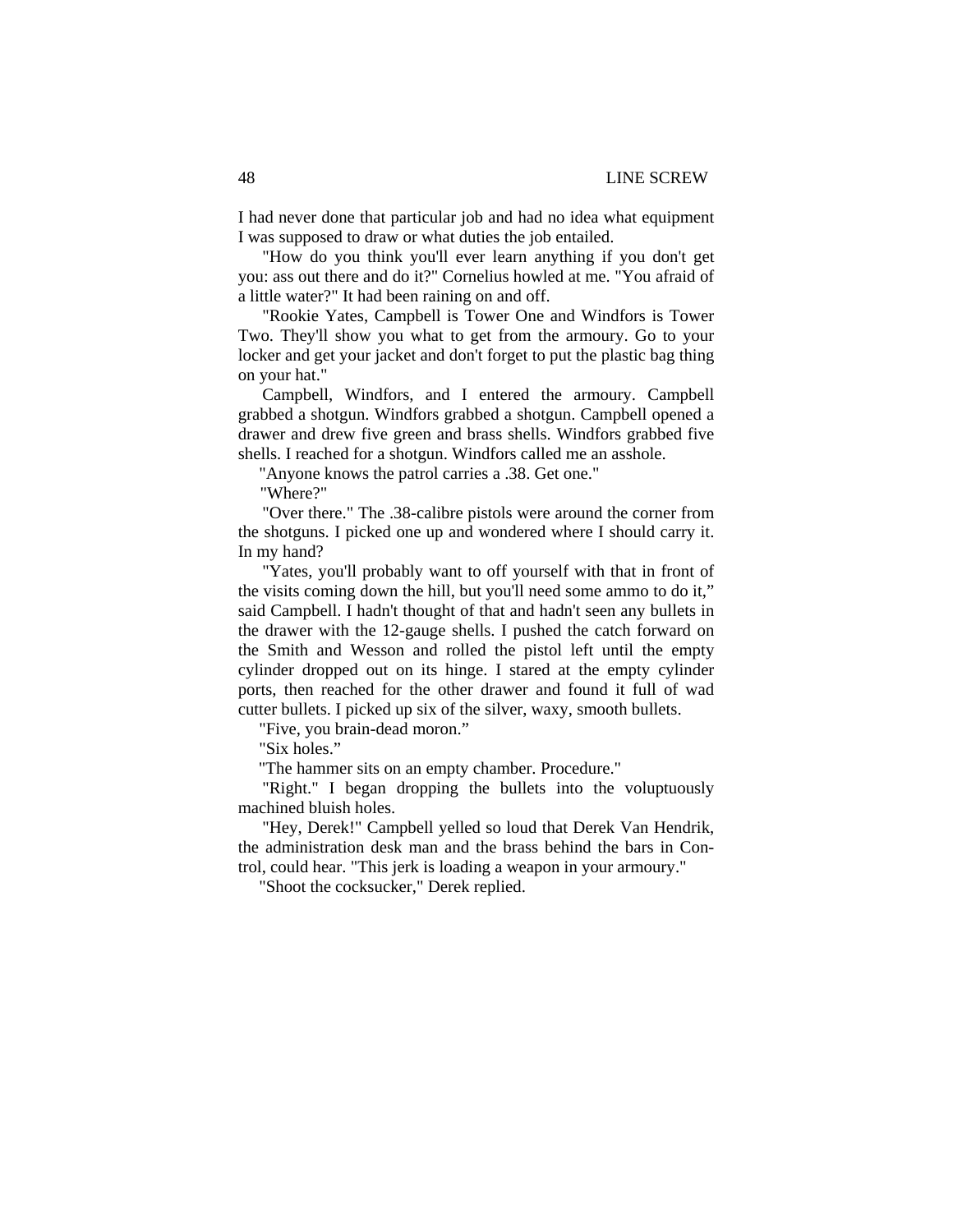I had never done that particular job and had no idea what equipment I was supposed to draw or what duties the job entailed.

"How do you think you'll ever learn anything if you don't get you: ass out there and do it?" Cornelius howled at me. "You afraid of a little water?" It had been raining on and off.

"Rookie Yates, Campbell is Tower One and Windfors is Tower Two. They'll show you what to get from the armoury. Go to your locker and get your jacket and don't forget to put the plastic bag thing on your hat."

Campbell, Windfors, and I entered the armoury. Campbell grabbed a shotgun. Windfors grabbed a shotgun. Campbell opened a drawer and drew five green and brass shells. Windfors grabbed five shells. I reached for a shotgun. Windfors called me an asshole.

"Anyone knows the patrol carries a .38. Get one."

"Where?"

"Over there." The .38-calibre pistols were around the corner from the shotguns. I picked one up and wondered where I should carry it. In my hand?

"Yates, you'll probably want to off yourself with that in front of the visits coming down the hill, but you'll need some ammo to do it," said Campbell. I hadn't thought of that and hadn't seen any bullets in the drawer with the 12-gauge shells. I pushed the catch forward on the Smith and Wesson and rolled the pistol left until the empty cylinder dropped out on its hinge. I stared at the empty cylinder ports, then reached for the other drawer and found it full of wad cutter bullets. I picked up six of the silver, waxy, smooth bullets.

"Five, you brain-dead moron."

"Six holes."

"The hammer sits on an empty chamber. Procedure."

"Right." I began dropping the bullets into the voluptuously machined bluish holes.

"Hey, Derek!" Campbell yelled so loud that Derek Van Hendrik, the administration desk man and the brass behind the bars in Control, could hear. "This jerk is loading a weapon in your armoury."

"Shoot the cocksucker," Derek replied.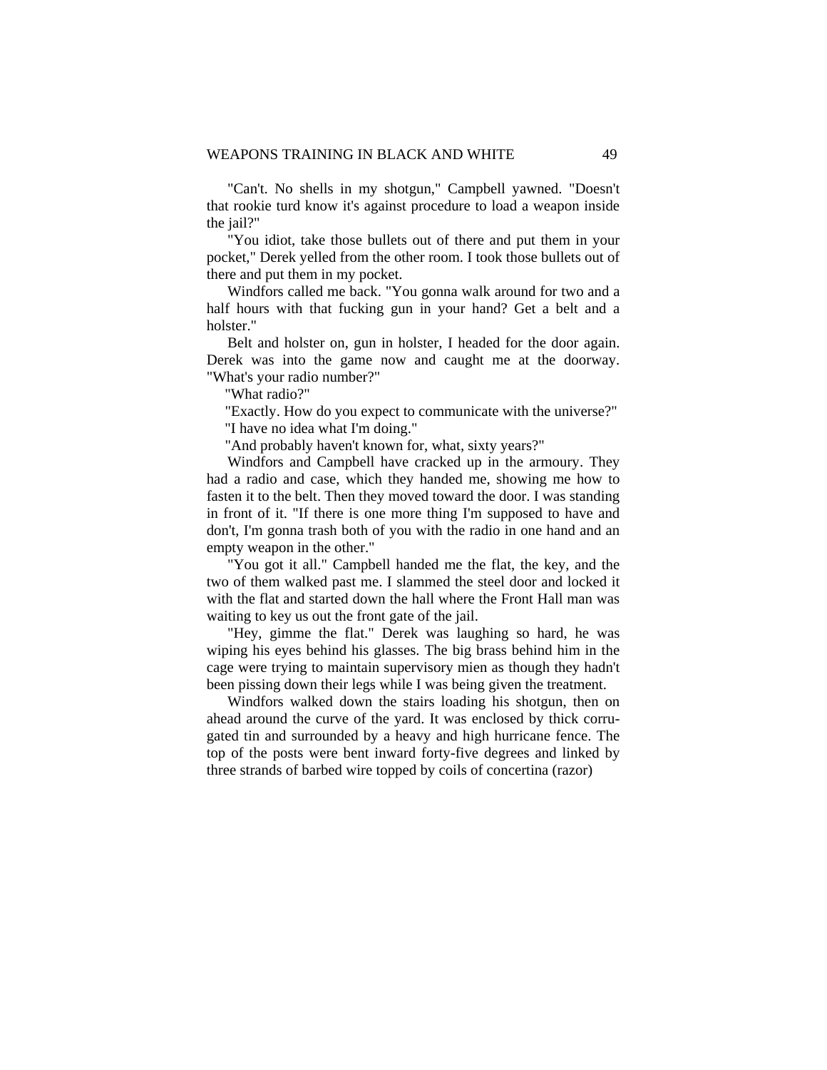"Can't. No shells in my shotgun," Campbell yawned. "Doesn't that rookie turd know it's against procedure to load a weapon inside the jail?"

"You idiot, take those bullets out of there and put them in your pocket," Derek yelled from the other room. I took those bullets out of there and put them in my pocket.

Windfors called me back. "You gonna walk around for two and a half hours with that fucking gun in your hand? Get a belt and a holster."

Belt and holster on, gun in holster, I headed for the door again. Derek was into the game now and caught me at the doorway. "What's your radio number?"

"What radio?"

"Exactly. How do you expect to communicate with the universe?"

"I have no idea what I'm doing."

"And probably haven't known for, what, sixty years?"

Windfors and Campbell have cracked up in the armoury. They had a radio and case, which they handed me, showing me how to fasten it to the belt. Then they moved toward the door. I was standing in front of it. "If there is one more thing I'm supposed to have and don't, I'm gonna trash both of you with the radio in one hand and an empty weapon in the other."

"You got it all." Campbell handed me the flat, the key, and the two of them walked past me. I slammed the steel door and locked it with the flat and started down the hall where the Front Hall man was waiting to key us out the front gate of the jail.

"Hey, gimme the flat." Derek was laughing so hard, he was wiping his eyes behind his glasses. The big brass behind him in the cage were trying to maintain supervisory mien as though they hadn't been pissing down their legs while I was being given the treatment.

Windfors walked down the stairs loading his shotgun, then on ahead around the curve of the yard. It was enclosed by thick corrugated tin and surrounded by a heavy and high hurricane fence. The top of the posts were bent inward forty-five degrees and linked by three strands of barbed wire topped by coils of concertina (razor)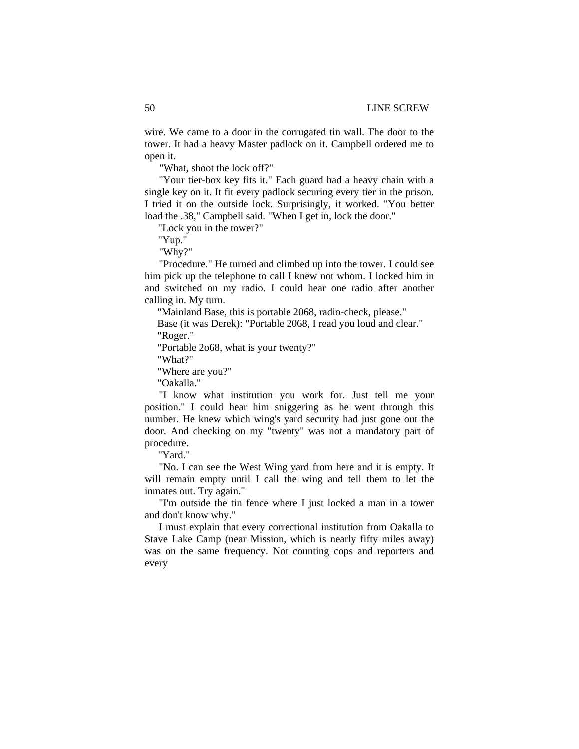wire. We came to a door in the corrugated tin wall. The door to the tower. It had a heavy Master padlock on it. Campbell ordered me to open it.

"What, shoot the lock off?"

"Your tier-box key fits it." Each guard had a heavy chain with a single key on it. It fit every padlock securing every tier in the prison. I tried it on the outside lock. Surprisingly, it worked. "You better load the .38," Campbell said. "When I get in, lock the door."

"Lock you in the tower?"

"Yup."

"Why?"

"Procedure." He turned and climbed up into the tower. I could see him pick up the telephone to call I knew not whom. I locked him in and switched on my radio. I could hear one radio after another calling in. My turn.

"Mainland Base, this is portable 2068, radio-check, please."

Base (it was Derek): "Portable 2068, I read you loud and clear."

"Roger."

"Portable 2o68, what is your twenty?"

"What?"

"Where are you?"

"Oakalla."

"I know what institution you work for. Just tell me your position." I could hear him sniggering as he went through this number. He knew which wing's yard security had just gone out the door. And checking on my "twenty" was not a mandatory part of procedure.

"Yard."

"No. I can see the West Wing yard from here and it is empty. It will remain empty until I call the wing and tell them to let the inmates out. Try again."

"I'm outside the tin fence where I just locked a man in a tower and don't know why."

I must explain that every correctional institution from Oakalla to Stave Lake Camp (near Mission, which is nearly fifty miles away) was on the same frequency. Not counting cops and reporters and every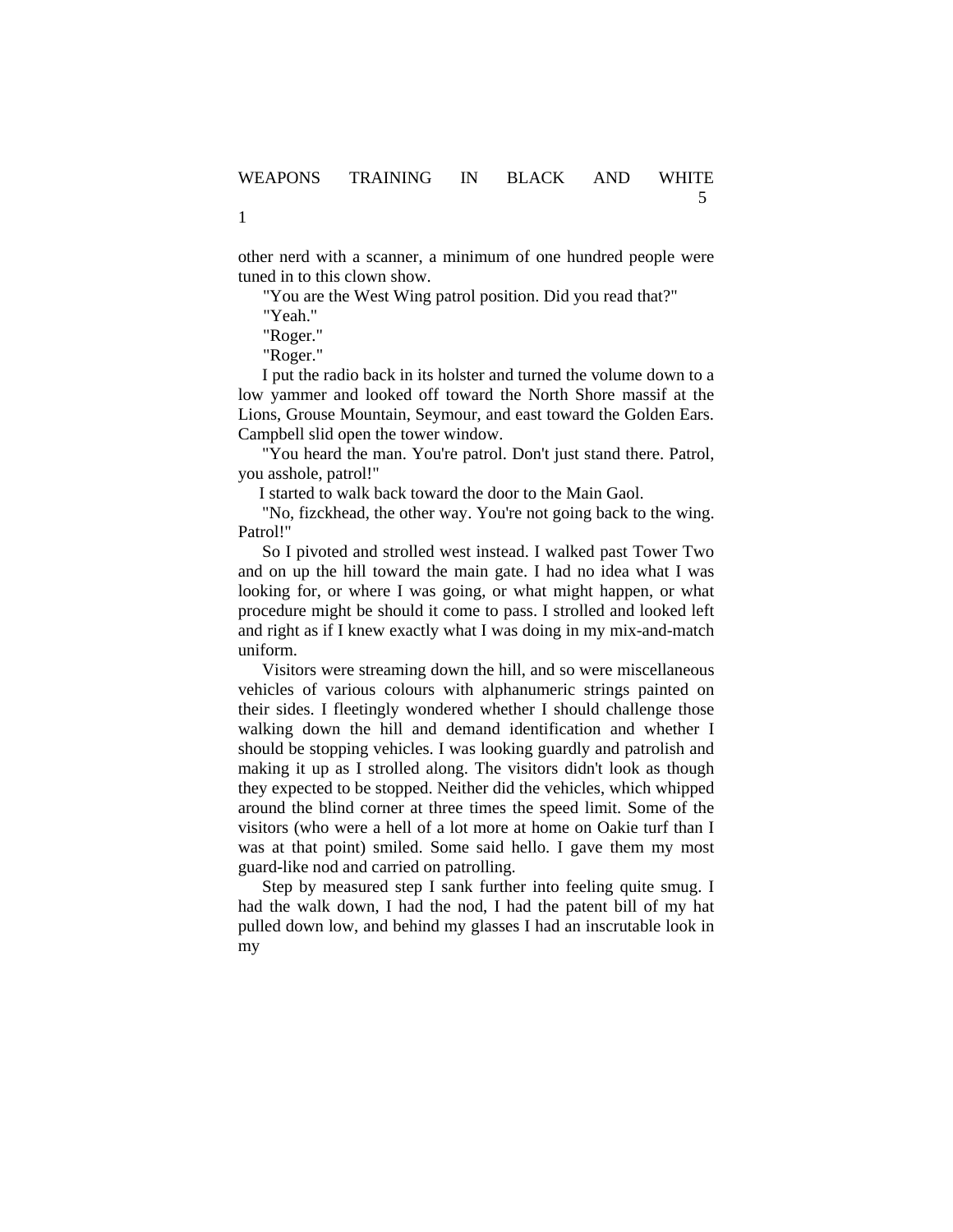other nerd with a scanner, a minimum of one hundred people were tuned in to this clown show.

"You are the West Wing patrol position. Did you read that?"

"Yeah."

"Roger."

"Roger."

I put the radio back in its holster and turned the volume down to a low yammer and looked off toward the North Shore massif at the Lions, Grouse Mountain, Seymour, and east toward the Golden Ears. Campbell slid open the tower window.

"You heard the man. You're patrol. Don't just stand there. Patrol, you asshole, patrol!"

I started to walk back toward the door to the Main Gaol.

"No, fizckhead, the other way. You're not going back to the wing. Patrol!"

So I pivoted and strolled west instead. I walked past Tower Two and on up the hill toward the main gate. I had no idea what I was looking for, or where I was going, or what might happen, or what procedure might be should it come to pass. I strolled and looked left and right as if I knew exactly what I was doing in my mix-and-match uniform.

Visitors were streaming down the hill, and so were miscellaneous vehicles of various colours with alphanumeric strings painted on their sides. I fleetingly wondered whether I should challenge those walking down the hill and demand identification and whether I should be stopping vehicles. I was looking guardly and patrolish and making it up as I strolled along. The visitors didn't look as though they expected to be stopped. Neither did the vehicles, which whipped around the blind corner at three times the speed limit. Some of the visitors (who were a hell of a lot more at home on Oakie turf than I was at that point) smiled. Some said hello. I gave them my most guard-like nod and carried on patrolling.

Step by measured step I sank further into feeling quite smug. I had the walk down, I had the nod, I had the patent bill of my hat pulled down low, and behind my glasses I had an inscrutable look in my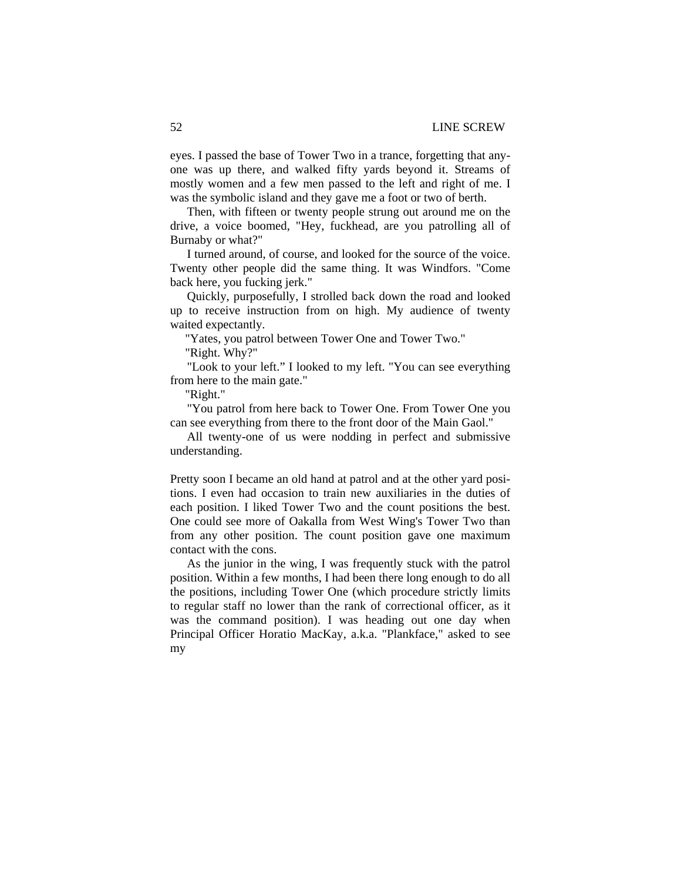eyes. I passed the base of Tower Two in a trance, forgetting that anyone was up there, and walked fifty yards beyond it. Streams of mostly women and a few men passed to the left and right of me. I was the symbolic island and they gave me a foot or two of berth.

Then, with fifteen or twenty people strung out around me on the drive, a voice boomed, "Hey, fuckhead, are you patrolling all of Burnaby or what?"

I turned around, of course, and looked for the source of the voice. Twenty other people did the same thing. It was Windfors. "Come back here, you fucking jerk."

Quickly, purposefully, I strolled back down the road and looked up to receive instruction from on high. My audience of twenty waited expectantly.

"Yates, you patrol between Tower One and Tower Two."

"Right. Why?"

"Look to your left." I looked to my left. "You can see everything from here to the main gate."

"Right."

"You patrol from here back to Tower One. From Tower One you can see everything from there to the front door of the Main Gaol."

All twenty-one of us were nodding in perfect and submissive understanding.

Pretty soon I became an old hand at patrol and at the other yard positions. I even had occasion to train new auxiliaries in the duties of each position. I liked Tower Two and the count positions the best. One could see more of Oakalla from West Wing's Tower Two than from any other position. The count position gave one maximum contact with the cons.

As the junior in the wing, I was frequently stuck with the patrol position. Within a few months, I had been there long enough to do all the positions, including Tower One (which procedure strictly limits to regular staff no lower than the rank of correctional officer, as it was the command position). I was heading out one day when Principal Officer Horatio MacKay, a.k.a. "Plankface," asked to see my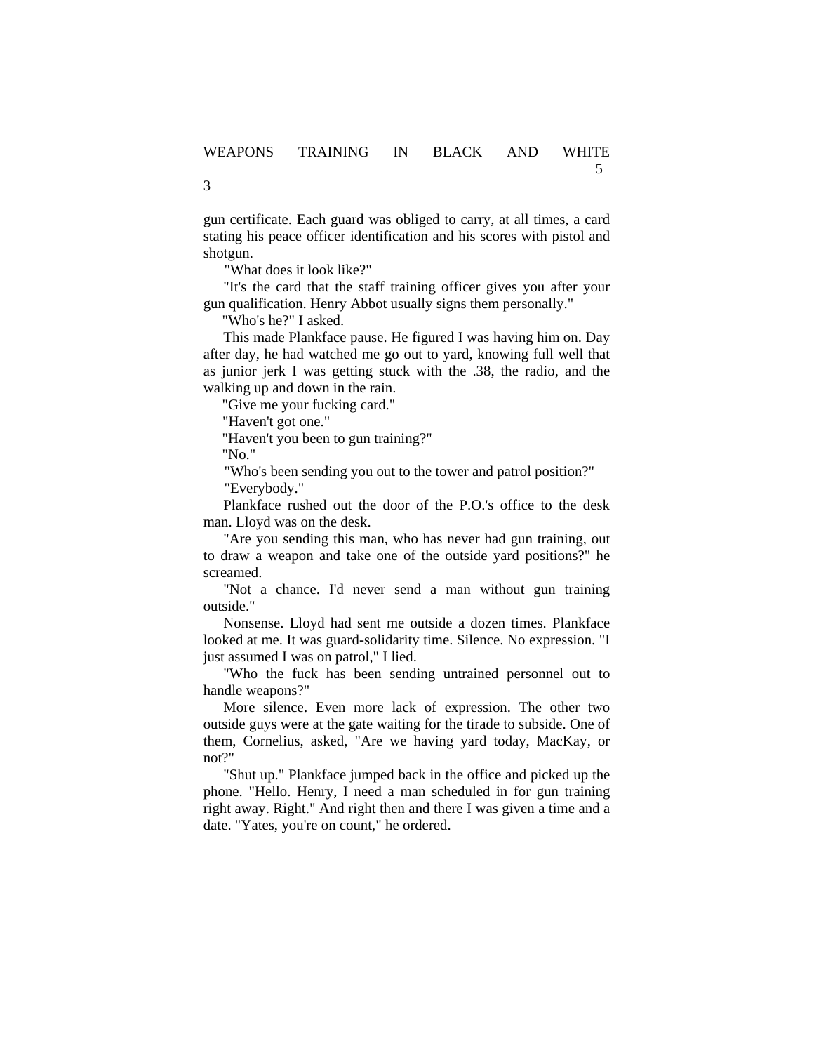gun certificate. Each guard was obliged to carry, at all times, a card stating his peace officer identification and his scores with pistol and shotgun.

"What does it look like?"

"It's the card that the staff training officer gives you after your gun qualification. Henry Abbot usually signs them personally."

"Who's he?" I asked.

This made Plankface pause. He figured I was having him on. Day after day, he had watched me go out to yard, knowing full well that as junior jerk I was getting stuck with the .38, the radio, and the walking up and down in the rain.

"Give me your fucking card."

"Haven't got one."

"Haven't you been to gun training?"

"No."

"Who's been sending you out to the tower and patrol position?"

"Everybody."

Plankface rushed out the door of the P.O.'s office to the desk man. Lloyd was on the desk.

"Are you sending this man, who has never had gun training, out to draw a weapon and take one of the outside yard positions?" he screamed.

"Not a chance. I'd never send a man without gun training outside."

Nonsense. Lloyd had sent me outside a dozen times. Plankface looked at me. It was guard-solidarity time. Silence. No expression. "I just assumed I was on patrol," I lied.

"Who the fuck has been sending untrained personnel out to handle weapons?"

More silence. Even more lack of expression. The other two outside guys were at the gate waiting for the tirade to subside. One of them, Cornelius, asked, "Are we having yard today, MacKay, or not?"

"Shut up." Plankface jumped back in the office and picked up the phone. "Hello. Henry, I need a man scheduled in for gun training right away. Right." And right then and there I was given a time and a date. "Yates, you're on count," he ordered.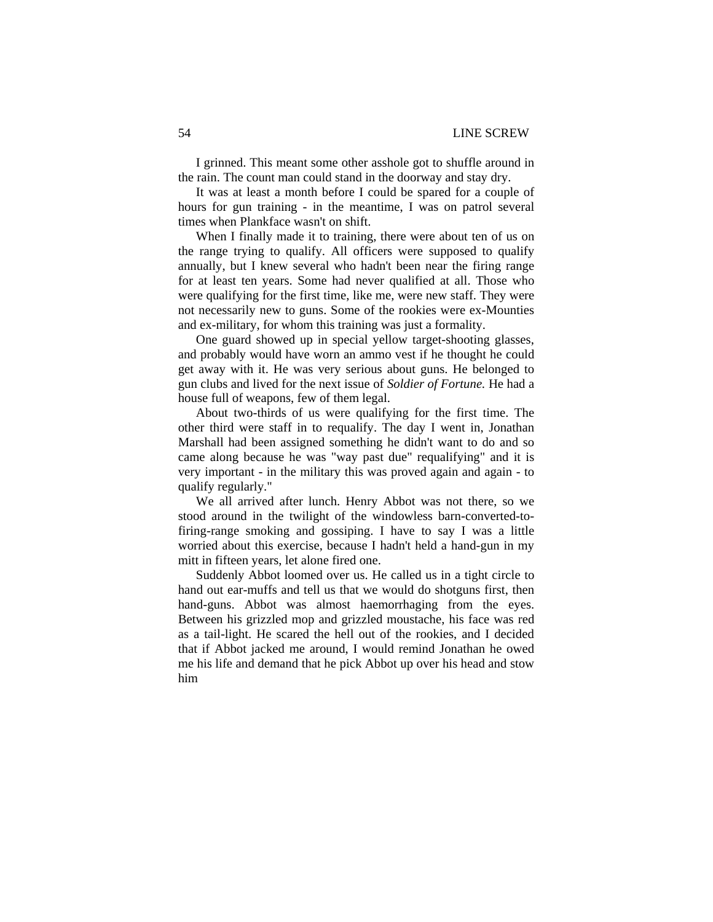I grinned. This meant some other asshole got to shuffle around in the rain. The count man could stand in the doorway and stay dry.

It was at least a month before I could be spared for a couple of hours for gun training - in the meantime, I was on patrol several times when Plankface wasn't on shift.

When I finally made it to training, there were about ten of us on the range trying to qualify. All officers were supposed to qualify annually, but I knew several who hadn't been near the firing range for at least ten years. Some had never qualified at all. Those who were qualifying for the first time, like me, were new staff. They were not necessarily new to guns. Some of the rookies were ex-Mounties and ex-military, for whom this training was just a formality.

One guard showed up in special yellow target-shooting glasses, and probably would have worn an ammo vest if he thought he could get away with it. He was very serious about guns. He belonged to gun clubs and lived for the next issue of *Soldier of Fortune.* He had a house full of weapons, few of them legal.

About two-thirds of us were qualifying for the first time. The other third were staff in to requalify. The day I went in, Jonathan Marshall had been assigned something he didn't want to do and so came along because he was "way past due" requalifying" and it is very important - in the military this was proved again and again - to qualify regularly."

We all arrived after lunch. Henry Abbot was not there, so we stood around in the twilight of the windowless barn-converted-to-firing-range smoking and gossiping. I have to say I was a little worried about this exercise, because I hadn't held a hand-gun in my mitt in fifteen years, let alone fired one.

Suddenly Abbot loomed over us. He called us in a tight circle to hand out ear-muffs and tell us that we would do shotguns first, then hand-guns. Abbot was almost haemorrhaging from the eyes. Between his grizzled mop and grizzled moustache, his face was red as a tail-light. He scared the hell out of the rookies, and I decided that if Abbot jacked me around, I would remind Jonathan he owed me his life and demand that he pick Abbot up over his head and stow him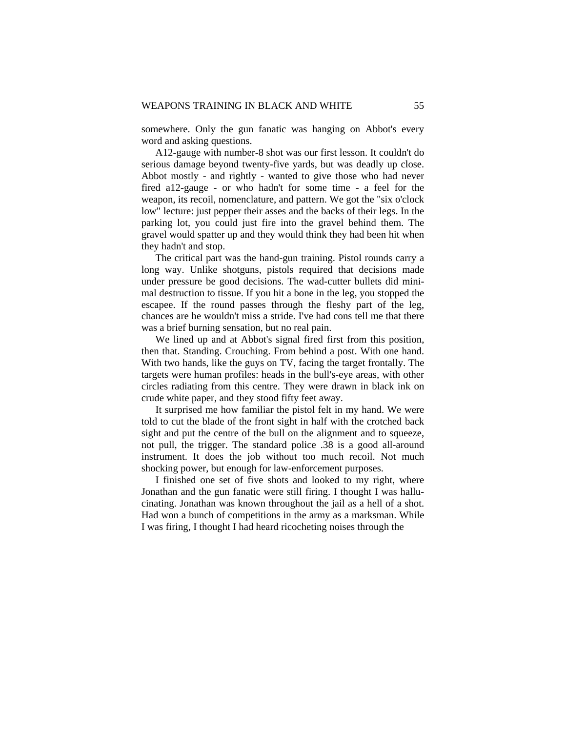somewhere. Only the gun fanatic was hanging on Abbot's every word and asking questions.

A12-gauge with number-8 shot was our first lesson. It couldn't do serious damage beyond twenty-five yards, but was deadly up close. Abbot mostly - and rightly - wanted to give those who had never fired a12-gauge - or who hadn't for some time - a feel for the weapon, its recoil, nomenclature, and pattern. We got the "six o'clock low" lecture: just pepper their asses and the backs of their legs. In the parking lot, you could just fire into the gravel behind them. The gravel would spatter up and they would think they had been hit when they hadn't and stop.

The critical part was the hand-gun training. Pistol rounds carry a long way. Unlike shotguns, pistols required that decisions made under pressure be good decisions. The wad-cutter bullets did minimal destruction to tissue. If you hit a bone in the leg, you stopped the escapee. If the round passes through the fleshy part of the leg, chances are he wouldn't miss a stride. I've had cons tell me that there was a brief burning sensation, but no real pain.

We lined up and at Abbot's signal fired first from this position, then that. Standing. Crouching. From behind a post. With one hand. With two hands, like the guys on TV, facing the target frontally. The targets were human profiles: heads in the bull's-eye areas, with other circles radiating from this centre. They were drawn in black ink on crude white paper, and they stood fifty feet away.

It surprised me how familiar the pistol felt in my hand. We were told to cut the blade of the front sight in half with the crotched back sight and put the centre of the bull on the alignment and to squeeze, not pull, the trigger. The standard police .38 is a good all-around instrument. It does the job without too much recoil. Not much shocking power, but enough for law-enforcement purposes.

I finished one set of five shots and looked to my right, where Jonathan and the gun fanatic were still firing. I thought I was hallucinating. Jonathan was known throughout the jail as a hell of a shot. Had won a bunch of competitions in the army as a marksman. While I was firing, I thought I had heard ricocheting noises through the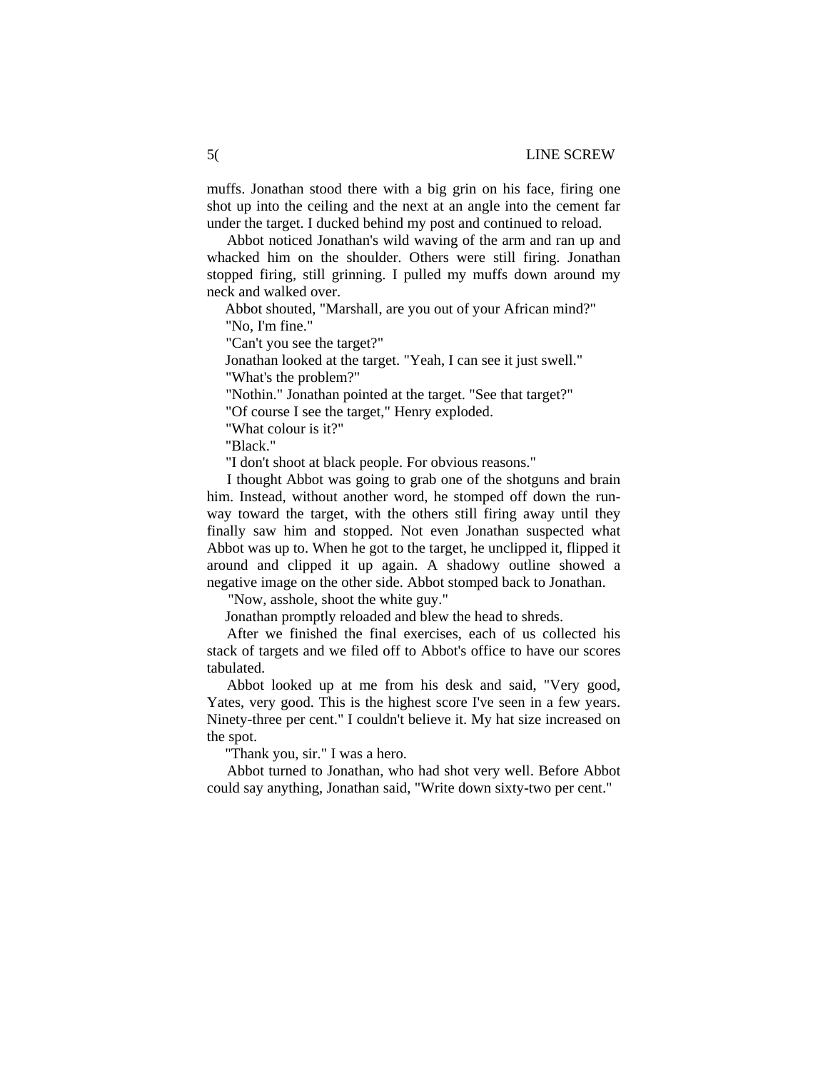muffs. Jonathan stood there with a big grin on his face, firing one shot up into the ceiling and the next at an angle into the cement far under the target. I ducked behind my post and continued to reload.

Abbot noticed Jonathan's wild waving of the arm and ran up and whacked him on the shoulder. Others were still firing. Jonathan stopped firing, still grinning. I pulled my muffs down around my neck and walked over.

Abbot shouted, "Marshall, are you out of your African mind?"

"No, I'm fine."

"Can't you see the target?"

Jonathan looked at the target. "Yeah, I can see it just swell."

"What's the problem?"

"Nothin." Jonathan pointed at the target. "See that target?"

"Of course I see the target," Henry exploded.

"What colour is it?"

"Black."

"I don't shoot at black people. For obvious reasons."

I thought Abbot was going to grab one of the shotguns and brain him. Instead, without another word, he stomped off down the run-way toward the target, with the others still firing away until they finally saw him and stopped. Not even Jonathan suspected what Abbot was up to. When he got to the target, he unclipped it, flipped it around and clipped it up again. A shadowy outline showed a negative image on the other side. Abbot stomped back to Jonathan.

"Now, asshole, shoot the white guy."

Jonathan promptly reloaded and blew the head to shreds.

After we finished the final exercises, each of us collected his stack of targets and we filed off to Abbot's office to have our scores tabulated.

Abbot looked up at me from his desk and said, "Very good, Yates, very good. This is the highest score I've seen in a few years. Ninety-three per cent." I couldn't believe it. My hat size increased on the spot.

"Thank you, sir." I was a hero.

Abbot turned to Jonathan, who had shot very well. Before Abbot could say anything, Jonathan said, "Write down sixty-two per cent."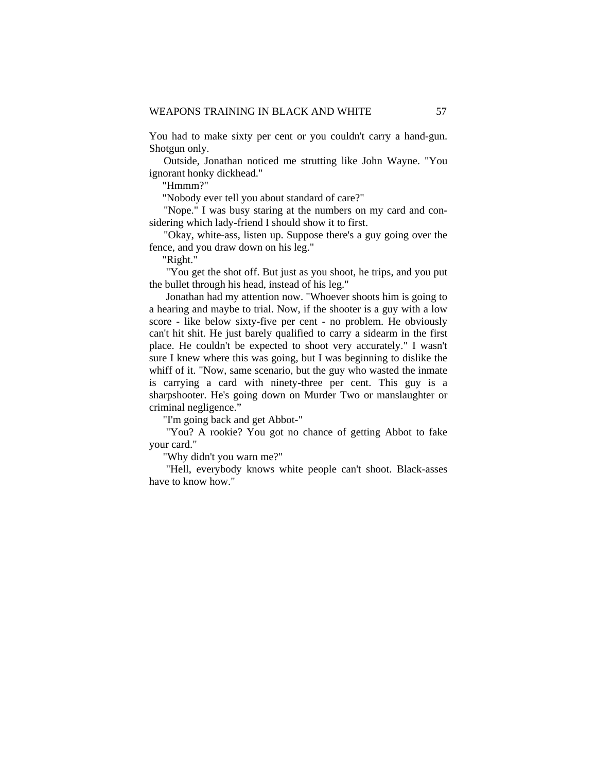You had to make sixty per cent or you couldn't carry a hand-gun. Shotgun only.

Outside, Jonathan noticed me strutting like John Wayne. "You ignorant honky dickhead."

"Hmmm?"

"Nobody ever tell you about standard of care?"

"Nope." I was busy staring at the numbers on my card and considering which lady-friend I should show it to first.

"Okay, white-ass, listen up. Suppose there's a guy going over the fence, and you draw down on his leg."

"Right."

"You get the shot off. But just as you shoot, he trips, and you put the bullet through his head, instead of his leg."

Jonathan had my attention now. "Whoever shoots him is going to a hearing and maybe to trial. Now, if the shooter is a guy with a low score - like below sixty-five per cent - no problem. He obviously can't hit shit. He just barely qualified to carry a sidearm in the first place. He couldn't be expected to shoot very accurately." I wasn't sure I knew where this was going, but I was beginning to dislike the whiff of it. "Now, same scenario, but the guy who wasted the inmate is carrying a card with ninety-three per cent. This guy is a sharpshooter. He's going down on Murder Two or manslaughter or criminal negligence."

"I'm going back and get Abbot-"

"You? A rookie? You got no chance of getting Abbot to fake your card."

"Why didn't you warn me?"

"Hell, everybody knows white people can't shoot. Black-asses have to know how."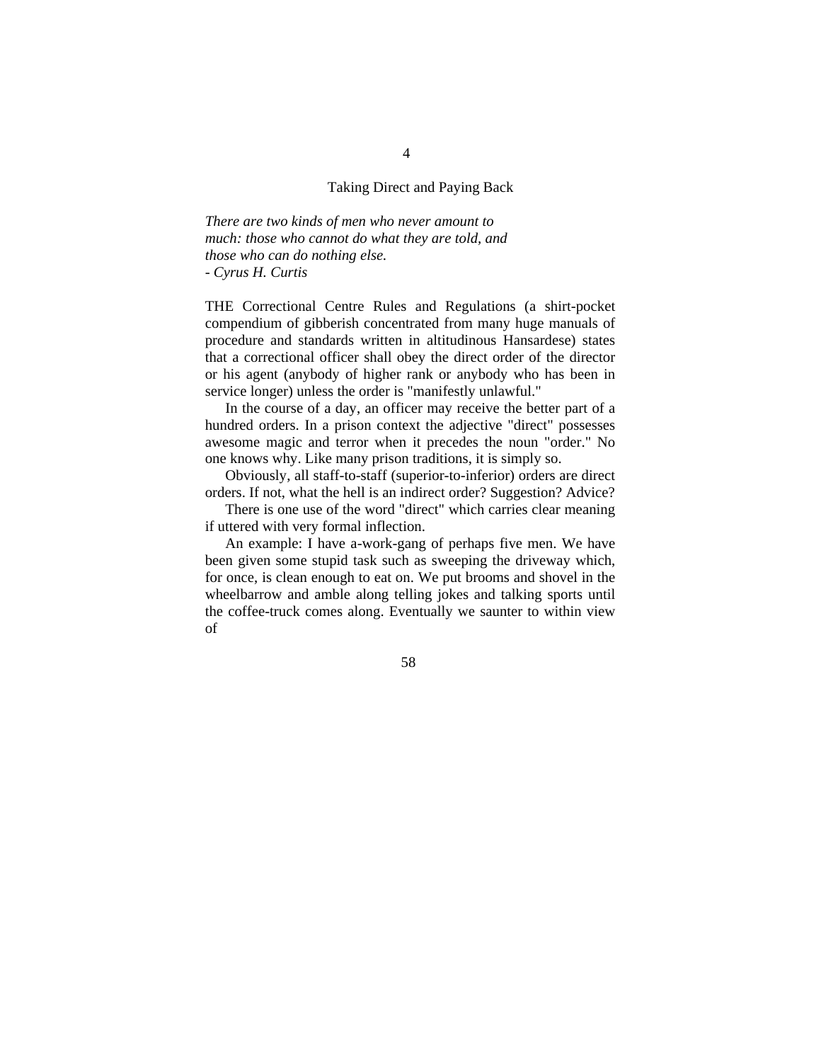# 4

## Taking Direct and Paying Back

*There are two kinds of men who never amount to much: those who cannot do what they are told, and those who can do nothing else.*
*- Cyrus H. Curtis*

THE Correctional Centre Rules and Regulations (a shirt-pocket compendium of gibberish concentrated from many huge manuals of procedure and standards written in altitudinous Hansardese) states that a correctional officer shall obey the direct order of the director or his agent (anybody of higher rank or anybody who has been in service longer) unless the order is "manifestly unlawful."

In the course of a day, an officer may receive the better part of a hundred orders. In a prison context the adjective "direct" possesses awesome magic and terror when it precedes the noun "order." No one knows why. Like many prison traditions, it is simply so.

Obviously, all staff-to-staff (superior-to-inferior) orders are direct orders. If not, what the hell is an indirect order? Suggestion? Advice?

There is one use of the word "direct" which carries clear meaning if uttered with very formal inflection.

An example: I have a-work-gang of perhaps five men. We have been given some stupid task such as sweeping the driveway which, for once, is clean enough to eat on. We put brooms and shovel in the wheelbarrow and amble along telling jokes and talking sports until the coffee-truck comes along. Eventually we saunter to within view of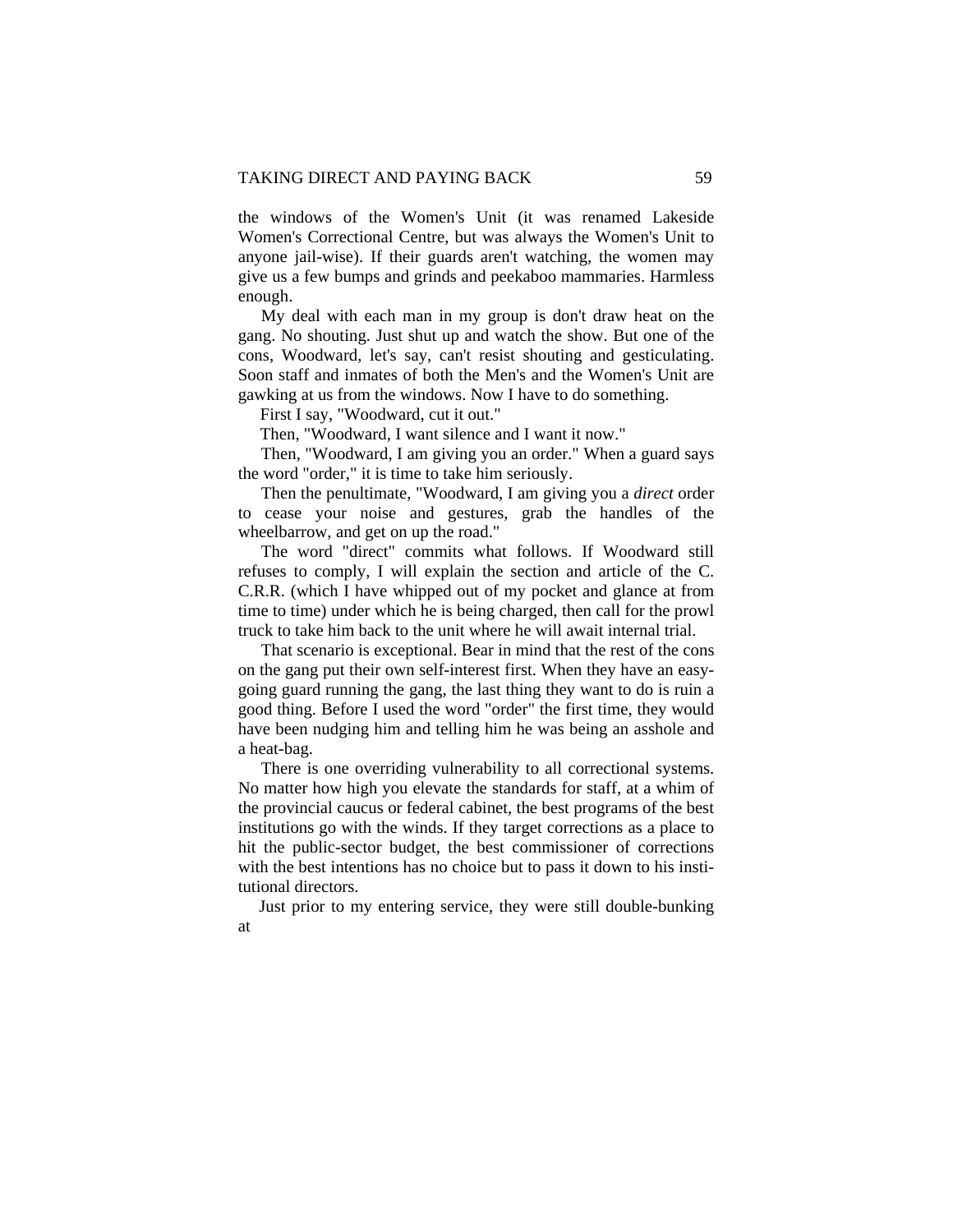the windows of the Women's Unit (it was renamed Lakeside Women's Correctional Centre, but was always the Women's Unit to anyone jail-wise). If their guards aren't watching, the women may give us a few bumps and grinds and peekaboo mammaries. Harmless enough.

My deal with each man in my group is don't draw heat on the gang. No shouting. Just shut up and watch the show. But one of the cons, Woodward, let's say, can't resist shouting and gesticulating. Soon staff and inmates of both the Men's and the Women's Unit are gawking at us from the windows. Now I have to do something.

First I say, "Woodward, cut it out."

Then, "Woodward, I want silence and I want it now."

Then, "Woodward, I am giving you an order." When a guard says the word "order," it is time to take him seriously.

Then the penultimate, "Woodward, I am giving you a *direct* order to cease your noise and gestures, grab the handles of the wheelbarrow, and get on up the road."

The word "direct" commits what follows. If Woodward still refuses to comply, I will explain the section and article of the C. C.R.R. (which I have whipped out of my pocket and glance at from time to time) under which he is being charged, then call for the prowl truck to take him back to the unit where he will await internal trial.

That scenario is exceptional. Bear in mind that the rest of the cons on the gang put their own self-interest first. When they have an easy-going guard running the gang, the last thing they want to do is ruin a good thing. Before I used the word "order" the first time, they would have been nudging him and telling him he was being an asshole and a heat-bag.

There is one overriding vulnerability to all correctional systems. No matter how high you elevate the standards for staff, at a whim of the provincial caucus or federal cabinet, the best programs of the best institutions go with the winds. If they target corrections as a place to hit the public-sector budget, the best commissioner of corrections with the best intentions has no choice but to pass it down to his institutional directors.

Just prior to my entering service, they were still double-bunking at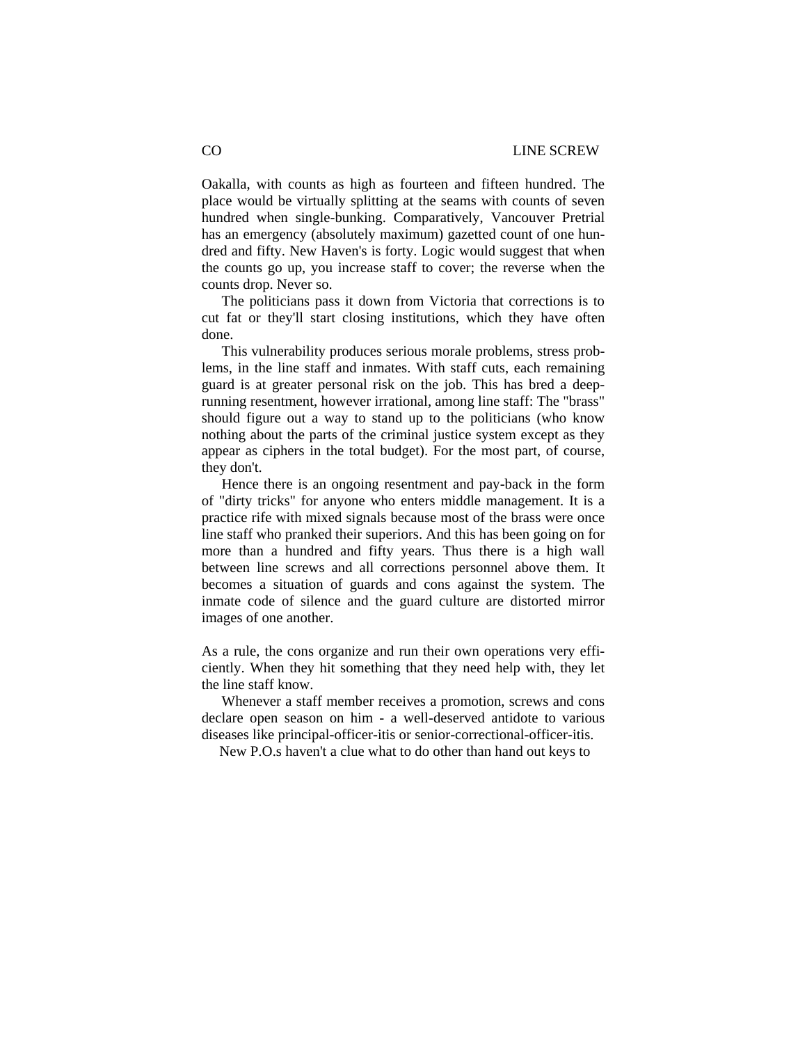Oakalla, with counts as high as fourteen and fifteen hundred. The place would be virtually splitting at the seams with counts of seven hundred when single-bunking. Comparatively, Vancouver Pretrial has an emergency (absolutely maximum) gazetted count of one hundred and fifty. New Haven's is forty. Logic would suggest that when the counts go up, you increase staff to cover; the reverse when the counts drop. Never so.

The politicians pass it down from Victoria that corrections is to cut fat or they'll start closing institutions, which they have often done.

This vulnerability produces serious morale problems, stress problems, in the line staff and inmates. With staff cuts, each remaining guard is at greater personal risk on the job. This has bred a deep-running resentment, however irrational, among line staff: The "brass" should figure out a way to stand up to the politicians (who know nothing about the parts of the criminal justice system except as they appear as ciphers in the total budget). For the most part, of course, they don't.

Hence there is an ongoing resentment and pay-back in the form of "dirty tricks" for anyone who enters middle management. It is a practice rife with mixed signals because most of the brass were once line staff who pranked their superiors. And this has been going on for more than a hundred and fifty years. Thus there is a high wall between line screws and all corrections personnel above them. It becomes a situation of guards and cons against the system. The inmate code of silence and the guard culture are distorted mirror images of one another.

As a rule, the cons organize and run their own operations very efficiently. When they hit something that they need help with, they let the line staff know.

Whenever a staff member receives a promotion, screws and cons declare open season on him - a well-deserved antidote to various diseases like principal-officer-itis or senior-correctional-officer-itis.

New P.O.s haven't a clue what to do other than hand out keys to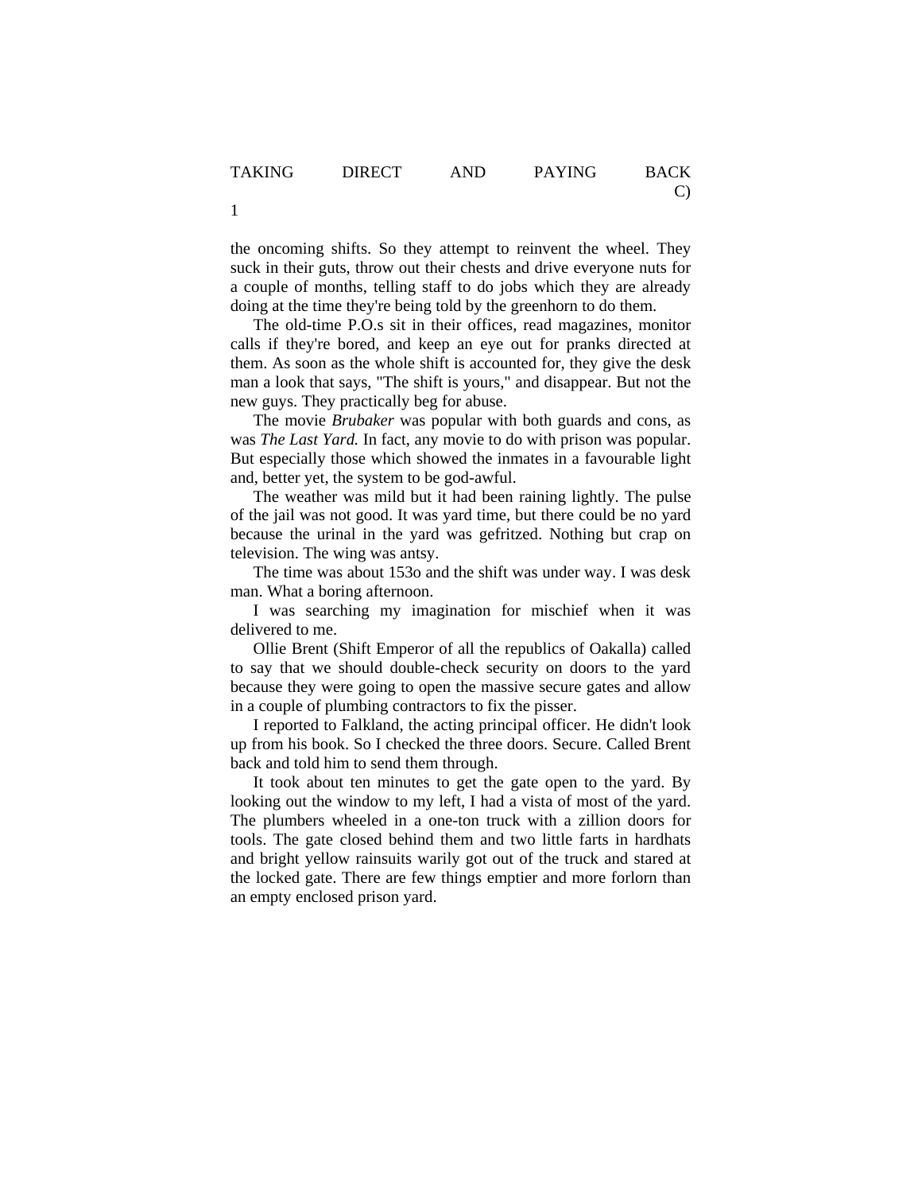the oncoming shifts. So they attempt to reinvent the wheel. They suck in their guts, throw out their chests and drive everyone nuts for a couple of months, telling staff to do jobs which they are already doing at the time they're being told by the greenhorn to do them.

The old-time P.O.s sit in their offices, read magazines, monitor calls if they're bored, and keep an eye out for pranks directed at them. As soon as the whole shift is accounted for, they give the desk man a look that says, "The shift is yours," and disappear. But not the new guys. They practically beg for abuse.

The movie *Brubaker* was popular with both guards and cons, as was *The Last Yard.* In fact, any movie to do with prison was popular. But especially those which showed the inmates in a favourable light and, better yet, the system to be god-awful.

The weather was mild but it had been raining lightly. The pulse of the jail was not good. It was yard time, but there could be no yard because the urinal in the yard was gefritzed. Nothing but crap on television. The wing was antsy.

The time was about 153o and the shift was under way. I was desk man. What a boring afternoon.

I was searching my imagination for mischief when it was delivered to me.

Ollie Brent (Shift Emperor of all the republics of Oakalla) called to say that we should double-check security on doors to the yard because they were going to open the massive secure gates and allow in a couple of plumbing contractors to fix the pisser.

I reported to Falkland, the acting principal officer. He didn't look up from his book. So I checked the three doors. Secure. Called Brent back and told him to send them through.

It took about ten minutes to get the gate open to the yard. By looking out the window to my left, I had a vista of most of the yard. The plumbers wheeled in a one-ton truck with a zillion doors for tools. The gate closed behind them and two little farts in hardhats and bright yellow rainsuits warily got out of the truck and stared at the locked gate. There are few things emptier and more forlorn than an empty enclosed prison yard.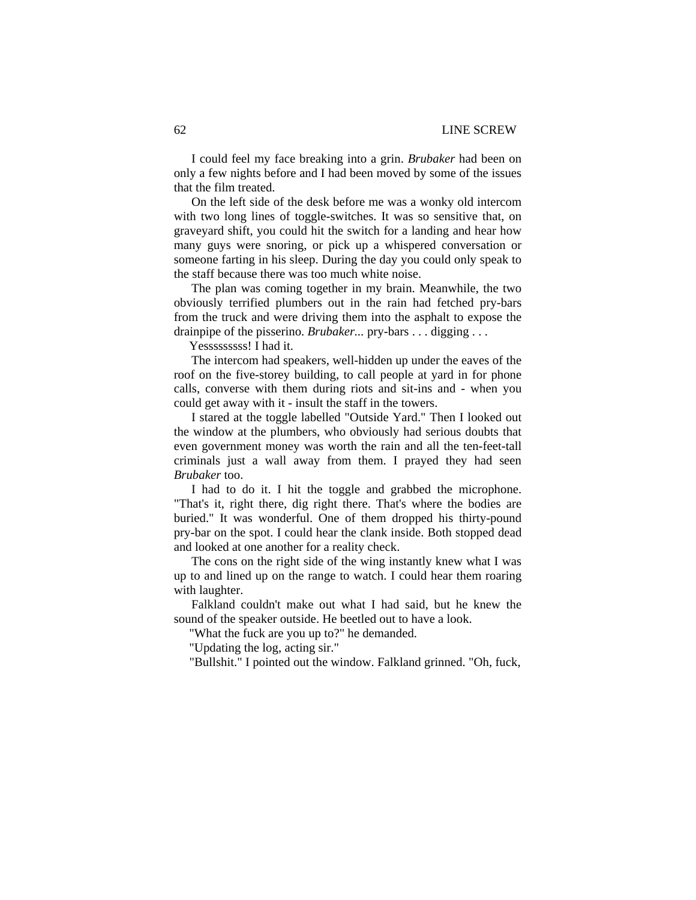I could feel my face breaking into a grin. *Brubaker* had been on only a few nights before and I had been moved by some of the issues that the film treated.

On the left side of the desk before me was a wonky old intercom with two long lines of toggle-switches. It was so sensitive that, on graveyard shift, you could hit the switch for a landing and hear how many guys were snoring, or pick up a whispered conversation or someone farting in his sleep. During the day you could only speak to the staff because there was too much white noise.

The plan was coming together in my brain. Meanwhile, the two obviously terrified plumbers out in the rain had fetched pry-bars from the truck and were driving them into the asphalt to expose the drainpipe of the pisserino. *Brubaker...* pry-bars . . . digging . . .

Yessssssss! I had it.

The intercom had speakers, well-hidden up under the eaves of the roof on the five-storey building, to call people at yard in for phone calls, converse with them during riots and sit-ins and - when you could get away with it - insult the staff in the towers.

I stared at the toggle labelled "Outside Yard." Then I looked out the window at the plumbers, who obviously had serious doubts that even government money was worth the rain and all the ten-feet-tall criminals just a wall away from them. I prayed they had seen *Brubaker* too.

I had to do it. I hit the toggle and grabbed the microphone. "That's it, right there, dig right there. That's where the bodies are buried." It was wonderful. One of them dropped his thirty-pound pry-bar on the spot. I could hear the clank inside. Both stopped dead and looked at one another for a reality check.

The cons on the right side of the wing instantly knew what I was up to and lined up on the range to watch. I could hear them roaring with laughter.

Falkland couldn't make out what I had said, but he knew the sound of the speaker outside. He beetled out to have a look.

"What the fuck are you up to?" he demanded.

"Updating the log, acting sir."

"Bullshit." I pointed out the window. Falkland grinned. "Oh, fuck,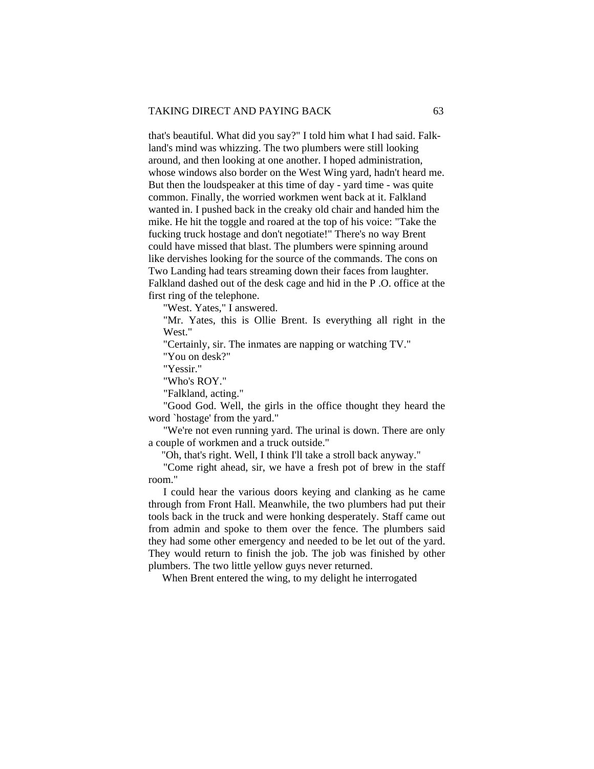that's beautiful. What did you say?" I told him what I had said. Falkland's mind was whizzing. The two plumbers were still looking around, and then looking at one another. I hoped administration, whose windows also border on the West Wing yard, hadn't heard me. But then the loudspeaker at this time of day - yard time - was quite common. Finally, the worried workmen went back at it. Falkland wanted in. I pushed back in the creaky old chair and handed him the mike. He hit the toggle and roared at the top of his voice: "Take the fucking truck hostage and don't negotiate!" There's no way Brent could have missed that blast. The plumbers were spinning around like dervishes looking for the source of the commands. The cons on Two Landing had tears streaming down their faces from laughter. Falkland dashed out of the desk cage and hid in the P .O. office at the first ring of the telephone.

"West. Yates," I answered.

"Mr. Yates, this is Ollie Brent. Is everything all right in the West."

"Certainly, sir. The inmates are napping or watching TV."

"You on desk?"

"Yessir."

"Who's ROY."

"Falkland, acting."

"Good God. Well, the girls in the office thought they heard the word `hostage' from the yard."

"We're not even running yard. The urinal is down. There are only a couple of workmen and a truck outside."

"Oh, that's right. Well, I think I'll take a stroll back anyway."

"Come right ahead, sir, we have a fresh pot of brew in the staff room."

I could hear the various doors keying and clanking as he came through from Front Hall. Meanwhile, the two plumbers had put their tools back in the truck and were honking desperately. Staff came out from admin and spoke to them over the fence. The plumbers said they had some other emergency and needed to be let out of the yard. They would return to finish the job. The job was finished by other plumbers. The two little yellow guys never returned.

When Brent entered the wing, to my delight he interrogated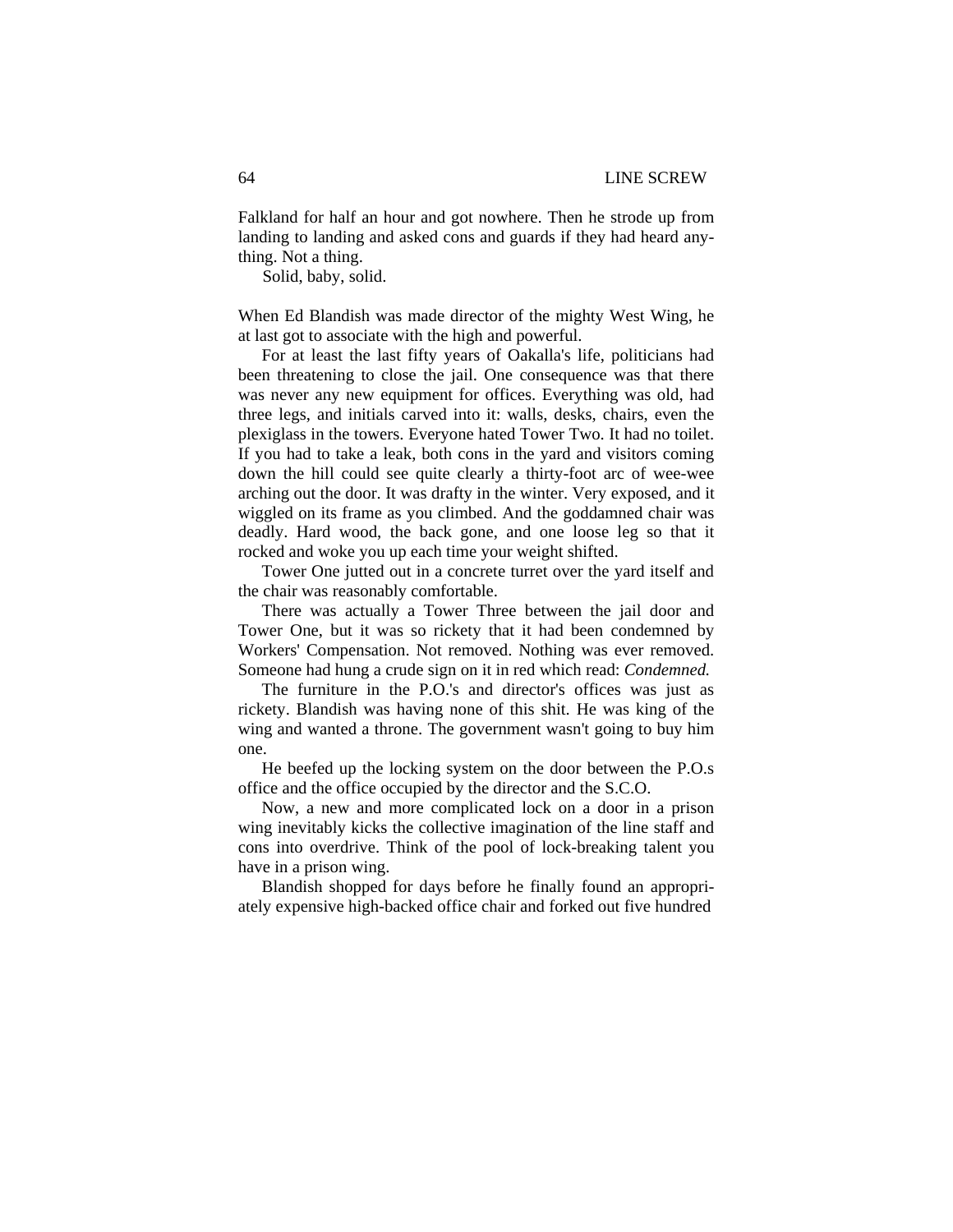Falkland for half an hour and got nowhere. Then he strode up from landing to landing and asked cons and guards if they had heard anything. Not a thing.

Solid, baby, solid.

When Ed Blandish was made director of the mighty West Wing, he at last got to associate with the high and powerful.

For at least the last fifty years of Oakalla's life, politicians had been threatening to close the jail. One consequence was that there was never any new equipment for offices. Everything was old, had three legs, and initials carved into it: walls, desks, chairs, even the plexiglass in the towers. Everyone hated Tower Two. It had no toilet. If you had to take a leak, both cons in the yard and visitors coming down the hill could see quite clearly a thirty-foot arc of wee-wee arching out the door. It was drafty in the winter. Very exposed, and it wiggled on its frame as you climbed. And the goddamned chair was deadly. Hard wood, the back gone, and one loose leg so that it rocked and woke you up each time your weight shifted.

Tower One jutted out in a concrete turret over the yard itself and the chair was reasonably comfortable.

There was actually a Tower Three between the jail door and Tower One, but it was so rickety that it had been condemned by Workers' Compensation. Not removed. Nothing was ever removed. Someone had hung a crude sign on it in red which read: *Condemned.*

The furniture in the P.O.'s and director's offices was just as rickety. Blandish was having none of this shit. He was king of the wing and wanted a throne. The government wasn't going to buy him one.

He beefed up the locking system on the door between the P.O.s office and the office occupied by the director and the S.C.O.

Now, a new and more complicated lock on a door in a prison wing inevitably kicks the collective imagination of the line staff and cons into overdrive. Think of the pool of lock-breaking talent you have in a prison wing.

Blandish shopped for days before he finally found an appropriately expensive high-backed office chair and forked out five hundred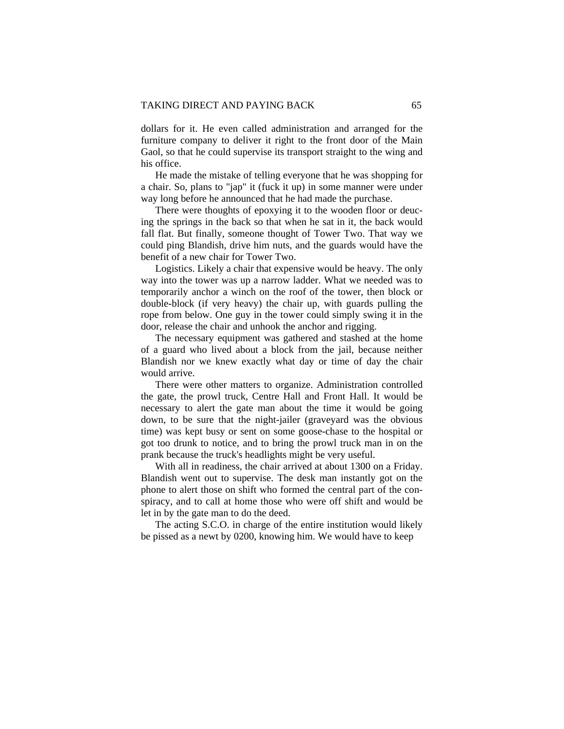dollars for it. He even called administration and arranged for the furniture company to deliver it right to the front door of the Main Gaol, so that he could supervise its transport straight to the wing and his office.

He made the mistake of telling everyone that he was shopping for a chair. So, plans to "jap" it (fuck it up) in some manner were under way long before he announced that he had made the purchase.

There were thoughts of epoxying it to the wooden floor or deucing the springs in the back so that when he sat in it, the back would fall flat. But finally, someone thought of Tower Two. That way we could ping Blandish, drive him nuts, and the guards would have the benefit of a new chair for Tower Two.

Logistics. Likely a chair that expensive would be heavy. The only way into the tower was up a narrow ladder. What we needed was to temporarily anchor a winch on the roof of the tower, then block or double-block (if very heavy) the chair up, with guards pulling the rope from below. One guy in the tower could simply swing it in the door, release the chair and unhook the anchor and rigging.

The necessary equipment was gathered and stashed at the home of a guard who lived about a block from the jail, because neither Blandish nor we knew exactly what day or time of day the chair would arrive.

There were other matters to organize. Administration controlled the gate, the prowl truck, Centre Hall and Front Hall. It would be necessary to alert the gate man about the time it would be going down, to be sure that the night-jailer (graveyard was the obvious time) was kept busy or sent on some goose-chase to the hospital or got too drunk to notice, and to bring the prowl truck man in on the prank because the truck's headlights might be very useful.

With all in readiness, the chair arrived at about 1300 on a Friday. Blandish went out to supervise. The desk man instantly got on the phone to alert those on shift who formed the central part of the conspiracy, and to call at home those who were off shift and would be let in by the gate man to do the deed.

The acting S.C.O. in charge of the entire institution would likely be pissed as a newt by 0200, knowing him. We would have to keep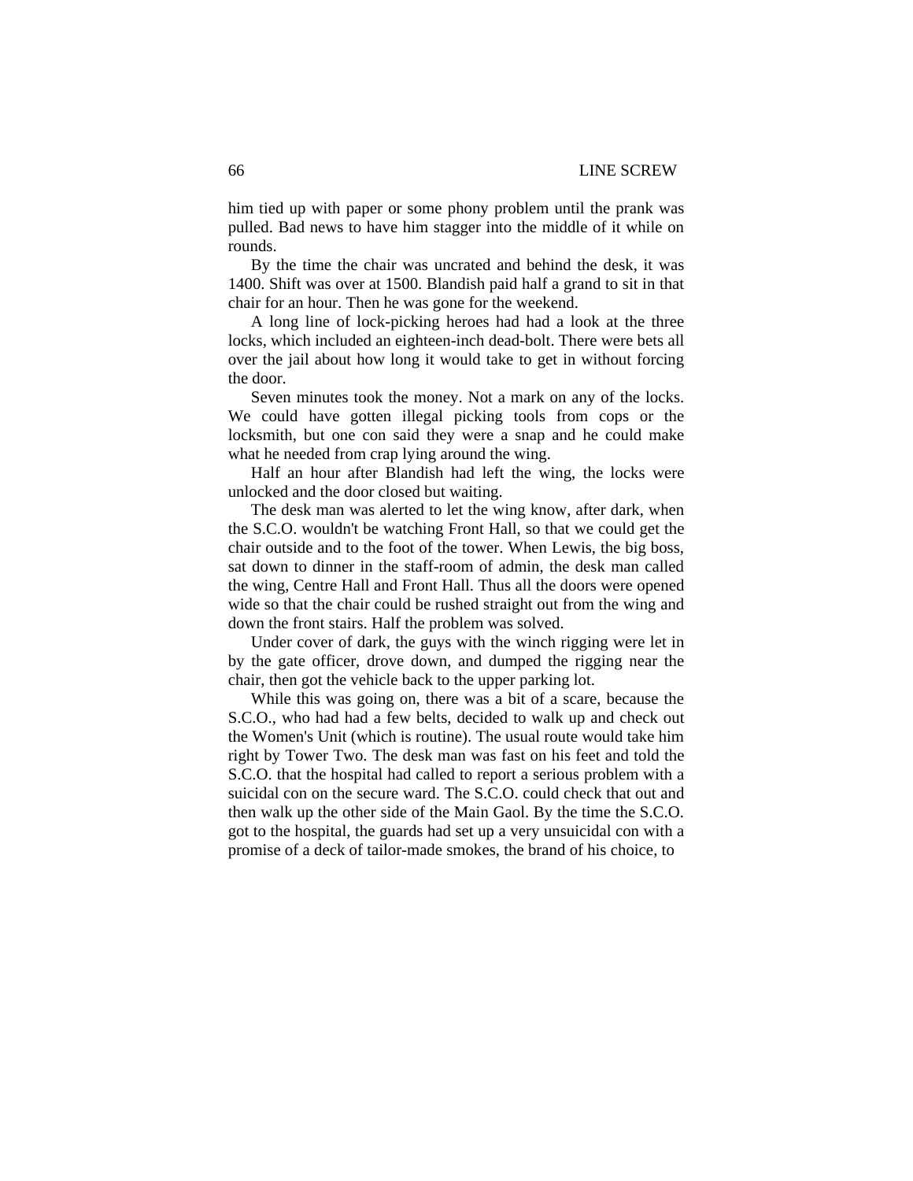him tied up with paper or some phony problem until the prank was pulled. Bad news to have him stagger into the middle of it while on rounds.

By the time the chair was uncrated and behind the desk, it was 1400. Shift was over at 1500. Blandish paid half a grand to sit in that chair for an hour. Then he was gone for the weekend.

A long line of lock-picking heroes had had a look at the three locks, which included an eighteen-inch dead-bolt. There were bets all over the jail about how long it would take to get in without forcing the door.

Seven minutes took the money. Not a mark on any of the locks. We could have gotten illegal picking tools from cops or the locksmith, but one con said they were a snap and he could make what he needed from crap lying around the wing.

Half an hour after Blandish had left the wing, the locks were unlocked and the door closed but waiting.

The desk man was alerted to let the wing know, after dark, when the S.C.O. wouldn't be watching Front Hall, so that we could get the chair outside and to the foot of the tower. When Lewis, the big boss, sat down to dinner in the staff-room of admin, the desk man called the wing, Centre Hall and Front Hall. Thus all the doors were opened wide so that the chair could be rushed straight out from the wing and down the front stairs. Half the problem was solved.

Under cover of dark, the guys with the winch rigging were let in by the gate officer, drove down, and dumped the rigging near the chair, then got the vehicle back to the upper parking lot.

While this was going on, there was a bit of a scare, because the S.C.O., who had had a few belts, decided to walk up and check out the Women's Unit (which is routine). The usual route would take him right by Tower Two. The desk man was fast on his feet and told the S.C.O. that the hospital had called to report a serious problem with a suicidal con on the secure ward. The S.C.O. could check that out and then walk up the other side of the Main Gaol. By the time the S.C.O. got to the hospital, the guards had set up a very unsuicidal con with a promise of a deck of tailor-made smokes, the brand of his choice, to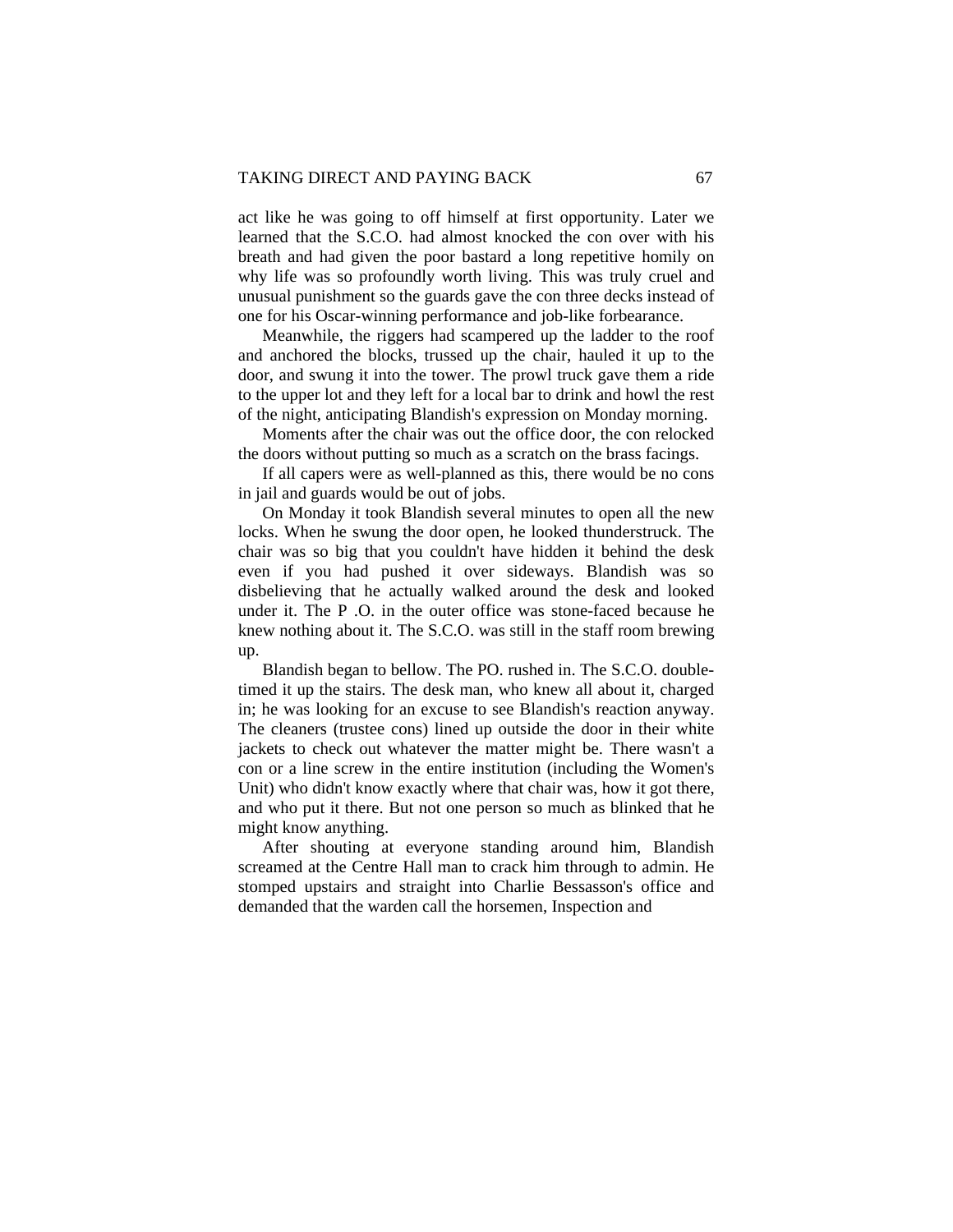act like he was going to off himself at first opportunity. Later we learned that the S.C.O. had almost knocked the con over with his breath and had given the poor bastard a long repetitive homily on why life was so profoundly worth living. This was truly cruel and unusual punishment so the guards gave the con three decks instead of one for his Oscar-winning performance and job-like forbearance.

Meanwhile, the riggers had scampered up the ladder to the roof and anchored the blocks, trussed up the chair, hauled it up to the door, and swung it into the tower. The prowl truck gave them a ride to the upper lot and they left for a local bar to drink and howl the rest of the night, anticipating Blandish's expression on Monday morning.

Moments after the chair was out the office door, the con relocked the doors without putting so much as a scratch on the brass facings.

If all capers were as well-planned as this, there would be no cons in jail and guards would be out of jobs.

On Monday it took Blandish several minutes to open all the new locks. When he swung the door open, he looked thunderstruck. The chair was so big that you couldn't have hidden it behind the desk even if you had pushed it over sideways. Blandish was so disbelieving that he actually walked around the desk and looked under it. The P .O. in the outer office was stone-faced because he knew nothing about it. The S.C.O. was still in the staff room brewing up.

Blandish began to bellow. The PO. rushed in. The S.C.O. double-timed it up the stairs. The desk man, who knew all about it, charged in; he was looking for an excuse to see Blandish's reaction anyway. The cleaners (trustee cons) lined up outside the door in their white jackets to check out whatever the matter might be. There wasn't a con or a line screw in the entire institution (including the Women's Unit) who didn't know exactly where that chair was, how it got there, and who put it there. But not one person so much as blinked that he might know anything.

After shouting at everyone standing around him, Blandish screamed at the Centre Hall man to crack him through to admin. He stomped upstairs and straight into Charlie Bessasson's office and demanded that the warden call the horsemen, Inspection and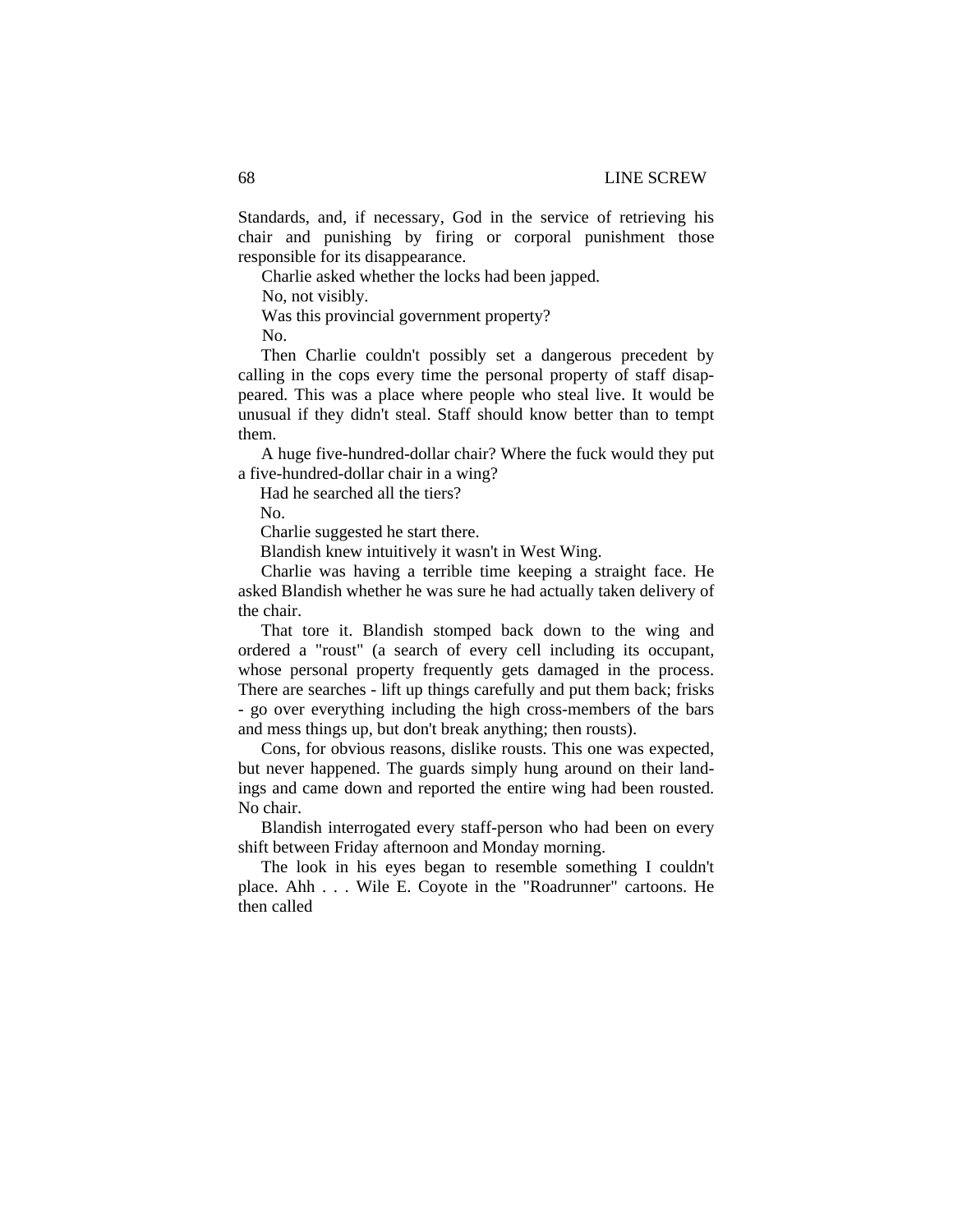Standards, and, if necessary, God in the service of retrieving his chair and punishing by firing or corporal punishment those responsible for its disappearance.

Charlie asked whether the locks had been japped.

No, not visibly.

Was this provincial government property?

No.

Then Charlie couldn't possibly set a dangerous precedent by calling in the cops every time the personal property of staff disappeared. This was a place where people who steal live. It would be unusual if they didn't steal. Staff should know better than to tempt them.

A huge five-hundred-dollar chair? Where the fuck would they put a five-hundred-dollar chair in a wing?

Had he searched all the tiers?

No.

Charlie suggested he start there.

Blandish knew intuitively it wasn't in West Wing.

Charlie was having a terrible time keeping a straight face. He asked Blandish whether he was sure he had actually taken delivery of the chair.

That tore it. Blandish stomped back down to the wing and ordered a "roust" (a search of every cell including its occupant, whose personal property frequently gets damaged in the process. There are searches - lift up things carefully and put them back; frisks - go over everything including the high cross-members of the bars and mess things up, but don't break anything; then rousts).

Cons, for obvious reasons, dislike rousts. This one was expected, but never happened. The guards simply hung around on their landings and came down and reported the entire wing had been rousted. No chair.

Blandish interrogated every staff-person who had been on every shift between Friday afternoon and Monday morning.

The look in his eyes began to resemble something I couldn't place. Ahh . . . Wile E. Coyote in the "Roadrunner" cartoons. He then called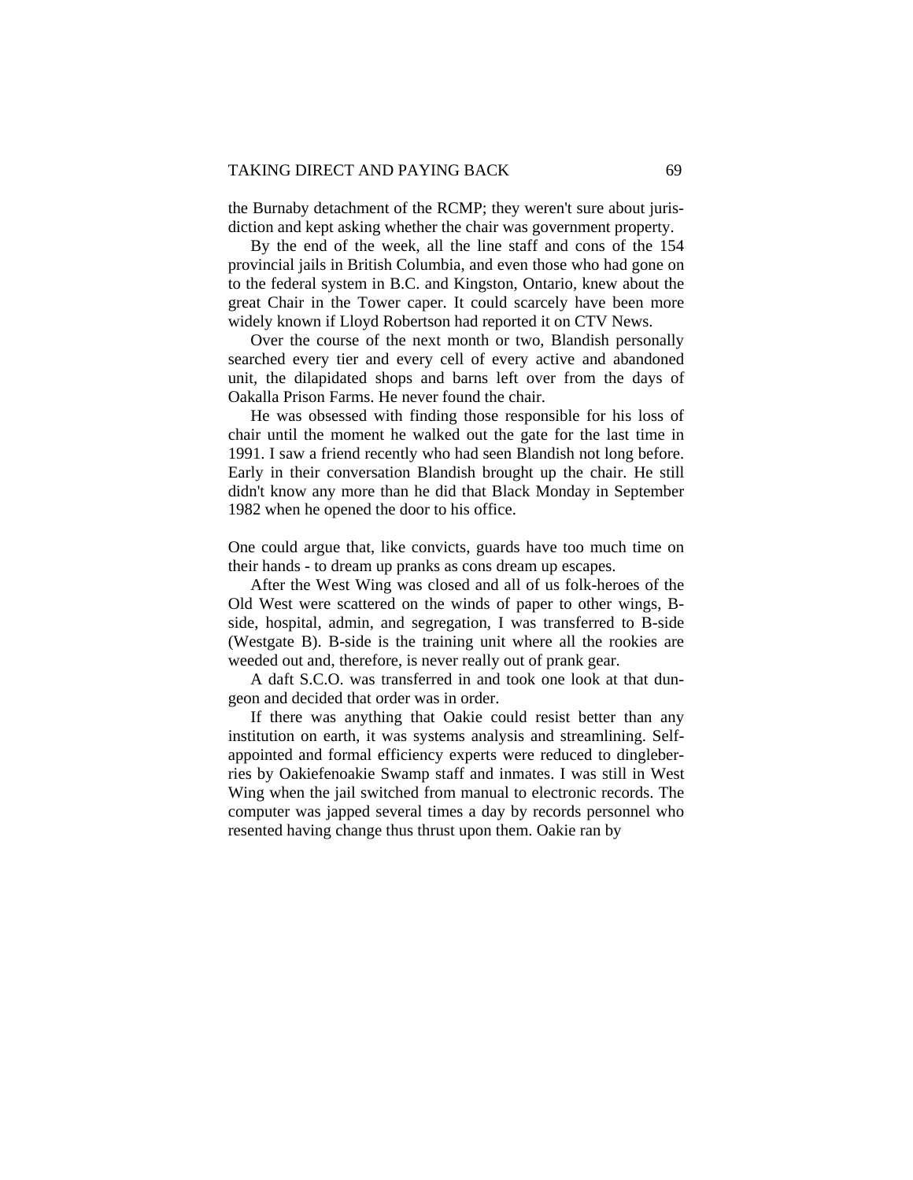the Burnaby detachment of the RCMP; they weren't sure about jurisdiction and kept asking whether the chair was government property.

By the end of the week, all the line staff and cons of the 154 provincial jails in British Columbia, and even those who had gone on to the federal system in B.C. and Kingston, Ontario, knew about the great Chair in the Tower caper. It could scarcely have been more widely known if Lloyd Robertson had reported it on CTV News.

Over the course of the next month or two, Blandish personally searched every tier and every cell of every active and abandoned unit, the dilapidated shops and barns left over from the days of Oakalla Prison Farms. He never found the chair.

He was obsessed with finding those responsible for his loss of chair until the moment he walked out the gate for the last time in 1991. I saw a friend recently who had seen Blandish not long before. Early in their conversation Blandish brought up the chair. He still didn't know any more than he did that Black Monday in September 1982 when he opened the door to his office.

One could argue that, like convicts, guards have too much time on their hands - to dream up pranks as cons dream up escapes.

After the West Wing was closed and all of us folk-heroes of the Old West were scattered on the winds of paper to other wings, B-side, hospital, admin, and segregation, I was transferred to B-side (Westgate B). B-side is the training unit where all the rookies are weeded out and, therefore, is never really out of prank gear.

A daft S.C.O. was transferred in and took one look at that dungeon and decided that order was in order.

If there was anything that Oakie could resist better than any institution on earth, it was systems analysis and streamlining. Self-appointed and formal efficiency experts were reduced to dingleberries by Oakiefenoakie Swamp staff and inmates. I was still in West Wing when the jail switched from manual to electronic records. The computer was japped several times a day by records personnel who resented having change thus thrust upon them. Oakie ran by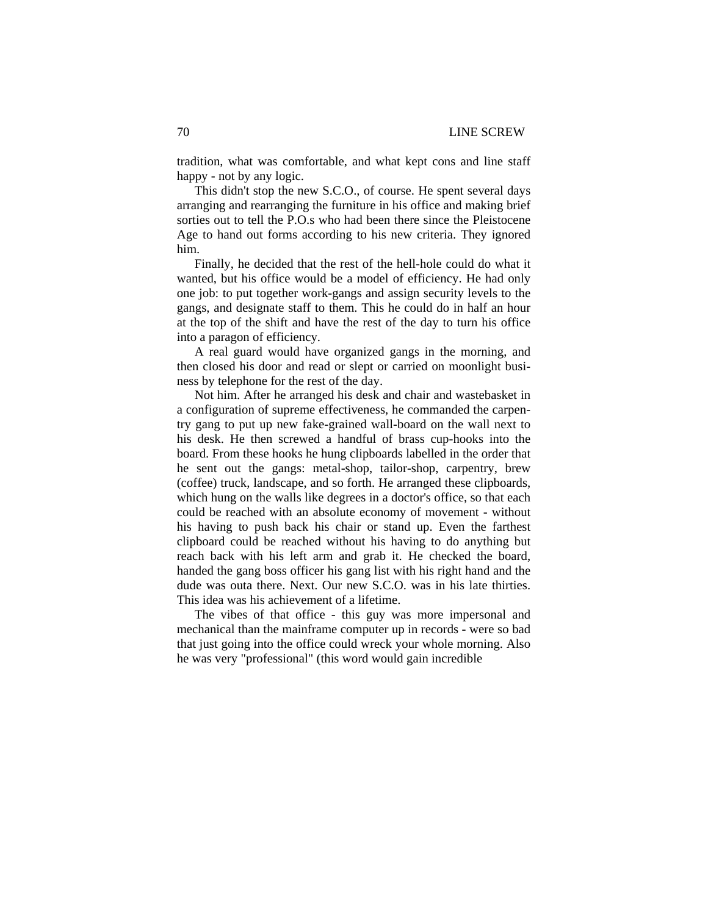tradition, what was comfortable, and what kept cons and line staff happy - not by any logic.

This didn't stop the new S.C.O., of course. He spent several days arranging and rearranging the furniture in his office and making brief sorties out to tell the P.O.s who had been there since the Pleistocene Age to hand out forms according to his new criteria. They ignored him.

Finally, he decided that the rest of the hell-hole could do what it wanted, but his office would be a model of efficiency. He had only one job: to put together work-gangs and assign security levels to the gangs, and designate staff to them. This he could do in half an hour at the top of the shift and have the rest of the day to turn his office into a paragon of efficiency.

A real guard would have organized gangs in the morning, and then closed his door and read or slept or carried on moonlight business by telephone for the rest of the day.

Not him. After he arranged his desk and chair and wastebasket in a configuration of supreme effectiveness, he commanded the carpentry gang to put up new fake-grained wall-board on the wall next to his desk. He then screwed a handful of brass cup-hooks into the board. From these hooks he hung clipboards labelled in the order that he sent out the gangs: metal-shop, tailor-shop, carpentry, brew (coffee) truck, landscape, and so forth. He arranged these clipboards, which hung on the walls like degrees in a doctor's office, so that each could be reached with an absolute economy of movement - without his having to push back his chair or stand up. Even the farthest clipboard could be reached without his having to do anything but reach back with his left arm and grab it. He checked the board, handed the gang boss officer his gang list with his right hand and the dude was outa there. Next. Our new S.C.O. was in his late thirties. This idea was his achievement of a lifetime.

The vibes of that office - this guy was more impersonal and mechanical than the mainframe computer up in records - were so bad that just going into the office could wreck your whole morning. Also he was very "professional" (this word would gain incredible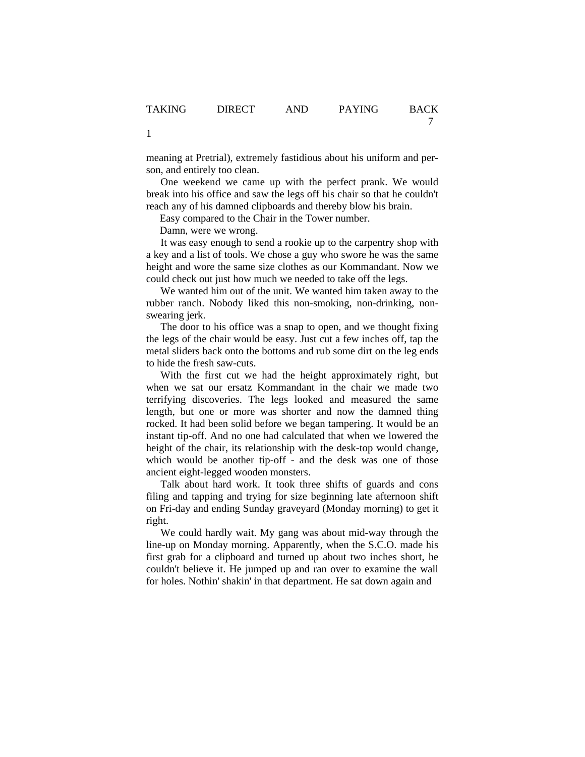meaning at Pretrial), extremely fastidious about his uniform and person, and entirely too clean.

One weekend we came up with the perfect prank. We would break into his office and saw the legs off his chair so that he couldn't reach any of his damned clipboards and thereby blow his brain.

Easy compared to the Chair in the Tower number.

Damn, were we wrong.

It was easy enough to send a rookie up to the carpentry shop with a key and a list of tools. We chose a guy who swore he was the same height and wore the same size clothes as our Kommandant. Now we could check out just how much we needed to take off the legs.

We wanted him out of the unit. We wanted him taken away to the rubber ranch. Nobody liked this non-smoking, non-drinking, non-swearing jerk.

The door to his office was a snap to open, and we thought fixing the legs of the chair would be easy. Just cut a few inches off, tap the metal sliders back onto the bottoms and rub some dirt on the leg ends to hide the fresh saw-cuts.

With the first cut we had the height approximately right, but when we sat our ersatz Kommandant in the chair we made two terrifying discoveries. The legs looked and measured the same length, but one or more was shorter and now the damned thing rocked. It had been solid before we began tampering. It would be an instant tip-off. And no one had calculated that when we lowered the height of the chair, its relationship with the desk-top would change, which would be another tip-off - and the desk was one of those ancient eight-legged wooden monsters.

Talk about hard work. It took three shifts of guards and cons filing and tapping and trying for size beginning late afternoon shift on Fri-day and ending Sunday graveyard (Monday morning) to get it right.

We could hardly wait. My gang was about mid-way through the line-up on Monday morning. Apparently, when the S.C.O. made his first grab for a clipboard and turned up about two inches short, he couldn't believe it. He jumped up and ran over to examine the wall for holes. Nothin' shakin' in that department. He sat down again and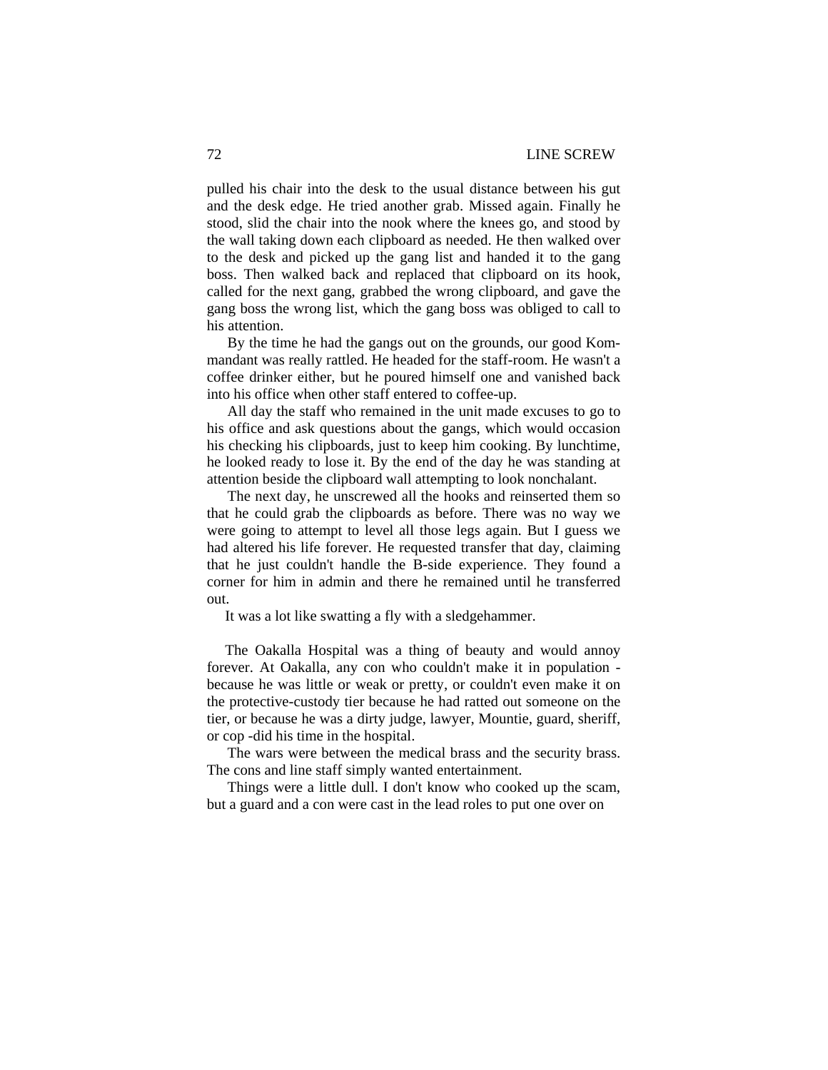pulled his chair into the desk to the usual distance between his gut and the desk edge. He tried another grab. Missed again. Finally he stood, slid the chair into the nook where the knees go, and stood by the wall taking down each clipboard as needed. He then walked over to the desk and picked up the gang list and handed it to the gang boss. Then walked back and replaced that clipboard on its hook, called for the next gang, grabbed the wrong clipboard, and gave the gang boss the wrong list, which the gang boss was obliged to call to his attention.

By the time he had the gangs out on the grounds, our good Kommandant was really rattled. He headed for the staff-room. He wasn't a coffee drinker either, but he poured himself one and vanished back into his office when other staff entered to coffee-up.

All day the staff who remained in the unit made excuses to go to his office and ask questions about the gangs, which would occasion his checking his clipboards, just to keep him cooking. By lunchtime, he looked ready to lose it. By the end of the day he was standing at attention beside the clipboard wall attempting to look nonchalant.

The next day, he unscrewed all the hooks and reinserted them so that he could grab the clipboards as before. There was no way we were going to attempt to level all those legs again. But I guess we had altered his life forever. He requested transfer that day, claiming that he just couldn't handle the B-side experience. They found a corner for him in admin and there he remained until he transferred out.

It was a lot like swatting a fly with a sledgehammer.

The Oakalla Hospital was a thing of beauty and would annoy forever. At Oakalla, any con who couldn't make it in population - because he was little or weak or pretty, or couldn't even make it on the protective-custody tier because he had ratted out someone on the tier, or because he was a dirty judge, lawyer, Mountie, guard, sheriff, or cop -did his time in the hospital.

The wars were between the medical brass and the security brass. The cons and line staff simply wanted entertainment.

Things were a little dull. I don't know who cooked up the scam, but a guard and a con were cast in the lead roles to put one over on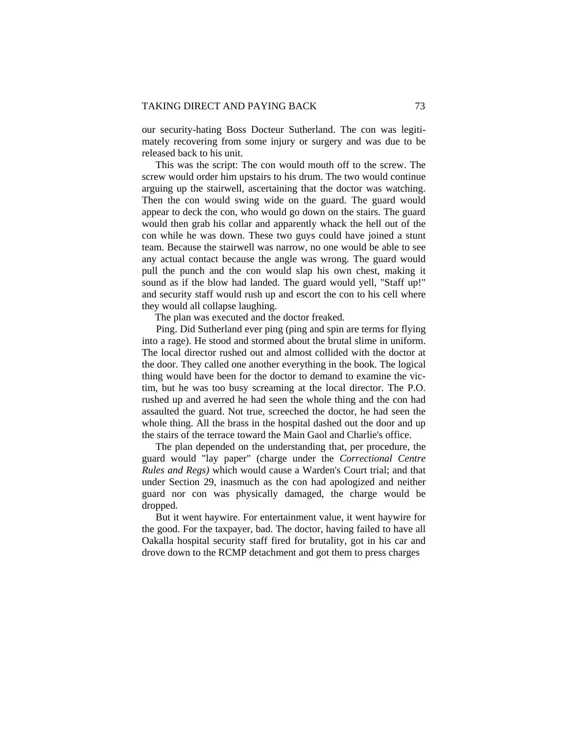our security-hating Boss Docteur Sutherland. The con was legitimately recovering from some injury or surgery and was due to be released back to his unit.

This was the script: The con would mouth off to the screw. The screw would order him upstairs to his drum. The two would continue arguing up the stairwell, ascertaining that the doctor was watching. Then the con would swing wide on the guard. The guard would appear to deck the con, who would go down on the stairs. The guard would then grab his collar and apparently whack the hell out of the con while he was down. These two guys could have joined a stunt team. Because the stairwell was narrow, no one would be able to see any actual contact because the angle was wrong. The guard would pull the punch and the con would slap his own chest, making it sound as if the blow had landed. The guard would yell, "Staff up!" and security staff would rush up and escort the con to his cell where they would all collapse laughing.

The plan was executed and the doctor freaked.

Ping. Did Sutherland ever ping (ping and spin are terms for flying into a rage). He stood and stormed about the brutal slime in uniform. The local director rushed out and almost collided with the doctor at the door. They called one another everything in the book. The logical thing would have been for the doctor to demand to examine the victim, but he was too busy screaming at the local director. The P.O. rushed up and averred he had seen the whole thing and the con had assaulted the guard. Not true, screeched the doctor, he had seen the whole thing. All the brass in the hospital dashed out the door and up the stairs of the terrace toward the Main Gaol and Charlie's office.

The plan depended on the understanding that, per procedure, the guard would "lay paper" (charge under the *Correctional Centre Rules and Regs)* which would cause a Warden's Court trial; and that under Section 29, inasmuch as the con had apologized and neither guard nor con was physically damaged, the charge would be dropped.

But it went haywire. For entertainment value, it went haywire for the good. For the taxpayer, bad. The doctor, having failed to have all Oakalla hospital security staff fired for brutality, got in his car and drove down to the RCMP detachment and got them to press charges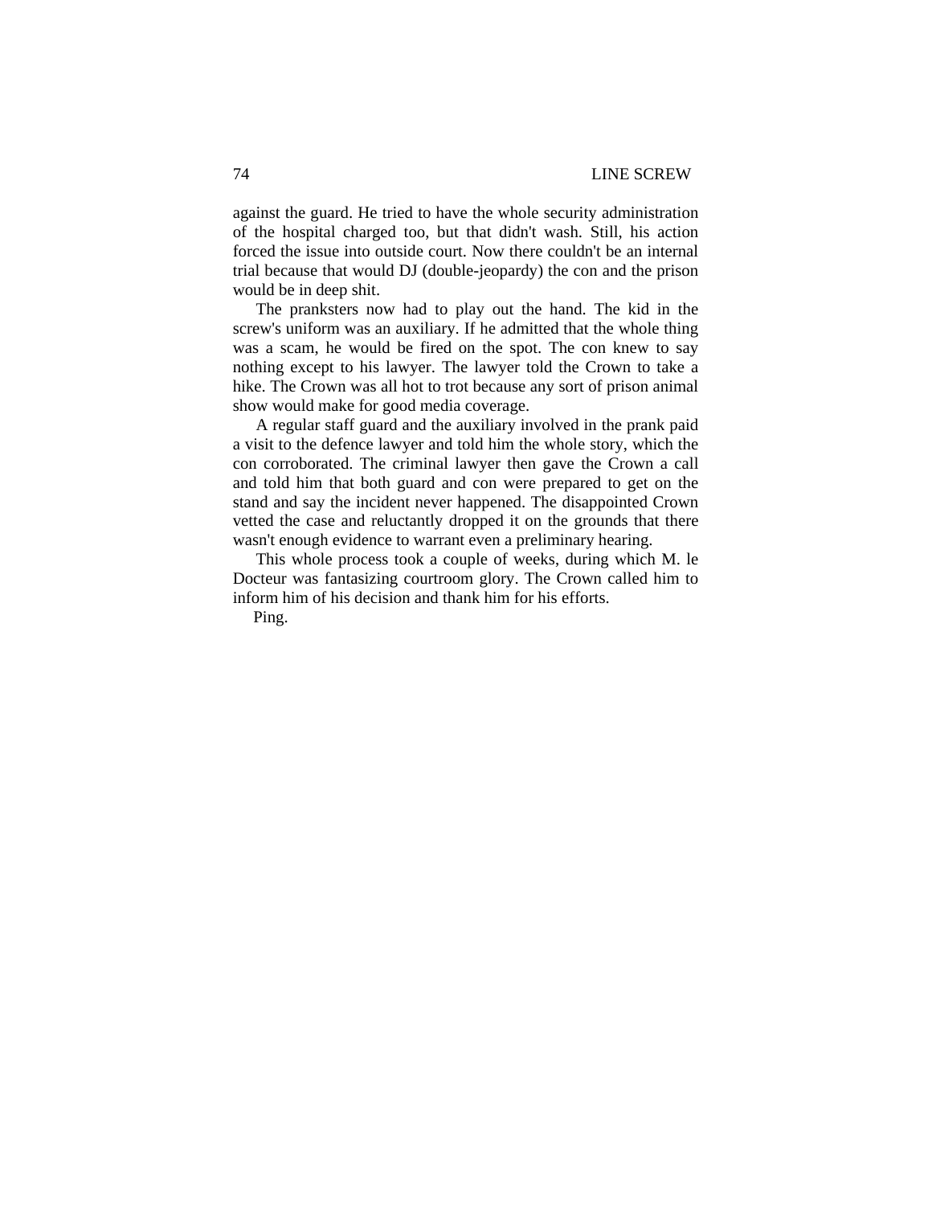against the guard. He tried to have the whole security administration of the hospital charged too, but that didn't wash. Still, his action forced the issue into outside court. Now there couldn't be an internal trial because that would DJ (double-jeopardy) the con and the prison would be in deep shit.

The pranksters now had to play out the hand. The kid in the screw's uniform was an auxiliary. If he admitted that the whole thing was a scam, he would be fired on the spot. The con knew to say nothing except to his lawyer. The lawyer told the Crown to take a hike. The Crown was all hot to trot because any sort of prison animal show would make for good media coverage.

A regular staff guard and the auxiliary involved in the prank paid a visit to the defence lawyer and told him the whole story, which the con corroborated. The criminal lawyer then gave the Crown a call and told him that both guard and con were prepared to get on the stand and say the incident never happened. The disappointed Crown vetted the case and reluctantly dropped it on the grounds that there wasn't enough evidence to warrant even a preliminary hearing.

This whole process took a couple of weeks, during which M. le Docteur was fantasizing courtroom glory. The Crown called him to inform him of his decision and thank him for his efforts.

Ping.